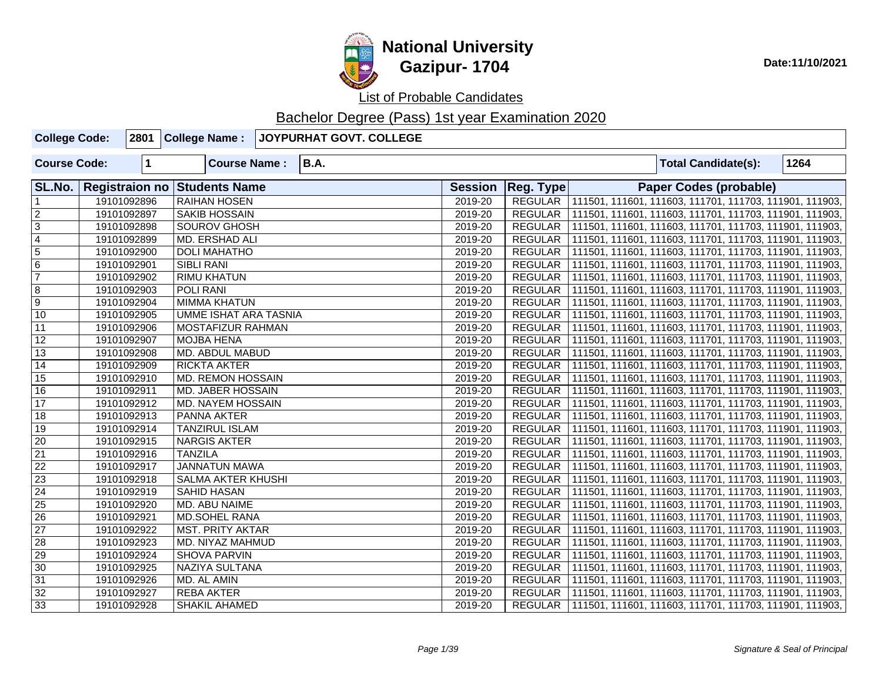# National University
## Gazipur- 1704

Date:11/10/2021

List of Probable Candidates

Bachelor Degree (Pass) 1st year Examination 2020

| College Code: | 2801 | College Name : | JOYPURHAT GOVT. COLLEGE |
|---|---|---|---|

| Course Code: | 1 | Course Name : | B.A. | Total Candidate(s): | 1264 |
|---|---|---|---|---|---|

| SL.No. | Registraion no | Students Name | Session | Reg. Type | Paper Codes (probable) |
|---|---|---|---|---|---|
| 1 | 19101092896 | RAIHAN HOSEN | 2019-20 | REGULAR | 111501, 111601, 111603, 111701, 111703, 111901, 111903, |
| 2 | 19101092897 | SAKIB HOSSAIN | 2019-20 | REGULAR | 111501, 111601, 111603, 111701, 111703, 111901, 111903, |
| 3 | 19101092898 | SOUROV GHOSH | 2019-20 | REGULAR | 111501, 111601, 111603, 111701, 111703, 111901, 111903, |
| 4 | 19101092899 | MD. ERSHAD ALI | 2019-20 | REGULAR | 111501, 111601, 111603, 111701, 111703, 111901, 111903, |
| 5 | 19101092900 | DOLI MAHATHO | 2019-20 | REGULAR | 111501, 111601, 111603, 111701, 111703, 111901, 111903, |
| 6 | 19101092901 | SIBLI RANI | 2019-20 | REGULAR | 111501, 111601, 111603, 111701, 111703, 111901, 111903, |
| 7 | 19101092902 | RIMU KHATUN | 2019-20 | REGULAR | 111501, 111601, 111603, 111701, 111703, 111901, 111903, |
| 8 | 19101092903 | POLI RANI | 2019-20 | REGULAR | 111501, 111601, 111603, 111701, 111703, 111901, 111903, |
| 9 | 19101092904 | MIMMA KHATUN | 2019-20 | REGULAR | 111501, 111601, 111603, 111701, 111703, 111901, 111903, |
| 10 | 19101092905 | UMME ISHAT ARA TASNIA | 2019-20 | REGULAR | 111501, 111601, 111603, 111701, 111703, 111901, 111903, |
| 11 | 19101092906 | MOSTAFIZUR RAHMAN | 2019-20 | REGULAR | 111501, 111601, 111603, 111701, 111703, 111901, 111903, |
| 12 | 19101092907 | MOJBA HENA | 2019-20 | REGULAR | 111501, 111601, 111603, 111701, 111703, 111901, 111903, |
| 13 | 19101092908 | MD. ABDUL MABUD | 2019-20 | REGULAR | 111501, 111601, 111603, 111701, 111703, 111901, 111903, |
| 14 | 19101092909 | RICKTA AKTER | 2019-20 | REGULAR | 111501, 111601, 111603, 111701, 111703, 111901, 111903, |
| 15 | 19101092910 | MD. REMON HOSSAIN | 2019-20 | REGULAR | 111501, 111601, 111603, 111701, 111703, 111901, 111903, |
| 16 | 19101092911 | MD. JABER HOSSAIN | 2019-20 | REGULAR | 111501, 111601, 111603, 111701, 111703, 111901, 111903, |
| 17 | 19101092912 | MD. NAYEM HOSSAIN | 2019-20 | REGULAR | 111501, 111601, 111603, 111701, 111703, 111901, 111903, |
| 18 | 19101092913 | PANNA AKTER | 2019-20 | REGULAR | 111501, 111601, 111603, 111701, 111703, 111901, 111903, |
| 19 | 19101092914 | TANZIRUL ISLAM | 2019-20 | REGULAR | 111501, 111601, 111603, 111701, 111703, 111901, 111903, |
| 20 | 19101092915 | NARGIS AKTER | 2019-20 | REGULAR | 111501, 111601, 111603, 111701, 111703, 111901, 111903, |
| 21 | 19101092916 | TANZILA | 2019-20 | REGULAR | 111501, 111601, 111603, 111701, 111703, 111901, 111903, |
| 22 | 19101092917 | JANNATUN MAWA | 2019-20 | REGULAR | 111501, 111601, 111603, 111701, 111703, 111901, 111903, |
| 23 | 19101092918 | SALMA AKTER KHUSHI | 2019-20 | REGULAR | 111501, 111601, 111603, 111701, 111703, 111901, 111903, |
| 24 | 19101092919 | SAHID HASAN | 2019-20 | REGULAR | 111501, 111601, 111603, 111701, 111703, 111901, 111903, |
| 25 | 19101092920 | MD. ABU NAIME | 2019-20 | REGULAR | 111501, 111601, 111603, 111701, 111703, 111901, 111903, |
| 26 | 19101092921 | MD.SOHEL RANA | 2019-20 | REGULAR | 111501, 111601, 111603, 111701, 111703, 111901, 111903, |
| 27 | 19101092922 | MST. PRITY AKTAR | 2019-20 | REGULAR | 111501, 111601, 111603, 111701, 111703, 111901, 111903, |
| 28 | 19101092923 | MD. NIYAZ MAHMUD | 2019-20 | REGULAR | 111501, 111601, 111603, 111701, 111703, 111901, 111903, |
| 29 | 19101092924 | SHOVA PARVIN | 2019-20 | REGULAR | 111501, 111601, 111603, 111701, 111703, 111901, 111903, |
| 30 | 19101092925 | NAZIYA SULTANA | 2019-20 | REGULAR | 111501, 111601, 111603, 111701, 111703, 111901, 111903, |
| 31 | 19101092926 | MD. AL AMIN | 2019-20 | REGULAR | 111501, 111601, 111603, 111701, 111703, 111901, 111903, |
| 32 | 19101092927 | REBA AKTER | 2019-20 | REGULAR | 111501, 111601, 111603, 111701, 111703, 111901, 111903, |
| 33 | 19101092928 | SHAKIL AHAMED | 2019-20 | REGULAR | 111501, 111601, 111603, 111701, 111703, 111901, 111903, |

*Signature & Seal of Principal*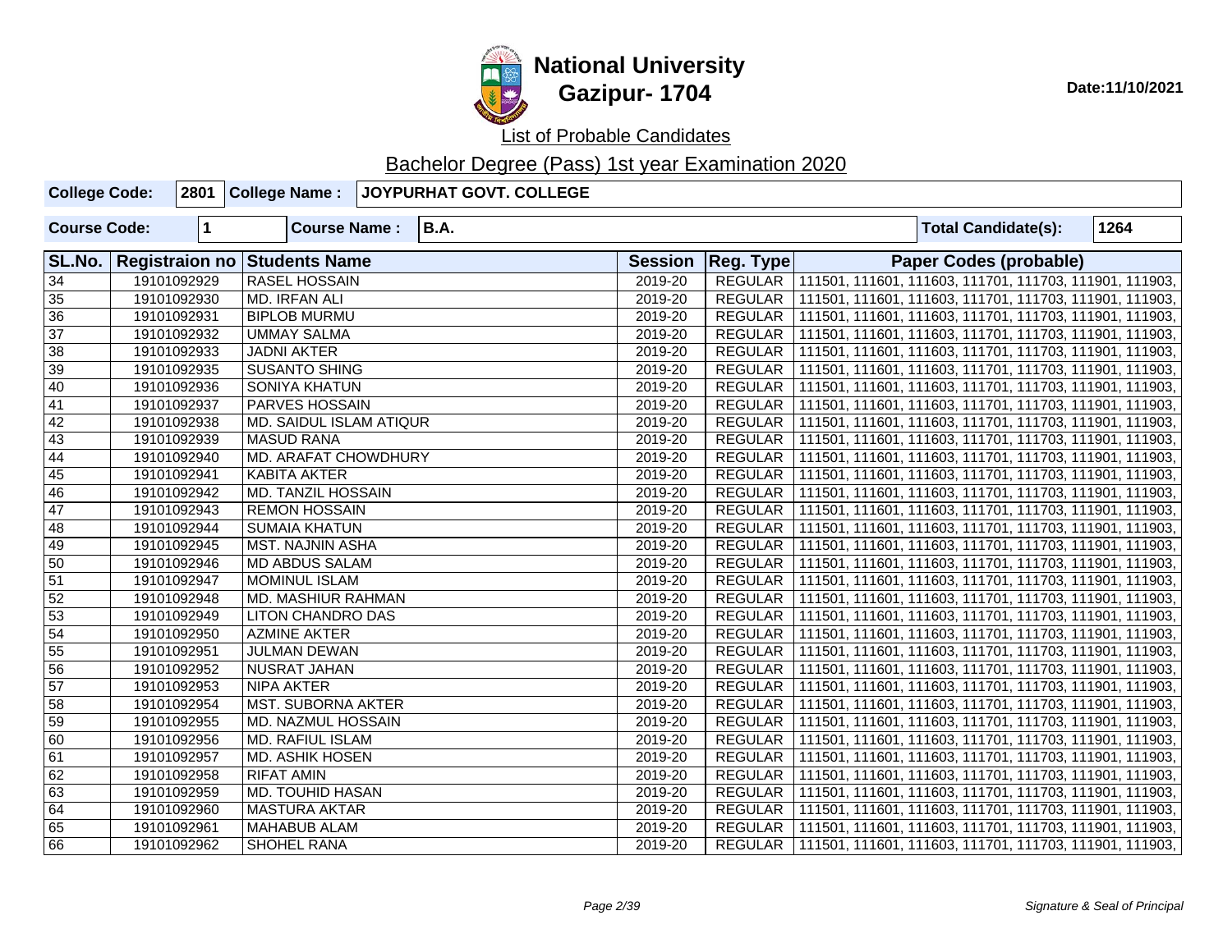# National University
# Gazipur- 1704

Date:11/10/2021

List of Probable Candidates

Bachelor Degree (Pass) 1st year Examination 2020

| College Code: | 2801 | College Name : | JOYPURHAT GOVT. COLLEGE |
|---|---|---|---|

| Course Code: | 1 | Course Name : | B.A. | Total Candidate(s): | 1264 |
|---|---|---|---|---|---|

| SL.No. | Registraion no | Students Name | Session | Reg. Type | Paper Codes (probable) |
|---|---|---|---|---|---|
| 34 | 19101092929 | RASEL HOSSAIN | 2019-20 | REGULAR | 111501, 111601, 111603, 111701, 111703, 111901, 111903, |
| 35 | 19101092930 | MD. IRFAN ALI | 2019-20 | REGULAR | 111501, 111601, 111603, 111701, 111703, 111901, 111903, |
| 36 | 19101092931 | BIPLOB MURMU | 2019-20 | REGULAR | 111501, 111601, 111603, 111701, 111703, 111901, 111903, |
| 37 | 19101092932 | UMMAY SALMA | 2019-20 | REGULAR | 111501, 111601, 111603, 111701, 111703, 111901, 111903, |
| 38 | 19101092933 | JADNI AKTER | 2019-20 | REGULAR | 111501, 111601, 111603, 111701, 111703, 111901, 111903, |
| 39 | 19101092935 | SUSANTO SHING | 2019-20 | REGULAR | 111501, 111601, 111603, 111701, 111703, 111901, 111903, |
| 40 | 19101092936 | SONIYA KHATUN | 2019-20 | REGULAR | 111501, 111601, 111603, 111701, 111703, 111901, 111903, |
| 41 | 19101092937 | PARVES HOSSAIN | 2019-20 | REGULAR | 111501, 111601, 111603, 111701, 111703, 111901, 111903, |
| 42 | 19101092938 | MD. SAIDUL ISLAM ATIQUR | 2019-20 | REGULAR | 111501, 111601, 111603, 111701, 111703, 111901, 111903, |
| 43 | 19101092939 | MASUD RANA | 2019-20 | REGULAR | 111501, 111601, 111603, 111701, 111703, 111901, 111903, |
| 44 | 19101092940 | MD. ARAFAT CHOWDHURY | 2019-20 | REGULAR | 111501, 111601, 111603, 111701, 111703, 111901, 111903, |
| 45 | 19101092941 | KABITA AKTER | 2019-20 | REGULAR | 111501, 111601, 111603, 111701, 111703, 111901, 111903, |
| 46 | 19101092942 | MD. TANZIL HOSSAIN | 2019-20 | REGULAR | 111501, 111601, 111603, 111701, 111703, 111901, 111903, |
| 47 | 19101092943 | REMON HOSSAIN | 2019-20 | REGULAR | 111501, 111601, 111603, 111701, 111703, 111901, 111903, |
| 48 | 19101092944 | SUMAIA KHATUN | 2019-20 | REGULAR | 111501, 111601, 111603, 111701, 111703, 111901, 111903, |
| 49 | 19101092945 | MST. NAJNIN ASHA | 2019-20 | REGULAR | 111501, 111601, 111603, 111701, 111703, 111901, 111903, |
| 50 | 19101092946 | MD ABDUS SALAM | 2019-20 | REGULAR | 111501, 111601, 111603, 111701, 111703, 111901, 111903, |
| 51 | 19101092947 | MOMINUL ISLAM | 2019-20 | REGULAR | 111501, 111601, 111603, 111701, 111703, 111901, 111903, |
| 52 | 19101092948 | MD. MASHIUR RAHMAN | 2019-20 | REGULAR | 111501, 111601, 111603, 111701, 111703, 111901, 111903, |
| 53 | 19101092949 | LITON CHANDRO DAS | 2019-20 | REGULAR | 111501, 111601, 111603, 111701, 111703, 111901, 111903, |
| 54 | 19101092950 | AZMINE AKTER | 2019-20 | REGULAR | 111501, 111601, 111603, 111701, 111703, 111901, 111903, |
| 55 | 19101092951 | JULMAN DEWAN | 2019-20 | REGULAR | 111501, 111601, 111603, 111701, 111703, 111901, 111903, |
| 56 | 19101092952 | NUSRAT JAHAN | 2019-20 | REGULAR | 111501, 111601, 111603, 111701, 111703, 111901, 111903, |
| 57 | 19101092953 | NIPA AKTER | 2019-20 | REGULAR | 111501, 111601, 111603, 111701, 111703, 111901, 111903, |
| 58 | 19101092954 | MST. SUBORNA AKTER | 2019-20 | REGULAR | 111501, 111601, 111603, 111701, 111703, 111901, 111903, |
| 59 | 19101092955 | MD. NAZMUL HOSSAIN | 2019-20 | REGULAR | 111501, 111601, 111603, 111701, 111703, 111901, 111903, |
| 60 | 19101092956 | MD. RAFIUL ISLAM | 2019-20 | REGULAR | 111501, 111601, 111603, 111701, 111703, 111901, 111903, |
| 61 | 19101092957 | MD. ASHIK HOSEN | 2019-20 | REGULAR | 111501, 111601, 111603, 111701, 111703, 111901, 111903, |
| 62 | 19101092958 | RIFAT AMIN | 2019-20 | REGULAR | 111501, 111601, 111603, 111701, 111703, 111901, 111903, |
| 63 | 19101092959 | MD. TOUHID HASAN | 2019-20 | REGULAR | 111501, 111601, 111603, 111701, 111703, 111901, 111903, |
| 64 | 19101092960 | MASTURA AKTAR | 2019-20 | REGULAR | 111501, 111601, 111603, 111701, 111703, 111901, 111903, |
| 65 | 19101092961 | MAHABUB ALAM | 2019-20 | REGULAR | 111501, 111601, 111603, 111701, 111703, 111901, 111903, |
| 66 | 19101092962 | SHOHEL RANA | 2019-20 | REGULAR | 111501, 111601, 111603, 111701, 111703, 111901, 111903, |

*Signature & Seal of Principal*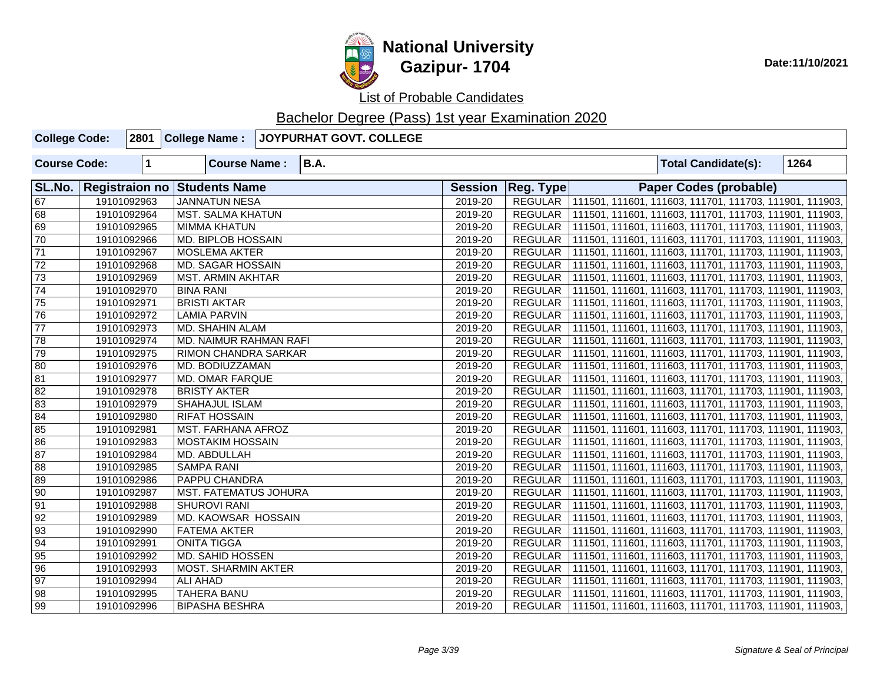# National University
## Gazipur- 1704

Date:11/10/2021

List of Probable Candidates

Bachelor Degree (Pass) 1st year Examination 2020

| College Code: | 2801 | College Name : | JOYPURHAT GOVT. COLLEGE |
|---|---|---|---|

| Course Code: | 1 | Course Name : | B.A. | Total Candidate(s): | 1264 |
|---|---|---|---|---|---|

| SL.No. | Registraion no | Students Name | Session | Reg. Type | Paper Codes (probable) |
|---|---|---|---|---|---|
| 67 | 19101092963 | JANNATUN NESA | 2019-20 | REGULAR | 111501, 111601, 111603, 111701, 111703, 111901, 111903, |
| 68 | 19101092964 | MST. SALMA KHATUN | 2019-20 | REGULAR | 111501, 111601, 111603, 111701, 111703, 111901, 111903, |
| 69 | 19101092965 | MIMMA KHATUN | 2019-20 | REGULAR | 111501, 111601, 111603, 111701, 111703, 111901, 111903, |
| 70 | 19101092966 | MD. BIPLOB HOSSAIN | 2019-20 | REGULAR | 111501, 111601, 111603, 111701, 111703, 111901, 111903, |
| 71 | 19101092967 | MOSLEMA AKTER | 2019-20 | REGULAR | 111501, 111601, 111603, 111701, 111703, 111901, 111903, |
| 72 | 19101092968 | MD. SAGAR HOSSAIN | 2019-20 | REGULAR | 111501, 111601, 111603, 111701, 111703, 111901, 111903, |
| 73 | 19101092969 | MST. ARMIN AKHTAR | 2019-20 | REGULAR | 111501, 111601, 111603, 111701, 111703, 111901, 111903, |
| 74 | 19101092970 | BINA RANI | 2019-20 | REGULAR | 111501, 111601, 111603, 111701, 111703, 111901, 111903, |
| 75 | 19101092971 | BRISTI AKTAR | 2019-20 | REGULAR | 111501, 111601, 111603, 111701, 111703, 111901, 111903, |
| 76 | 19101092972 | LAMIA PARVIN | 2019-20 | REGULAR | 111501, 111601, 111603, 111701, 111703, 111901, 111903, |
| 77 | 19101092973 | MD. SHAHIN ALAM | 2019-20 | REGULAR | 111501, 111601, 111603, 111701, 111703, 111901, 111903, |
| 78 | 19101092974 | MD. NAIMUR RAHMAN RAFI | 2019-20 | REGULAR | 111501, 111601, 111603, 111701, 111703, 111901, 111903, |
| 79 | 19101092975 | RIMON CHANDRA SARKAR | 2019-20 | REGULAR | 111501, 111601, 111603, 111701, 111703, 111901, 111903, |
| 80 | 19101092976 | MD. BODIUZZAMAN | 2019-20 | REGULAR | 111501, 111601, 111603, 111701, 111703, 111901, 111903, |
| 81 | 19101092977 | MD. OMAR FARQUE | 2019-20 | REGULAR | 111501, 111601, 111603, 111701, 111703, 111901, 111903, |
| 82 | 19101092978 | BRISTY AKTER | 2019-20 | REGULAR | 111501, 111601, 111603, 111701, 111703, 111901, 111903, |
| 83 | 19101092979 | SHAHAJUL ISLAM | 2019-20 | REGULAR | 111501, 111601, 111603, 111701, 111703, 111901, 111903, |
| 84 | 19101092980 | RIFAT HOSSAIN | 2019-20 | REGULAR | 111501, 111601, 111603, 111701, 111703, 111901, 111903, |
| 85 | 19101092981 | MST. FARHANA AFROZ | 2019-20 | REGULAR | 111501, 111601, 111603, 111701, 111703, 111901, 111903, |
| 86 | 19101092983 | MOSTAKIM HOSSAIN | 2019-20 | REGULAR | 111501, 111601, 111603, 111701, 111703, 111901, 111903, |
| 87 | 19101092984 | MD. ABDULLAH | 2019-20 | REGULAR | 111501, 111601, 111603, 111701, 111703, 111901, 111903, |
| 88 | 19101092985 | SAMPA RANI | 2019-20 | REGULAR | 111501, 111601, 111603, 111701, 111703, 111901, 111903, |
| 89 | 19101092986 | PAPPU CHANDRA | 2019-20 | REGULAR | 111501, 111601, 111603, 111701, 111703, 111901, 111903, |
| 90 | 19101092987 | MST. FATEMATUS JOHURA | 2019-20 | REGULAR | 111501, 111601, 111603, 111701, 111703, 111901, 111903, |
| 91 | 19101092988 | SHUROVI RANI | 2019-20 | REGULAR | 111501, 111601, 111603, 111701, 111703, 111901, 111903, |
| 92 | 19101092989 | MD. KAOWSAR HOSSAIN | 2019-20 | REGULAR | 111501, 111601, 111603, 111701, 111703, 111901, 111903, |
| 93 | 19101092990 | FATEMA AKTER | 2019-20 | REGULAR | 111501, 111601, 111603, 111701, 111703, 111901, 111903, |
| 94 | 19101092991 | ONITA TIGGA | 2019-20 | REGULAR | 111501, 111601, 111603, 111701, 111703, 111901, 111903, |
| 95 | 19101092992 | MD. SAHID HOSSEN | 2019-20 | REGULAR | 111501, 111601, 111603, 111701, 111703, 111901, 111903, |
| 96 | 19101092993 | MOST. SHARMIN AKTER | 2019-20 | REGULAR | 111501, 111601, 111603, 111701, 111703, 111901, 111903, |
| 97 | 19101092994 | ALI AHAD | 2019-20 | REGULAR | 111501, 111601, 111603, 111701, 111703, 111901, 111903, |
| 98 | 19101092995 | TAHERA BANU | 2019-20 | REGULAR | 111501, 111601, 111603, 111701, 111703, 111901, 111903, |
| 99 | 19101092996 | BIPASHA BESHRA | 2019-20 | REGULAR | 111501, 111601, 111603, 111701, 111703, 111901, 111903, |

*Signature & Seal of Principal*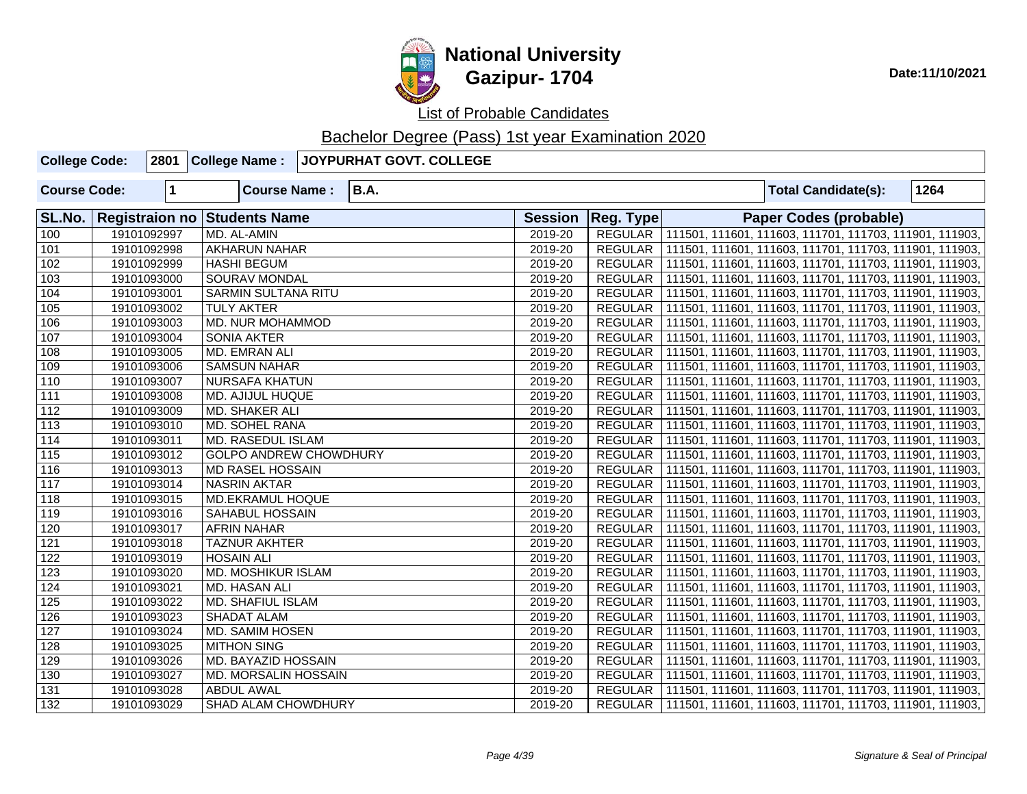# National University
## Gazipur- 1704

Date:11/10/2021

List of Probable Candidates

Bachelor Degree (Pass) 1st year Examination 2020

| College Code: | 2801 | College Name : | JOYPURHAT GOVT. COLLEGE |
|---|---|---|---|
| Course Code: | 1 | Course Name : | B.A. |
| Total Candidate(s): | 1264 | | |

| SL.No. | Registraion no | Students Name | Session | Reg. Type | Paper Codes (probable) |
|---|---|---|---|---|---|
| 100 | 19101092997 | MD. AL-AMIN | 2019-20 | REGULAR | 111501, 111601, 111603, 111701, 111703, 111901, 111903, |
| 101 | 19101092998 | AKHARUN NAHAR | 2019-20 | REGULAR | 111501, 111601, 111603, 111701, 111703, 111901, 111903, |
| 102 | 19101092999 | HASHI BEGUM | 2019-20 | REGULAR | 111501, 111601, 111603, 111701, 111703, 111901, 111903, |
| 103 | 19101093000 | SOURAV MONDAL | 2019-20 | REGULAR | 111501, 111601, 111603, 111701, 111703, 111901, 111903, |
| 104 | 19101093001 | SARMIN SULTANA RITU | 2019-20 | REGULAR | 111501, 111601, 111603, 111701, 111703, 111901, 111903, |
| 105 | 19101093002 | TULY AKTER | 2019-20 | REGULAR | 111501, 111601, 111603, 111701, 111703, 111901, 111903, |
| 106 | 19101093003 | MD. NUR MOHAMMOD | 2019-20 | REGULAR | 111501, 111601, 111603, 111701, 111703, 111901, 111903, |
| 107 | 19101093004 | SONIA AKTER | 2019-20 | REGULAR | 111501, 111601, 111603, 111701, 111703, 111901, 111903, |
| 108 | 19101093005 | MD. EMRAN ALI | 2019-20 | REGULAR | 111501, 111601, 111603, 111701, 111703, 111901, 111903, |
| 109 | 19101093006 | SAMSUN NAHAR | 2019-20 | REGULAR | 111501, 111601, 111603, 111701, 111703, 111901, 111903, |
| 110 | 19101093007 | NURSAFA KHATUN | 2019-20 | REGULAR | 111501, 111601, 111603, 111701, 111703, 111901, 111903, |
| 111 | 19101093008 | MD. AJIJUL HUQUE | 2019-20 | REGULAR | 111501, 111601, 111603, 111701, 111703, 111901, 111903, |
| 112 | 19101093009 | MD. SHAKER ALI | 2019-20 | REGULAR | 111501, 111601, 111603, 111701, 111703, 111901, 111903, |
| 113 | 19101093010 | MD. SOHEL RANA | 2019-20 | REGULAR | 111501, 111601, 111603, 111701, 111703, 111901, 111903, |
| 114 | 19101093011 | MD. RASEDUL ISLAM | 2019-20 | REGULAR | 111501, 111601, 111603, 111701, 111703, 111901, 111903, |
| 115 | 19101093012 | GOLPO ANDREW CHOWDHURY | 2019-20 | REGULAR | 111501, 111601, 111603, 111701, 111703, 111901, 111903, |
| 116 | 19101093013 | MD RASEL HOSSAIN | 2019-20 | REGULAR | 111501, 111601, 111603, 111701, 111703, 111901, 111903, |
| 117 | 19101093014 | NASRIN AKTAR | 2019-20 | REGULAR | 111501, 111601, 111603, 111701, 111703, 111901, 111903, |
| 118 | 19101093015 | MD.EKRAMUL HOQUE | 2019-20 | REGULAR | 111501, 111601, 111603, 111701, 111703, 111901, 111903, |
| 119 | 19101093016 | SAHABUL HOSSAIN | 2019-20 | REGULAR | 111501, 111601, 111603, 111701, 111703, 111901, 111903, |
| 120 | 19101093017 | AFRIN NAHAR | 2019-20 | REGULAR | 111501, 111601, 111603, 111701, 111703, 111901, 111903, |
| 121 | 19101093018 | TAZNUR AKHTER | 2019-20 | REGULAR | 111501, 111601, 111603, 111701, 111703, 111901, 111903, |
| 122 | 19101093019 | HOSAIN ALI | 2019-20 | REGULAR | 111501, 111601, 111603, 111701, 111703, 111901, 111903, |
| 123 | 19101093020 | MD. MOSHIKUR ISLAM | 2019-20 | REGULAR | 111501, 111601, 111603, 111701, 111703, 111901, 111903, |
| 124 | 19101093021 | MD. HASAN ALI | 2019-20 | REGULAR | 111501, 111601, 111603, 111701, 111703, 111901, 111903, |
| 125 | 19101093022 | MD. SHAFIUL ISLAM | 2019-20 | REGULAR | 111501, 111601, 111603, 111701, 111703, 111901, 111903, |
| 126 | 19101093023 | SHADAT ALAM | 2019-20 | REGULAR | 111501, 111601, 111603, 111701, 111703, 111901, 111903, |
| 127 | 19101093024 | MD. SAMIM HOSEN | 2019-20 | REGULAR | 111501, 111601, 111603, 111701, 111703, 111901, 111903, |
| 128 | 19101093025 | MITHON SING | 2019-20 | REGULAR | 111501, 111601, 111603, 111701, 111703, 111901, 111903, |
| 129 | 19101093026 | MD. BAYAZID HOSSAIN | 2019-20 | REGULAR | 111501, 111601, 111603, 111701, 111703, 111901, 111903, |
| 130 | 19101093027 | MD. MORSALIN HOSSAIN | 2019-20 | REGULAR | 111501, 111601, 111603, 111701, 111703, 111901, 111903, |
| 131 | 19101093028 | ABDUL AWAL | 2019-20 | REGULAR | 111501, 111601, 111603, 111701, 111703, 111901, 111903, |
| 132 | 19101093029 | SHAD ALAM CHOWDHURY | 2019-20 | REGULAR | 111501, 111601, 111603, 111701, 111703, 111901, 111903, |

*Signature & Seal of Principal*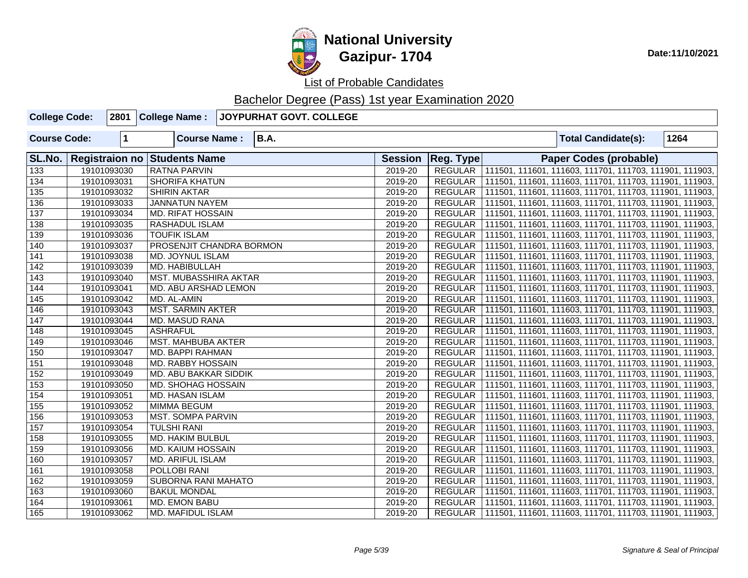# National University
## Gazipur- 1704

Date:11/10/2021

List of Probable Candidates

Bachelor Degree (Pass) 1st year Examination 2020

| College Code: | 2801 | College Name : | JOYPURHAT GOVT. COLLEGE |
|---|---|---|---|

| Course Code: | 1 | Course Name : | B.A. | Total Candidate(s): | 1264 |
|---|---|---|---|---|---|

| SL.No. | Registraion no | Students Name | Session | Reg. Type | Paper Codes (probable) |
|---|---|---|---|---|---|
| 133 | 19101093030 | RATNA PARVIN | 2019-20 | REGULAR | 111501, 111601, 111603, 111701, 111703, 111901, 111903, |
| 134 | 19101093031 | SHORIFA KHATUN | 2019-20 | REGULAR | 111501, 111601, 111603, 111701, 111703, 111901, 111903, |
| 135 | 19101093032 | SHIRIN AKTAR | 2019-20 | REGULAR | 111501, 111601, 111603, 111701, 111703, 111901, 111903, |
| 136 | 19101093033 | JANNATUN NAYEM | 2019-20 | REGULAR | 111501, 111601, 111603, 111701, 111703, 111901, 111903, |
| 137 | 19101093034 | MD. RIFAT HOSSAIN | 2019-20 | REGULAR | 111501, 111601, 111603, 111701, 111703, 111901, 111903, |
| 138 | 19101093035 | RASHADUL ISLAM | 2019-20 | REGULAR | 111501, 111601, 111603, 111701, 111703, 111901, 111903, |
| 139 | 19101093036 | TOUFIK ISLAM | 2019-20 | REGULAR | 111501, 111601, 111603, 111701, 111703, 111901, 111903, |
| 140 | 19101093037 | PROSENJIT CHANDRA BORMON | 2019-20 | REGULAR | 111501, 111601, 111603, 111701, 111703, 111901, 111903, |
| 141 | 19101093038 | MD. JOYNUL ISLAM | 2019-20 | REGULAR | 111501, 111601, 111603, 111701, 111703, 111901, 111903, |
| 142 | 19101093039 | MD. HABIBULLAH | 2019-20 | REGULAR | 111501, 111601, 111603, 111701, 111703, 111901, 111903, |
| 143 | 19101093040 | MST. MUBASSHIRA AKTAR | 2019-20 | REGULAR | 111501, 111601, 111603, 111701, 111703, 111901, 111903, |
| 144 | 19101093041 | MD. ABU ARSHAD LEMON | 2019-20 | REGULAR | 111501, 111601, 111603, 111701, 111703, 111901, 111903, |
| 145 | 19101093042 | MD. AL-AMIN | 2019-20 | REGULAR | 111501, 111601, 111603, 111701, 111703, 111901, 111903, |
| 146 | 19101093043 | MST. SARMIN AKTER | 2019-20 | REGULAR | 111501, 111601, 111603, 111701, 111703, 111901, 111903, |
| 147 | 19101093044 | MD. MASUD RANA | 2019-20 | REGULAR | 111501, 111601, 111603, 111701, 111703, 111901, 111903, |
| 148 | 19101093045 | ASHRAFUL | 2019-20 | REGULAR | 111501, 111601, 111603, 111701, 111703, 111901, 111903, |
| 149 | 19101093046 | MST. MAHBUBA AKTER | 2019-20 | REGULAR | 111501, 111601, 111603, 111701, 111703, 111901, 111903, |
| 150 | 19101093047 | MD. BAPPI RAHMAN | 2019-20 | REGULAR | 111501, 111601, 111603, 111701, 111703, 111901, 111903, |
| 151 | 19101093048 | MD. RABBY HOSSAIN | 2019-20 | REGULAR | 111501, 111601, 111603, 111701, 111703, 111901, 111903, |
| 152 | 19101093049 | MD. ABU BAKKAR SIDDIK | 2019-20 | REGULAR | 111501, 111601, 111603, 111701, 111703, 111901, 111903, |
| 153 | 19101093050 | MD. SHOHAG HOSSAIN | 2019-20 | REGULAR | 111501, 111601, 111603, 111701, 111703, 111901, 111903, |
| 154 | 19101093051 | MD. HASAN ISLAM | 2019-20 | REGULAR | 111501, 111601, 111603, 111701, 111703, 111901, 111903, |
| 155 | 19101093052 | MIMMA BEGUM | 2019-20 | REGULAR | 111501, 111601, 111603, 111701, 111703, 111901, 111903, |
| 156 | 19101093053 | MST. SOMPA PARVIN | 2019-20 | REGULAR | 111501, 111601, 111603, 111701, 111703, 111901, 111903, |
| 157 | 19101093054 | TULSHI RANI | 2019-20 | REGULAR | 111501, 111601, 111603, 111701, 111703, 111901, 111903, |
| 158 | 19101093055 | MD. HAKIM BULBUL | 2019-20 | REGULAR | 111501, 111601, 111603, 111701, 111703, 111901, 111903, |
| 159 | 19101093056 | MD. KAIUM HOSSAIN | 2019-20 | REGULAR | 111501, 111601, 111603, 111701, 111703, 111901, 111903, |
| 160 | 19101093057 | MD. ARIFUL ISLAM | 2019-20 | REGULAR | 111501, 111601, 111603, 111701, 111703, 111901, 111903, |
| 161 | 19101093058 | POLLOBI RANI | 2019-20 | REGULAR | 111501, 111601, 111603, 111701, 111703, 111901, 111903, |
| 162 | 19101093059 | SUBORNA RANI MAHATO | 2019-20 | REGULAR | 111501, 111601, 111603, 111701, 111703, 111901, 111903, |
| 163 | 19101093060 | BAKUL MONDAL | 2019-20 | REGULAR | 111501, 111601, 111603, 111701, 111703, 111901, 111903, |
| 164 | 19101093061 | MD. EMON BABU | 2019-20 | REGULAR | 111501, 111601, 111603, 111701, 111703, 111901, 111903, |
| 165 | 19101093062 | MD. MAFIDUL ISLAM | 2019-20 | REGULAR | 111501, 111601, 111603, 111701, 111703, 111901, 111903, |

*Signature & Seal of Principal*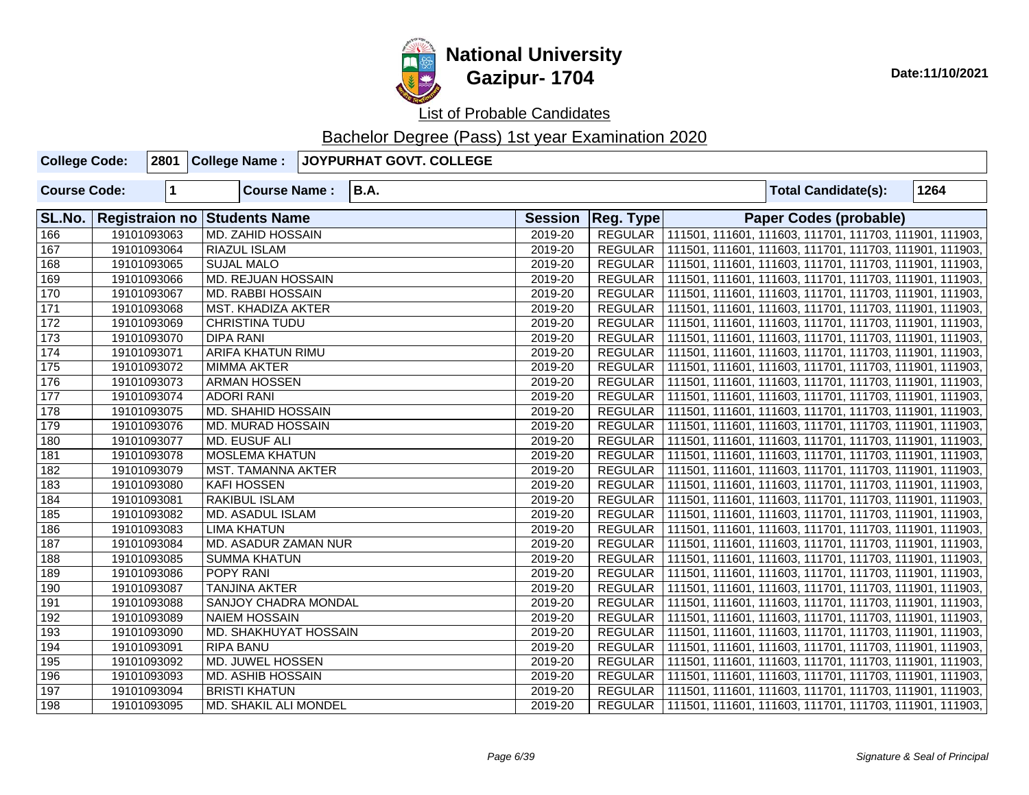# National University
## Gazipur- 1704

**Date:11/10/2021**

List of Probable Candidates

Bachelor Degree (Pass) 1st year Examination 2020

| **College Code:** | **2801** | **College Name :** | **JOYPURHAT GOVT. COLLEGE** |
|---|---|---|---|

| **Course Code:** | **1** | **Course Name :** | **B.A.** | **Total Candidate(s):** | **1264** |
|---|---|---|---|---|---|

| SL.No. | Registraion no | Students Name | Session | Reg. Type | Paper Codes (probable) |
|---|---|---|---|---|---|
| 166 | 19101093063 | MD. ZAHID HOSSAIN | 2019-20 | REGULAR | 111501, 111601, 111603, 111701, 111703, 111901, 111903, |
| 167 | 19101093064 | RIAZUL ISLAM | 2019-20 | REGULAR | 111501, 111601, 111603, 111701, 111703, 111901, 111903, |
| 168 | 19101093065 | SUJAL MALO | 2019-20 | REGULAR | 111501, 111601, 111603, 111701, 111703, 111901, 111903, |
| 169 | 19101093066 | MD. REJUAN HOSSAIN | 2019-20 | REGULAR | 111501, 111601, 111603, 111701, 111703, 111901, 111903, |
| 170 | 19101093067 | MD. RABBI HOSSAIN | 2019-20 | REGULAR | 111501, 111601, 111603, 111701, 111703, 111901, 111903, |
| 171 | 19101093068 | MST. KHADIZA AKTER | 2019-20 | REGULAR | 111501, 111601, 111603, 111701, 111703, 111901, 111903, |
| 172 | 19101093069 | CHRISTINA TUDU | 2019-20 | REGULAR | 111501, 111601, 111603, 111701, 111703, 111901, 111903, |
| 173 | 19101093070 | DIPA RANI | 2019-20 | REGULAR | 111501, 111601, 111603, 111701, 111703, 111901, 111903, |
| 174 | 19101093071 | ARIFA KHATUN RIMU | 2019-20 | REGULAR | 111501, 111601, 111603, 111701, 111703, 111901, 111903, |
| 175 | 19101093072 | MIMMA AKTER | 2019-20 | REGULAR | 111501, 111601, 111603, 111701, 111703, 111901, 111903, |
| 176 | 19101093073 | ARMAN HOSSEN | 2019-20 | REGULAR | 111501, 111601, 111603, 111701, 111703, 111901, 111903, |
| 177 | 19101093074 | ADORI RANI | 2019-20 | REGULAR | 111501, 111601, 111603, 111701, 111703, 111901, 111903, |
| 178 | 19101093075 | MD. SHAHID HOSSAIN | 2019-20 | REGULAR | 111501, 111601, 111603, 111701, 111703, 111901, 111903, |
| 179 | 19101093076 | MD. MURAD HOSSAIN | 2019-20 | REGULAR | 111501, 111601, 111603, 111701, 111703, 111901, 111903, |
| 180 | 19101093077 | MD. EUSUF ALI | 2019-20 | REGULAR | 111501, 111601, 111603, 111701, 111703, 111901, 111903, |
| 181 | 19101093078 | MOSLEMA KHATUN | 2019-20 | REGULAR | 111501, 111601, 111603, 111701, 111703, 111901, 111903, |
| 182 | 19101093079 | MST. TAMANNA AKTER | 2019-20 | REGULAR | 111501, 111601, 111603, 111701, 111703, 111901, 111903, |
| 183 | 19101093080 | KAFI HOSSEN | 2019-20 | REGULAR | 111501, 111601, 111603, 111701, 111703, 111901, 111903, |
| 184 | 19101093081 | RAKIBUL ISLAM | 2019-20 | REGULAR | 111501, 111601, 111603, 111701, 111703, 111901, 111903, |
| 185 | 19101093082 | MD. ASADUL ISLAM | 2019-20 | REGULAR | 111501, 111601, 111603, 111701, 111703, 111901, 111903, |
| 186 | 19101093083 | LIMA KHATUN | 2019-20 | REGULAR | 111501, 111601, 111603, 111701, 111703, 111901, 111903, |
| 187 | 19101093084 | MD. ASADUR ZAMAN NUR | 2019-20 | REGULAR | 111501, 111601, 111603, 111701, 111703, 111901, 111903, |
| 188 | 19101093085 | SUMMA KHATUN | 2019-20 | REGULAR | 111501, 111601, 111603, 111701, 111703, 111901, 111903, |
| 189 | 19101093086 | POPY RANI | 2019-20 | REGULAR | 111501, 111601, 111603, 111701, 111703, 111901, 111903, |
| 190 | 19101093087 | TANJINA AKTER | 2019-20 | REGULAR | 111501, 111601, 111603, 111701, 111703, 111901, 111903, |
| 191 | 19101093088 | SANJOY CHADRA MONDAL | 2019-20 | REGULAR | 111501, 111601, 111603, 111701, 111703, 111901, 111903, |
| 192 | 19101093089 | NAIEM HOSSAIN | 2019-20 | REGULAR | 111501, 111601, 111603, 111701, 111703, 111901, 111903, |
| 193 | 19101093090 | MD. SHAKHUYAT HOSSAIN | 2019-20 | REGULAR | 111501, 111601, 111603, 111701, 111703, 111901, 111903, |
| 194 | 19101093091 | RIPA BANU | 2019-20 | REGULAR | 111501, 111601, 111603, 111701, 111703, 111901, 111903, |
| 195 | 19101093092 | MD. JUWEL HOSSEN | 2019-20 | REGULAR | 111501, 111601, 111603, 111701, 111703, 111901, 111903, |
| 196 | 19101093093 | MD. ASHIB HOSSAIN | 2019-20 | REGULAR | 111501, 111601, 111603, 111701, 111703, 111901, 111903, |
| 197 | 19101093094 | BRISTI KHATUN | 2019-20 | REGULAR | 111501, 111601, 111603, 111701, 111703, 111901, 111903, |
| 198 | 19101093095 | MD. SHAKIL ALI MONDEL | 2019-20 | REGULAR | 111501, 111601, 111603, 111701, 111703, 111901, 111903, |

*Signature & Seal of Principal*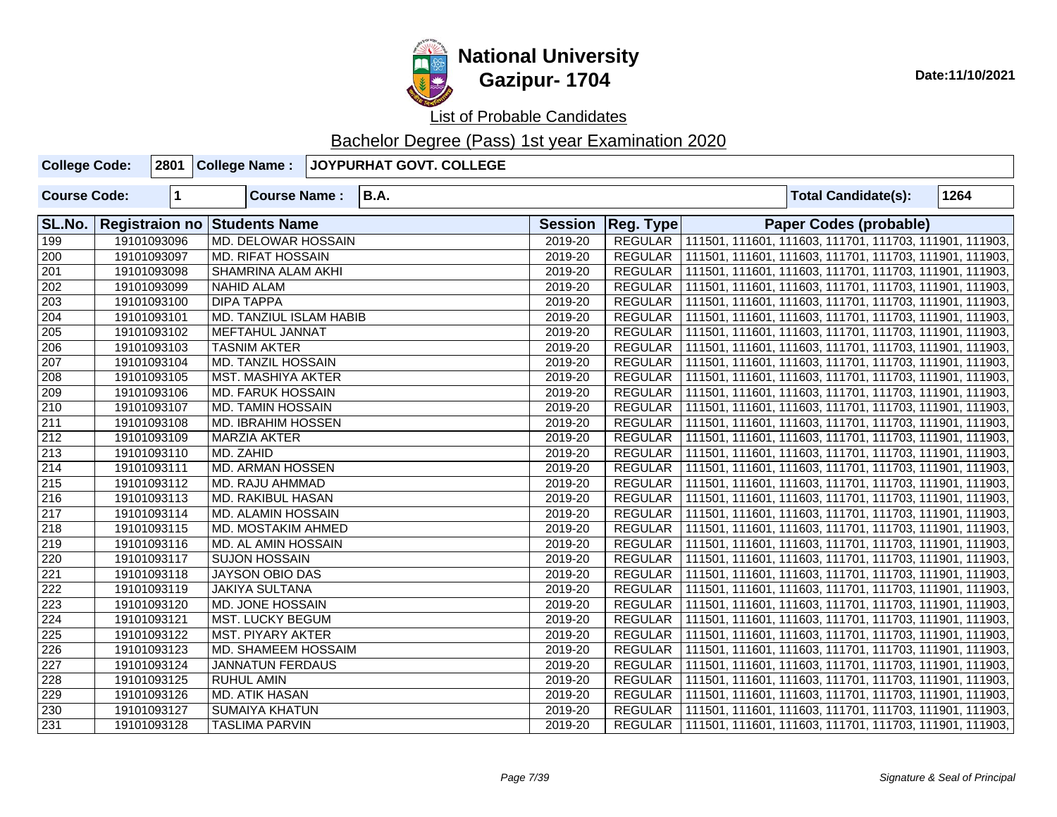# National University
## Gazipur- 1704

Date:11/10/2021

List of Probable Candidates

Bachelor Degree (Pass) 1st year Examination 2020

| College Code: | 2801 | College Name : | JOYPURHAT GOVT. COLLEGE |
|---|---|---|---|

| Course Code: | 1 | Course Name : | B.A. | Total Candidate(s): | 1264 |
|---|---|---|---|---|---|

| SL.No. | Registraion no | Students Name | Session | Reg. Type | Paper Codes (probable) |
|---|---|---|---|---|---|
| 199 | 19101093096 | MD. DELOWAR HOSSAIN | 2019-20 | REGULAR | 111501, 111601, 111603, 111701, 111703, 111901, 111903, |
| 200 | 19101093097 | MD. RIFAT HOSSAIN | 2019-20 | REGULAR | 111501, 111601, 111603, 111701, 111703, 111901, 111903, |
| 201 | 19101093098 | SHAMRINA ALAM AKHI | 2019-20 | REGULAR | 111501, 111601, 111603, 111701, 111703, 111901, 111903, |
| 202 | 19101093099 | NAHID ALAM | 2019-20 | REGULAR | 111501, 111601, 111603, 111701, 111703, 111901, 111903, |
| 203 | 19101093100 | DIPA TAPPA | 2019-20 | REGULAR | 111501, 111601, 111603, 111701, 111703, 111901, 111903, |
| 204 | 19101093101 | MD. TANZIUL ISLAM HABIB | 2019-20 | REGULAR | 111501, 111601, 111603, 111701, 111703, 111901, 111903, |
| 205 | 19101093102 | MEFTAHUL JANNAT | 2019-20 | REGULAR | 111501, 111601, 111603, 111701, 111703, 111901, 111903, |
| 206 | 19101093103 | TASNIM AKTER | 2019-20 | REGULAR | 111501, 111601, 111603, 111701, 111703, 111901, 111903, |
| 207 | 19101093104 | MD. TANZIL HOSSAIN | 2019-20 | REGULAR | 111501, 111601, 111603, 111701, 111703, 111901, 111903, |
| 208 | 19101093105 | MST. MASHIYA AKTER | 2019-20 | REGULAR | 111501, 111601, 111603, 111701, 111703, 111901, 111903, |
| 209 | 19101093106 | MD. FARUK HOSSAIN | 2019-20 | REGULAR | 111501, 111601, 111603, 111701, 111703, 111901, 111903, |
| 210 | 19101093107 | MD. TAMIN HOSSAIN | 2019-20 | REGULAR | 111501, 111601, 111603, 111701, 111703, 111901, 111903, |
| 211 | 19101093108 | MD. IBRAHIM HOSSEN | 2019-20 | REGULAR | 111501, 111601, 111603, 111701, 111703, 111901, 111903, |
| 212 | 19101093109 | MARZIA AKTER | 2019-20 | REGULAR | 111501, 111601, 111603, 111701, 111703, 111901, 111903, |
| 213 | 19101093110 | MD. ZAHID | 2019-20 | REGULAR | 111501, 111601, 111603, 111701, 111703, 111901, 111903, |
| 214 | 19101093111 | MD. ARMAN HOSSEN | 2019-20 | REGULAR | 111501, 111601, 111603, 111701, 111703, 111901, 111903, |
| 215 | 19101093112 | MD. RAJU AHMMAD | 2019-20 | REGULAR | 111501, 111601, 111603, 111701, 111703, 111901, 111903, |
| 216 | 19101093113 | MD. RAKIBUL HASAN | 2019-20 | REGULAR | 111501, 111601, 111603, 111701, 111703, 111901, 111903, |
| 217 | 19101093114 | MD. ALAMIN HOSSAIN | 2019-20 | REGULAR | 111501, 111601, 111603, 111701, 111703, 111901, 111903, |
| 218 | 19101093115 | MD. MOSTAKIM AHMED | 2019-20 | REGULAR | 111501, 111601, 111603, 111701, 111703, 111901, 111903, |
| 219 | 19101093116 | MD. AL AMIN HOSSAIN | 2019-20 | REGULAR | 111501, 111601, 111603, 111701, 111703, 111901, 111903, |
| 220 | 19101093117 | SUJON HOSSAIN | 2019-20 | REGULAR | 111501, 111601, 111603, 111701, 111703, 111901, 111903, |
| 221 | 19101093118 | JAYSON OBIO DAS | 2019-20 | REGULAR | 111501, 111601, 111603, 111701, 111703, 111901, 111903, |
| 222 | 19101093119 | JAKIYA SULTANA | 2019-20 | REGULAR | 111501, 111601, 111603, 111701, 111703, 111901, 111903, |
| 223 | 19101093120 | MD. JONE HOSSAIN | 2019-20 | REGULAR | 111501, 111601, 111603, 111701, 111703, 111901, 111903, |
| 224 | 19101093121 | MST. LUCKY BEGUM | 2019-20 | REGULAR | 111501, 111601, 111603, 111701, 111703, 111901, 111903, |
| 225 | 19101093122 | MST. PIYARY AKTER | 2019-20 | REGULAR | 111501, 111601, 111603, 111701, 111703, 111901, 111903, |
| 226 | 19101093123 | MD. SHAMEEM HOSSAIM | 2019-20 | REGULAR | 111501, 111601, 111603, 111701, 111703, 111901, 111903, |
| 227 | 19101093124 | JANNATUN FERDAUS | 2019-20 | REGULAR | 111501, 111601, 111603, 111701, 111703, 111901, 111903, |
| 228 | 19101093125 | RUHUL AMIN | 2019-20 | REGULAR | 111501, 111601, 111603, 111701, 111703, 111901, 111903, |
| 229 | 19101093126 | MD. ATIK HASAN | 2019-20 | REGULAR | 111501, 111601, 111603, 111701, 111703, 111901, 111903, |
| 230 | 19101093127 | SUMAIYA KHATUN | 2019-20 | REGULAR | 111501, 111601, 111603, 111701, 111703, 111901, 111903, |
| 231 | 19101093128 | TASLIMA PARVIN | 2019-20 | REGULAR | 111501, 111601, 111603, 111701, 111703, 111901, 111903, |

*Signature & Seal of Principal*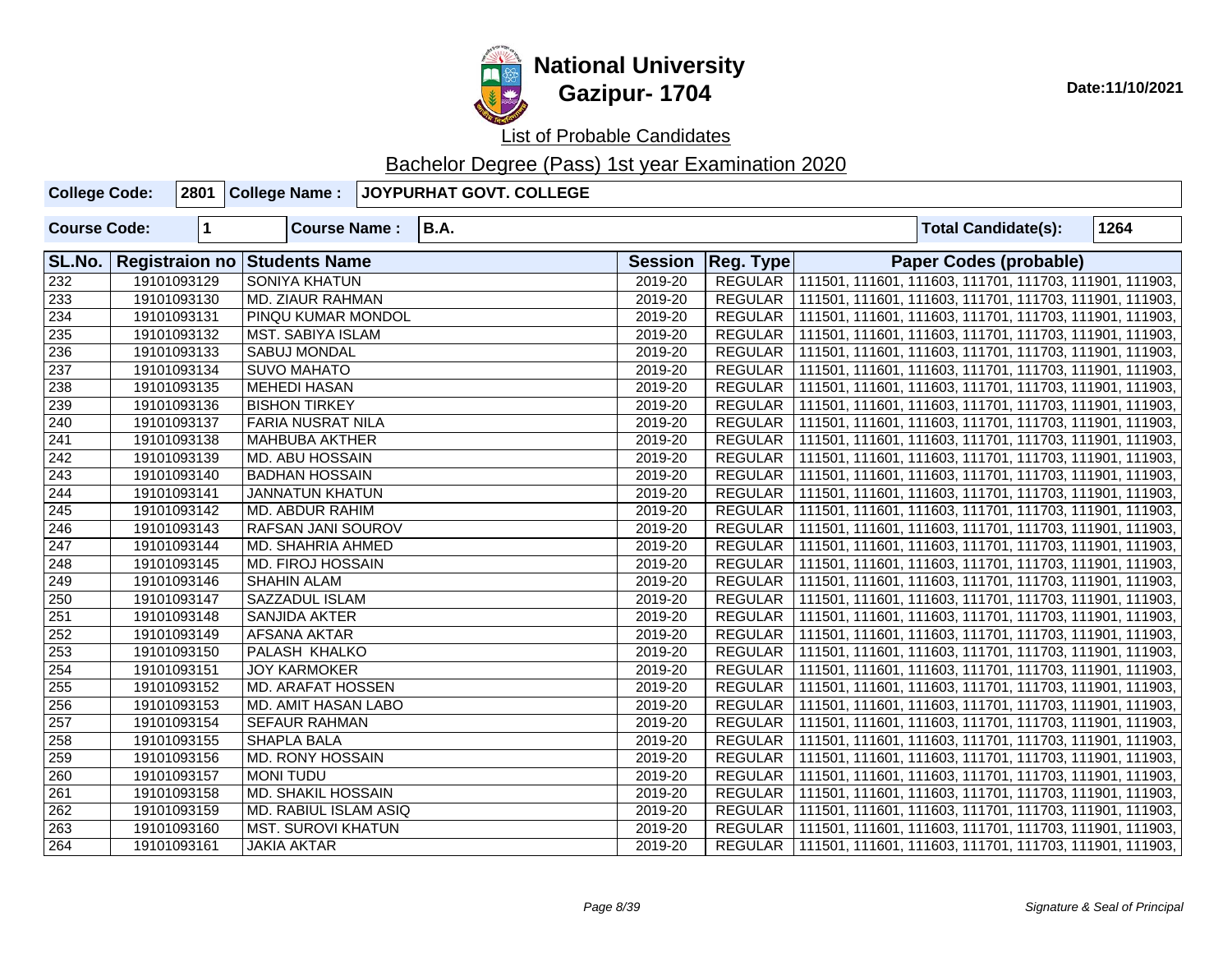# National University
## Gazipur- 1704

Date:11/10/2021

List of Probable Candidates

Bachelor Degree (Pass) 1st year Examination 2020

| College Code: | 2801 | College Name : | JOYPURHAT GOVT. COLLEGE |
|---|---|---|---|

| Course Code: | 1 | Course Name : | B.A. | Total Candidate(s): | 1264 |
|---|---|---|---|---|---|

| SL.No. | Registraion no | Students Name | Session | Reg. Type | Paper Codes (probable) |
|---|---|---|---|---|---|
| 232 | 19101093129 | SONIYA KHATUN | 2019-20 | REGULAR | 111501, 111601, 111603, 111701, 111703, 111901, 111903, |
| 233 | 19101093130 | MD. ZIAUR RAHMAN | 2019-20 | REGULAR | 111501, 111601, 111603, 111701, 111703, 111901, 111903, |
| 234 | 19101093131 | PINQU KUMAR MONDOL | 2019-20 | REGULAR | 111501, 111601, 111603, 111701, 111703, 111901, 111903, |
| 235 | 19101093132 | MST. SABIYA ISLAM | 2019-20 | REGULAR | 111501, 111601, 111603, 111701, 111703, 111901, 111903, |
| 236 | 19101093133 | SABUJ MONDAL | 2019-20 | REGULAR | 111501, 111601, 111603, 111701, 111703, 111901, 111903, |
| 237 | 19101093134 | SUVO MAHATO | 2019-20 | REGULAR | 111501, 111601, 111603, 111701, 111703, 111901, 111903, |
| 238 | 19101093135 | MEHEDI HASAN | 2019-20 | REGULAR | 111501, 111601, 111603, 111701, 111703, 111901, 111903, |
| 239 | 19101093136 | BISHON TIRKEY | 2019-20 | REGULAR | 111501, 111601, 111603, 111701, 111703, 111901, 111903, |
| 240 | 19101093137 | FARIA NUSRAT NILA | 2019-20 | REGULAR | 111501, 111601, 111603, 111701, 111703, 111901, 111903, |
| 241 | 19101093138 | MAHBUBA AKTHER | 2019-20 | REGULAR | 111501, 111601, 111603, 111701, 111703, 111901, 111903, |
| 242 | 19101093139 | MD. ABU HOSSAIN | 2019-20 | REGULAR | 111501, 111601, 111603, 111701, 111703, 111901, 111903, |
| 243 | 19101093140 | BADHAN HOSSAIN | 2019-20 | REGULAR | 111501, 111601, 111603, 111701, 111703, 111901, 111903, |
| 244 | 19101093141 | JANNATUN KHATUN | 2019-20 | REGULAR | 111501, 111601, 111603, 111701, 111703, 111901, 111903, |
| 245 | 19101093142 | MD. ABDUR RAHIM | 2019-20 | REGULAR | 111501, 111601, 111603, 111701, 111703, 111901, 111903, |
| 246 | 19101093143 | RAFSAN JANI SOUROV | 2019-20 | REGULAR | 111501, 111601, 111603, 111701, 111703, 111901, 111903, |
| 247 | 19101093144 | MD. SHAHRIA AHMED | 2019-20 | REGULAR | 111501, 111601, 111603, 111701, 111703, 111901, 111903, |
| 248 | 19101093145 | MD. FIROJ HOSSAIN | 2019-20 | REGULAR | 111501, 111601, 111603, 111701, 111703, 111901, 111903, |
| 249 | 19101093146 | SHAHIN ALAM | 2019-20 | REGULAR | 111501, 111601, 111603, 111701, 111703, 111901, 111903, |
| 250 | 19101093147 | SAZZADUL ISLAM | 2019-20 | REGULAR | 111501, 111601, 111603, 111701, 111703, 111901, 111903, |
| 251 | 19101093148 | SANJIDA AKTER | 2019-20 | REGULAR | 111501, 111601, 111603, 111701, 111703, 111901, 111903, |
| 252 | 19101093149 | AFSANA AKTAR | 2019-20 | REGULAR | 111501, 111601, 111603, 111701, 111703, 111901, 111903, |
| 253 | 19101093150 | PALASH KHALKO | 2019-20 | REGULAR | 111501, 111601, 111603, 111701, 111703, 111901, 111903, |
| 254 | 19101093151 | JOY KARMOKER | 2019-20 | REGULAR | 111501, 111601, 111603, 111701, 111703, 111901, 111903, |
| 255 | 19101093152 | MD. ARAFAT HOSSEN | 2019-20 | REGULAR | 111501, 111601, 111603, 111701, 111703, 111901, 111903, |
| 256 | 19101093153 | MD. AMIT HASAN LABO | 2019-20 | REGULAR | 111501, 111601, 111603, 111701, 111703, 111901, 111903, |
| 257 | 19101093154 | SEFAUR RAHMAN | 2019-20 | REGULAR | 111501, 111601, 111603, 111701, 111703, 111901, 111903, |
| 258 | 19101093155 | SHAPLA BALA | 2019-20 | REGULAR | 111501, 111601, 111603, 111701, 111703, 111901, 111903, |
| 259 | 19101093156 | MD. RONY HOSSAIN | 2019-20 | REGULAR | 111501, 111601, 111603, 111701, 111703, 111901, 111903, |
| 260 | 19101093157 | MONI TUDU | 2019-20 | REGULAR | 111501, 111601, 111603, 111701, 111703, 111901, 111903, |
| 261 | 19101093158 | MD. SHAKIL HOSSAIN | 2019-20 | REGULAR | 111501, 111601, 111603, 111701, 111703, 111901, 111903, |
| 262 | 19101093159 | MD. RABIUL ISLAM ASIQ | 2019-20 | REGULAR | 111501, 111601, 111603, 111701, 111703, 111901, 111903, |
| 263 | 19101093160 | MST. SUROVI KHATUN | 2019-20 | REGULAR | 111501, 111601, 111603, 111701, 111703, 111901, 111903, |
| 264 | 19101093161 | JAKIA AKTAR | 2019-20 | REGULAR | 111501, 111601, 111603, 111701, 111703, 111901, 111903, |

*Signature & Seal of Principal*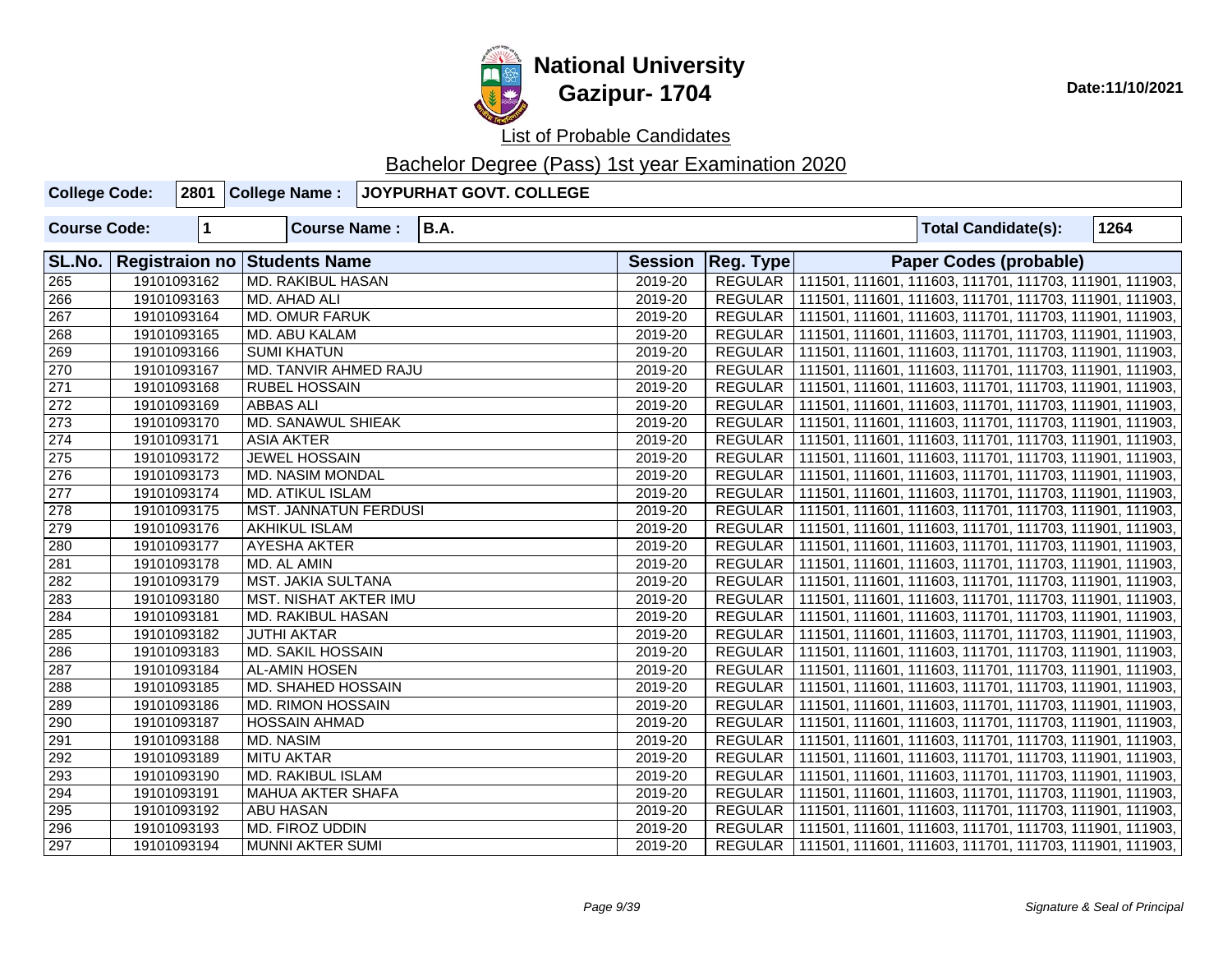# National University
## Gazipur- 1704

Date:11/10/2021

List of Probable Candidates

Bachelor Degree (Pass) 1st year Examination 2020

| College Code: | 2801 | College Name : | JOYPURHAT GOVT. COLLEGE |
|---|---|---|---|

| Course Code: | 1 | Course Name : | B.A. | Total Candidate(s): | 1264 |
|---|---|---|---|---|---|

| SL.No. | Registraion no | Students Name | Session | Reg. Type | Paper Codes (probable) |
|---|---|---|---|---|---|
| 265 | 19101093162 | MD. RAKIBUL HASAN | 2019-20 | REGULAR | 111501, 111601, 111603, 111701, 111703, 111901, 111903, |
| 266 | 19101093163 | MD. AHAD ALI | 2019-20 | REGULAR | 111501, 111601, 111603, 111701, 111703, 111901, 111903, |
| 267 | 19101093164 | MD. OMUR FARUK | 2019-20 | REGULAR | 111501, 111601, 111603, 111701, 111703, 111901, 111903, |
| 268 | 19101093165 | MD. ABU KALAM | 2019-20 | REGULAR | 111501, 111601, 111603, 111701, 111703, 111901, 111903, |
| 269 | 19101093166 | SUMI KHATUN | 2019-20 | REGULAR | 111501, 111601, 111603, 111701, 111703, 111901, 111903, |
| 270 | 19101093167 | MD. TANVIR AHMED RAJU | 2019-20 | REGULAR | 111501, 111601, 111603, 111701, 111703, 111901, 111903, |
| 271 | 19101093168 | RUBEL HOSSAIN | 2019-20 | REGULAR | 111501, 111601, 111603, 111701, 111703, 111901, 111903, |
| 272 | 19101093169 | ABBAS ALI | 2019-20 | REGULAR | 111501, 111601, 111603, 111701, 111703, 111901, 111903, |
| 273 | 19101093170 | MD. SANAWUL SHIEAK | 2019-20 | REGULAR | 111501, 111601, 111603, 111701, 111703, 111901, 111903, |
| 274 | 19101093171 | ASIA AKTER | 2019-20 | REGULAR | 111501, 111601, 111603, 111701, 111703, 111901, 111903, |
| 275 | 19101093172 | JEWEL HOSSAIN | 2019-20 | REGULAR | 111501, 111601, 111603, 111701, 111703, 111901, 111903, |
| 276 | 19101093173 | MD. NASIM MONDAL | 2019-20 | REGULAR | 111501, 111601, 111603, 111701, 111703, 111901, 111903, |
| 277 | 19101093174 | MD. ATIKUL ISLAM | 2019-20 | REGULAR | 111501, 111601, 111603, 111701, 111703, 111901, 111903, |
| 278 | 19101093175 | MST. JANNATUN FERDUSI | 2019-20 | REGULAR | 111501, 111601, 111603, 111701, 111703, 111901, 111903, |
| 279 | 19101093176 | AKHIKUL ISLAM | 2019-20 | REGULAR | 111501, 111601, 111603, 111701, 111703, 111901, 111903, |
| 280 | 19101093177 | AYESHA AKTER | 2019-20 | REGULAR | 111501, 111601, 111603, 111701, 111703, 111901, 111903, |
| 281 | 19101093178 | MD. AL AMIN | 2019-20 | REGULAR | 111501, 111601, 111603, 111701, 111703, 111901, 111903, |
| 282 | 19101093179 | MST. JAKIA SULTANA | 2019-20 | REGULAR | 111501, 111601, 111603, 111701, 111703, 111901, 111903, |
| 283 | 19101093180 | MST. NISHAT AKTER IMU | 2019-20 | REGULAR | 111501, 111601, 111603, 111701, 111703, 111901, 111903, |
| 284 | 19101093181 | MD. RAKIBUL HASAN | 2019-20 | REGULAR | 111501, 111601, 111603, 111701, 111703, 111901, 111903, |
| 285 | 19101093182 | JUTHI AKTAR | 2019-20 | REGULAR | 111501, 111601, 111603, 111701, 111703, 111901, 111903, |
| 286 | 19101093183 | MD. SAKIL HOSSAIN | 2019-20 | REGULAR | 111501, 111601, 111603, 111701, 111703, 111901, 111903, |
| 287 | 19101093184 | AL-AMIN HOSEN | 2019-20 | REGULAR | 111501, 111601, 111603, 111701, 111703, 111901, 111903, |
| 288 | 19101093185 | MD. SHAHED HOSSAIN | 2019-20 | REGULAR | 111501, 111601, 111603, 111701, 111703, 111901, 111903, |
| 289 | 19101093186 | MD. RIMON HOSSAIN | 2019-20 | REGULAR | 111501, 111601, 111603, 111701, 111703, 111901, 111903, |
| 290 | 19101093187 | HOSSAIN AHMAD | 2019-20 | REGULAR | 111501, 111601, 111603, 111701, 111703, 111901, 111903, |
| 291 | 19101093188 | MD. NASIM | 2019-20 | REGULAR | 111501, 111601, 111603, 111701, 111703, 111901, 111903, |
| 292 | 19101093189 | MITU AKTAR | 2019-20 | REGULAR | 111501, 111601, 111603, 111701, 111703, 111901, 111903, |
| 293 | 19101093190 | MD. RAKIBUL ISLAM | 2019-20 | REGULAR | 111501, 111601, 111603, 111701, 111703, 111901, 111903, |
| 294 | 19101093191 | MAHUA AKTER SHAFA | 2019-20 | REGULAR | 111501, 111601, 111603, 111701, 111703, 111901, 111903, |
| 295 | 19101093192 | ABU HASAN | 2019-20 | REGULAR | 111501, 111601, 111603, 111701, 111703, 111901, 111903, |
| 296 | 19101093193 | MD. FIROZ UDDIN | 2019-20 | REGULAR | 111501, 111601, 111603, 111701, 111703, 111901, 111903, |
| 297 | 19101093194 | MUNNI AKTER SUMI | 2019-20 | REGULAR | 111501, 111601, 111603, 111701, 111703, 111901, 111903, |

*Signature & Seal of Principal*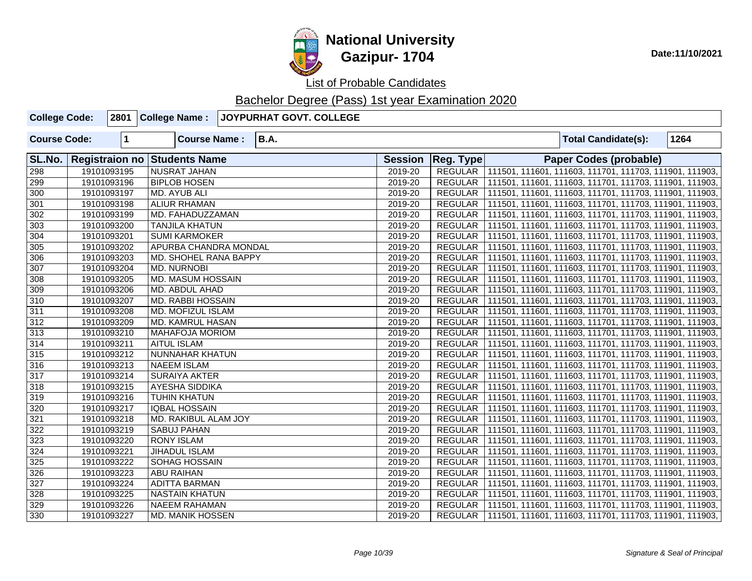# National University
## Gazipur- 1704

Date:11/10/2021

List of Probable Candidates

Bachelor Degree (Pass) 1st year Examination 2020

| College Code: | 2801 | College Name : | JOYPURHAT GOVT. COLLEGE |
|---|---|---|---|

| Course Code: | 1 | Course Name : | B.A. | Total Candidate(s): | 1264 |
|---|---|---|---|---|---|

| SL.No. | Registraion no | Students Name | Session | Reg. Type | Paper Codes (probable) |
|---|---|---|---|---|---|
| 298 | 19101093195 | NUSRAT JAHAN | 2019-20 | REGULAR | 111501, 111601, 111603, 111701, 111703, 111901, 111903, |
| 299 | 19101093196 | BIPLOB HOSEN | 2019-20 | REGULAR | 111501, 111601, 111603, 111701, 111703, 111901, 111903, |
| 300 | 19101093197 | MD. AYUB ALI | 2019-20 | REGULAR | 111501, 111601, 111603, 111701, 111703, 111901, 111903, |
| 301 | 19101093198 | ALIUR RHAMAN | 2019-20 | REGULAR | 111501, 111601, 111603, 111701, 111703, 111901, 111903, |
| 302 | 19101093199 | MD. FAHADUZZAMAN | 2019-20 | REGULAR | 111501, 111601, 111603, 111701, 111703, 111901, 111903, |
| 303 | 19101093200 | TANJILA KHATUN | 2019-20 | REGULAR | 111501, 111601, 111603, 111701, 111703, 111901, 111903, |
| 304 | 19101093201 | SUMI KARMOKER | 2019-20 | REGULAR | 111501, 111601, 111603, 111701, 111703, 111901, 111903, |
| 305 | 19101093202 | APURBA CHANDRA MONDAL | 2019-20 | REGULAR | 111501, 111601, 111603, 111701, 111703, 111901, 111903, |
| 306 | 19101093203 | MD. SHOHEL RANA BAPPY | 2019-20 | REGULAR | 111501, 111601, 111603, 111701, 111703, 111901, 111903, |
| 307 | 19101093204 | MD. NURNOBI | 2019-20 | REGULAR | 111501, 111601, 111603, 111701, 111703, 111901, 111903, |
| 308 | 19101093205 | MD. MASUM HOSSAIN | 2019-20 | REGULAR | 111501, 111601, 111603, 111701, 111703, 111901, 111903, |
| 309 | 19101093206 | MD. ABDUL AHAD | 2019-20 | REGULAR | 111501, 111601, 111603, 111701, 111703, 111901, 111903, |
| 310 | 19101093207 | MD. RABBI HOSSAIN | 2019-20 | REGULAR | 111501, 111601, 111603, 111701, 111703, 111901, 111903, |
| 311 | 19101093208 | MD. MOFIZUL ISLAM | 2019-20 | REGULAR | 111501, 111601, 111603, 111701, 111703, 111901, 111903, |
| 312 | 19101093209 | MD. KAMRUL HASAN | 2019-20 | REGULAR | 111501, 111601, 111603, 111701, 111703, 111901, 111903, |
| 313 | 19101093210 | MAHAFOJA MORIOM | 2019-20 | REGULAR | 111501, 111601, 111603, 111701, 111703, 111901, 111903, |
| 314 | 19101093211 | AITUL ISLAM | 2019-20 | REGULAR | 111501, 111601, 111603, 111701, 111703, 111901, 111903, |
| 315 | 19101093212 | NUNNAHAR KHATUN | 2019-20 | REGULAR | 111501, 111601, 111603, 111701, 111703, 111901, 111903, |
| 316 | 19101093213 | NAEEM ISLAM | 2019-20 | REGULAR | 111501, 111601, 111603, 111701, 111703, 111901, 111903, |
| 317 | 19101093214 | SURAIYA AKTER | 2019-20 | REGULAR | 111501, 111601, 111603, 111701, 111703, 111901, 111903, |
| 318 | 19101093215 | AYESHA SIDDIKA | 2019-20 | REGULAR | 111501, 111601, 111603, 111701, 111703, 111901, 111903, |
| 319 | 19101093216 | TUHIN KHATUN | 2019-20 | REGULAR | 111501, 111601, 111603, 111701, 111703, 111901, 111903, |
| 320 | 19101093217 | IQBAL HOSSAIN | 2019-20 | REGULAR | 111501, 111601, 111603, 111701, 111703, 111901, 111903, |
| 321 | 19101093218 | MD. RAKIBUL ALAM JOY | 2019-20 | REGULAR | 111501, 111601, 111603, 111701, 111703, 111901, 111903, |
| 322 | 19101093219 | SABUJ PAHAN | 2019-20 | REGULAR | 111501, 111601, 111603, 111701, 111703, 111901, 111903, |
| 323 | 19101093220 | RONY ISLAM | 2019-20 | REGULAR | 111501, 111601, 111603, 111701, 111703, 111901, 111903, |
| 324 | 19101093221 | JIHADUL ISLAM | 2019-20 | REGULAR | 111501, 111601, 111603, 111701, 111703, 111901, 111903, |
| 325 | 19101093222 | SOHAG HOSSAIN | 2019-20 | REGULAR | 111501, 111601, 111603, 111701, 111703, 111901, 111903, |
| 326 | 19101093223 | ABU RAIHAN | 2019-20 | REGULAR | 111501, 111601, 111603, 111701, 111703, 111901, 111903, |
| 327 | 19101093224 | ADITTA BARMAN | 2019-20 | REGULAR | 111501, 111601, 111603, 111701, 111703, 111901, 111903, |
| 328 | 19101093225 | NASTAIN KHATUN | 2019-20 | REGULAR | 111501, 111601, 111603, 111701, 111703, 111901, 111903, |
| 329 | 19101093226 | NAEEM RAHAMAN | 2019-20 | REGULAR | 111501, 111601, 111603, 111701, 111703, 111901, 111903, |
| 330 | 19101093227 | MD. MANIK HOSSEN | 2019-20 | REGULAR | 111501, 111601, 111603, 111701, 111703, 111901, 111903, |

*Signature & Seal of Principal*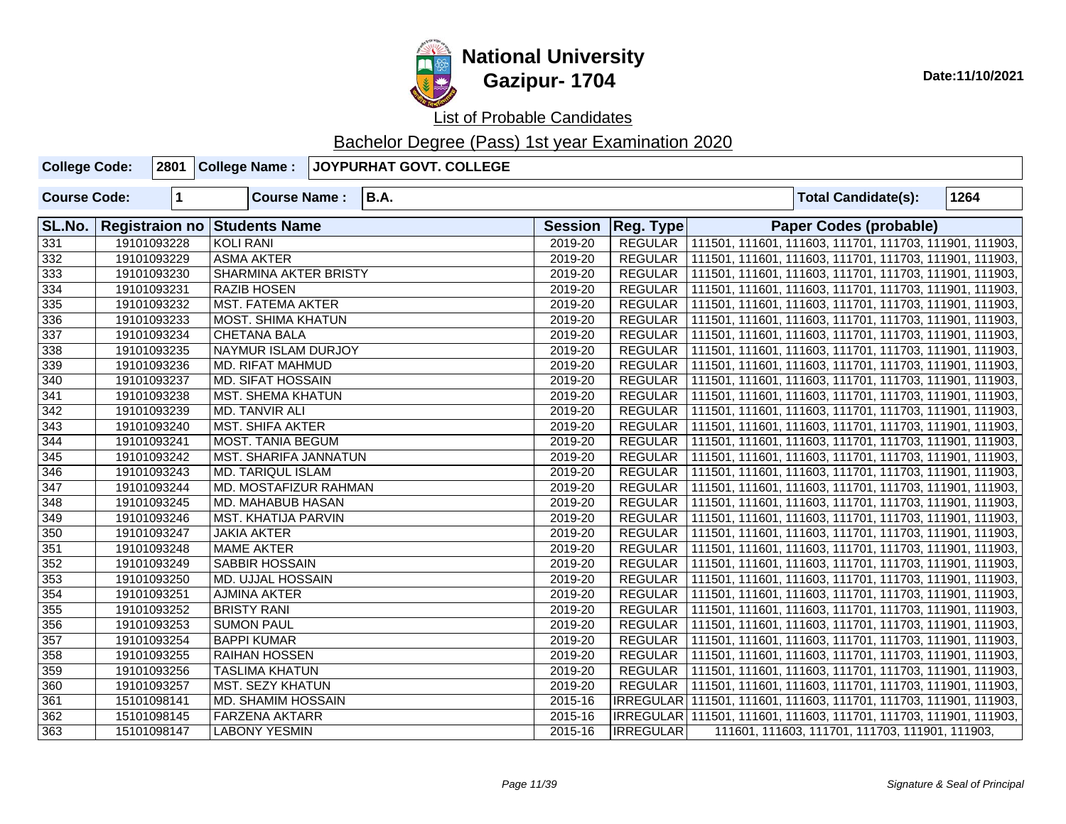# National University
## Gazipur- 1704

Date:11/10/2021

List of Probable Candidates

Bachelor Degree (Pass) 1st year Examination 2020

| College Code: | 2801 | College Name : | JOYPURHAT GOVT. COLLEGE |
|---|---|---|---|
| Course Code: | 1 | Course Name : | B.A. |
| Total Candidate(s): | 1264 | | |

| SL.No. | Registraion no | Students Name | Session | Reg. Type | Paper Codes (probable) |
|---|---|---|---|---|---|
| 331 | 19101093228 | KOLI RANI | 2019-20 | REGULAR | 111501, 111601, 111603, 111701, 111703, 111901, 111903, |
| 332 | 19101093229 | ASMA AKTER | 2019-20 | REGULAR | 111501, 111601, 111603, 111701, 111703, 111901, 111903, |
| 333 | 19101093230 | SHARMINA AKTER BRISTY | 2019-20 | REGULAR | 111501, 111601, 111603, 111701, 111703, 111901, 111903, |
| 334 | 19101093231 | RAZIB HOSEN | 2019-20 | REGULAR | 111501, 111601, 111603, 111701, 111703, 111901, 111903, |
| 335 | 19101093232 | MST. FATEMA AKTER | 2019-20 | REGULAR | 111501, 111601, 111603, 111701, 111703, 111901, 111903, |
| 336 | 19101093233 | MOST. SHIMA KHATUN | 2019-20 | REGULAR | 111501, 111601, 111603, 111701, 111703, 111901, 111903, |
| 337 | 19101093234 | CHETANA BALA | 2019-20 | REGULAR | 111501, 111601, 111603, 111701, 111703, 111901, 111903, |
| 338 | 19101093235 | NAYMUR ISLAM DURJOY | 2019-20 | REGULAR | 111501, 111601, 111603, 111701, 111703, 111901, 111903, |
| 339 | 19101093236 | MD. RIFAT MAHMUD | 2019-20 | REGULAR | 111501, 111601, 111603, 111701, 111703, 111901, 111903, |
| 340 | 19101093237 | MD. SIFAT HOSSAIN | 2019-20 | REGULAR | 111501, 111601, 111603, 111701, 111703, 111901, 111903, |
| 341 | 19101093238 | MST. SHEMA KHATUN | 2019-20 | REGULAR | 111501, 111601, 111603, 111701, 111703, 111901, 111903, |
| 342 | 19101093239 | MD. TANVIR ALI | 2019-20 | REGULAR | 111501, 111601, 111603, 111701, 111703, 111901, 111903, |
| 343 | 19101093240 | MST. SHIFA AKTER | 2019-20 | REGULAR | 111501, 111601, 111603, 111701, 111703, 111901, 111903, |
| 344 | 19101093241 | MOST. TANIA BEGUM | 2019-20 | REGULAR | 111501, 111601, 111603, 111701, 111703, 111901, 111903, |
| 345 | 19101093242 | MST. SHARIFA JANNATUN | 2019-20 | REGULAR | 111501, 111601, 111603, 111701, 111703, 111901, 111903, |
| 346 | 19101093243 | MD. TARIQUL ISLAM | 2019-20 | REGULAR | 111501, 111601, 111603, 111701, 111703, 111901, 111903, |
| 347 | 19101093244 | MD. MOSTAFIZUR RAHMAN | 2019-20 | REGULAR | 111501, 111601, 111603, 111701, 111703, 111901, 111903, |
| 348 | 19101093245 | MD. MAHABUB HASAN | 2019-20 | REGULAR | 111501, 111601, 111603, 111701, 111703, 111901, 111903, |
| 349 | 19101093246 | MST. KHATIJA PARVIN | 2019-20 | REGULAR | 111501, 111601, 111603, 111701, 111703, 111901, 111903, |
| 350 | 19101093247 | JAKIA AKTER | 2019-20 | REGULAR | 111501, 111601, 111603, 111701, 111703, 111901, 111903, |
| 351 | 19101093248 | MAME AKTER | 2019-20 | REGULAR | 111501, 111601, 111603, 111701, 111703, 111901, 111903, |
| 352 | 19101093249 | SABBIR HOSSAIN | 2019-20 | REGULAR | 111501, 111601, 111603, 111701, 111703, 111901, 111903, |
| 353 | 19101093250 | MD. UJJAL HOSSAIN | 2019-20 | REGULAR | 111501, 111601, 111603, 111701, 111703, 111901, 111903, |
| 354 | 19101093251 | AJMINA AKTER | 2019-20 | REGULAR | 111501, 111601, 111603, 111701, 111703, 111901, 111903, |
| 355 | 19101093252 | BRISTY RANI | 2019-20 | REGULAR | 111501, 111601, 111603, 111701, 111703, 111901, 111903, |
| 356 | 19101093253 | SUMON PAUL | 2019-20 | REGULAR | 111501, 111601, 111603, 111701, 111703, 111901, 111903, |
| 357 | 19101093254 | BAPPI KUMAR | 2019-20 | REGULAR | 111501, 111601, 111603, 111701, 111703, 111901, 111903, |
| 358 | 19101093255 | RAIHAN HOSSEN | 2019-20 | REGULAR | 111501, 111601, 111603, 111701, 111703, 111901, 111903, |
| 359 | 19101093256 | TASLIMA KHATUN | 2019-20 | REGULAR | 111501, 111601, 111603, 111701, 111703, 111901, 111903, |
| 360 | 19101093257 | MST. SEZY KHATUN | 2019-20 | REGULAR | 111501, 111601, 111603, 111701, 111703, 111901, 111903, |
| 361 | 15101098141 | MD. SHAMIM HOSSAIN | 2015-16 | IRREGULAR | 111501, 111601, 111603, 111701, 111703, 111901, 111903, |
| 362 | 15101098145 | FARZENA AKTARR | 2015-16 | IRREGULAR | 111501, 111601, 111603, 111701, 111703, 111901, 111903, |
| 363 | 15101098147 | LABONY YESMIN | 2015-16 | IRREGULAR | 111601, 111603, 111701, 111703, 111901, 111903, |

*Signature & Seal of Principal*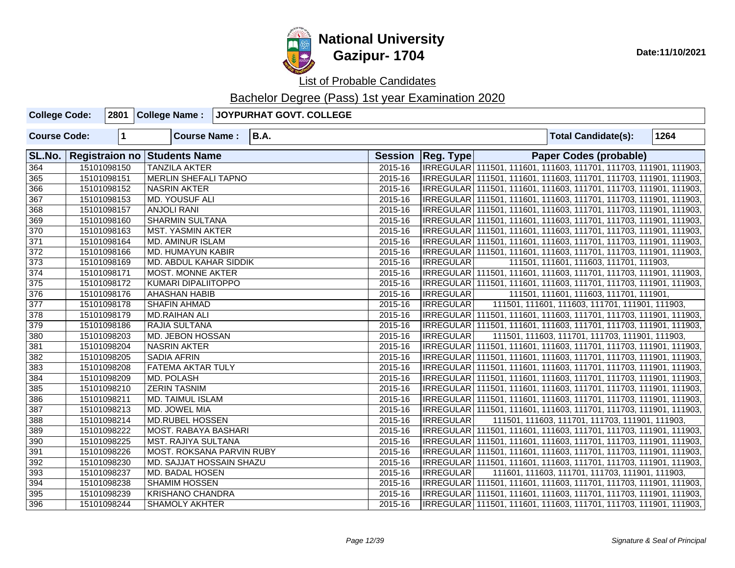# National University
## Gazipur- 1704

Date:11/10/2021

List of Probable Candidates

Bachelor Degree (Pass) 1st year Examination 2020

| College Code: | 2801 | College Name : | JOYPURHAT GOVT. COLLEGE |
|---|---|---|---|

| Course Code: | 1 | Course Name : | B.A. | Total Candidate(s): | 1264 |
|---|---|---|---|---|---|

| SL.No. | Registraion no | Students Name | Session | Reg. Type | Paper Codes (probable) |
|---|---|---|---|---|---|
| 364 | 15101098150 | TANZILA AKTER | 2015-16 | IRREGULAR | 111501, 111601, 111603, 111701, 111703, 111901, 111903, |
| 365 | 15101098151 | MERLIN SHEFALI TAPNO | 2015-16 | IRREGULAR | 111501, 111601, 111603, 111701, 111703, 111901, 111903, |
| 366 | 15101098152 | NASRIN AKTER | 2015-16 | IRREGULAR | 111501, 111601, 111603, 111701, 111703, 111901, 111903, |
| 367 | 15101098153 | MD. YOUSUF ALI | 2015-16 | IRREGULAR | 111501, 111601, 111603, 111701, 111703, 111901, 111903, |
| 368 | 15101098157 | ANJOLI RANI | 2015-16 | IRREGULAR | 111501, 111601, 111603, 111701, 111703, 111901, 111903, |
| 369 | 15101098160 | SHARMIN SULTANA | 2015-16 | IRREGULAR | 111501, 111601, 111603, 111701, 111703, 111901, 111903, |
| 370 | 15101098163 | MST. YASMIN AKTER | 2015-16 | IRREGULAR | 111501, 111601, 111603, 111701, 111703, 111901, 111903, |
| 371 | 15101098164 | MD. AMINUR ISLAM | 2015-16 | IRREGULAR | 111501, 111601, 111603, 111701, 111703, 111901, 111903, |
| 372 | 15101098166 | MD. HUMAYUN KABIR | 2015-16 | IRREGULAR | 111501, 111601, 111603, 111701, 111703, 111901, 111903, |
| 373 | 15101098169 | MD. ABDUL KAHAR SIDDIK | 2015-16 | IRREGULAR | 111501, 111601, 111603, 111701, 111903, |
| 374 | 15101098171 | MOST. MONNE AKTER | 2015-16 | IRREGULAR | 111501, 111601, 111603, 111701, 111703, 111901, 111903, |
| 375 | 15101098172 | KUMARI DIPALIITOPPO | 2015-16 | IRREGULAR | 111501, 111601, 111603, 111701, 111703, 111901, 111903, |
| 376 | 15101098176 | AHASHAN HABIB | 2015-16 | IRREGULAR | 111501, 111601, 111603, 111701, 111901, |
| 377 | 15101098178 | SHAFIN AHMAD | 2015-16 | IRREGULAR | 111501, 111601, 111603, 111701, 111901, 111903, |
| 378 | 15101098179 | MD.RAIHAN ALI | 2015-16 | IRREGULAR | 111501, 111601, 111603, 111701, 111703, 111901, 111903, |
| 379 | 15101098186 | RAJIA SULTANA | 2015-16 | IRREGULAR | 111501, 111601, 111603, 111701, 111703, 111901, 111903, |
| 380 | 15101098203 | MD. JEBON HOSSAN | 2015-16 | IRREGULAR | 111501, 111603, 111701, 111703, 111901, 111903, |
| 381 | 15101098204 | NASRIN AKTER | 2015-16 | IRREGULAR | 111501, 111601, 111603, 111701, 111703, 111901, 111903, |
| 382 | 15101098205 | SADIA AFRIN | 2015-16 | IRREGULAR | 111501, 111601, 111603, 111701, 111703, 111901, 111903, |
| 383 | 15101098208 | FATEMA AKTAR TULY | 2015-16 | IRREGULAR | 111501, 111601, 111603, 111701, 111703, 111901, 111903, |
| 384 | 15101098209 | MD. POLASH | 2015-16 | IRREGULAR | 111501, 111601, 111603, 111701, 111703, 111901, 111903, |
| 385 | 15101098210 | ZERIN TASNIM | 2015-16 | IRREGULAR | 111501, 111601, 111603, 111701, 111703, 111901, 111903, |
| 386 | 15101098211 | MD. TAIMUL ISLAM | 2015-16 | IRREGULAR | 111501, 111601, 111603, 111701, 111703, 111901, 111903, |
| 387 | 15101098213 | MD. JOWEL MIA | 2015-16 | IRREGULAR | 111501, 111601, 111603, 111701, 111703, 111901, 111903, |
| 388 | 15101098214 | MD.RUBEL HOSSEN | 2015-16 | IRREGULAR | 111501, 111603, 111701, 111703, 111901, 111903, |
| 389 | 15101098222 | MOST. RABAYA BASHARI | 2015-16 | IRREGULAR | 111501, 111601, 111603, 111701, 111703, 111901, 111903, |
| 390 | 15101098225 | MST. RAJIYA SULTANA | 2015-16 | IRREGULAR | 111501, 111601, 111603, 111701, 111703, 111901, 111903, |
| 391 | 15101098226 | MOST. ROKSANA PARVIN RUBY | 2015-16 | IRREGULAR | 111501, 111601, 111603, 111701, 111703, 111901, 111903, |
| 392 | 15101098230 | MD. SAJJAT HOSSAIN SHAZU | 2015-16 | IRREGULAR | 111501, 111601, 111603, 111701, 111703, 111901, 111903, |
| 393 | 15101098237 | MD. BADAL HOSEN | 2015-16 | IRREGULAR | 111601, 111603, 111701, 111703, 111901, 111903, |
| 394 | 15101098238 | SHAMIM HOSSEN | 2015-16 | IRREGULAR | 111501, 111601, 111603, 111701, 111703, 111901, 111903, |
| 395 | 15101098239 | KRISHANO CHANDRA | 2015-16 | IRREGULAR | 111501, 111601, 111603, 111701, 111703, 111901, 111903, |
| 396 | 15101098244 | SHAMOLY AKHTER | 2015-16 | IRREGULAR | 111501, 111601, 111603, 111701, 111703, 111901, 111903, |

*Signature & Seal of Principal*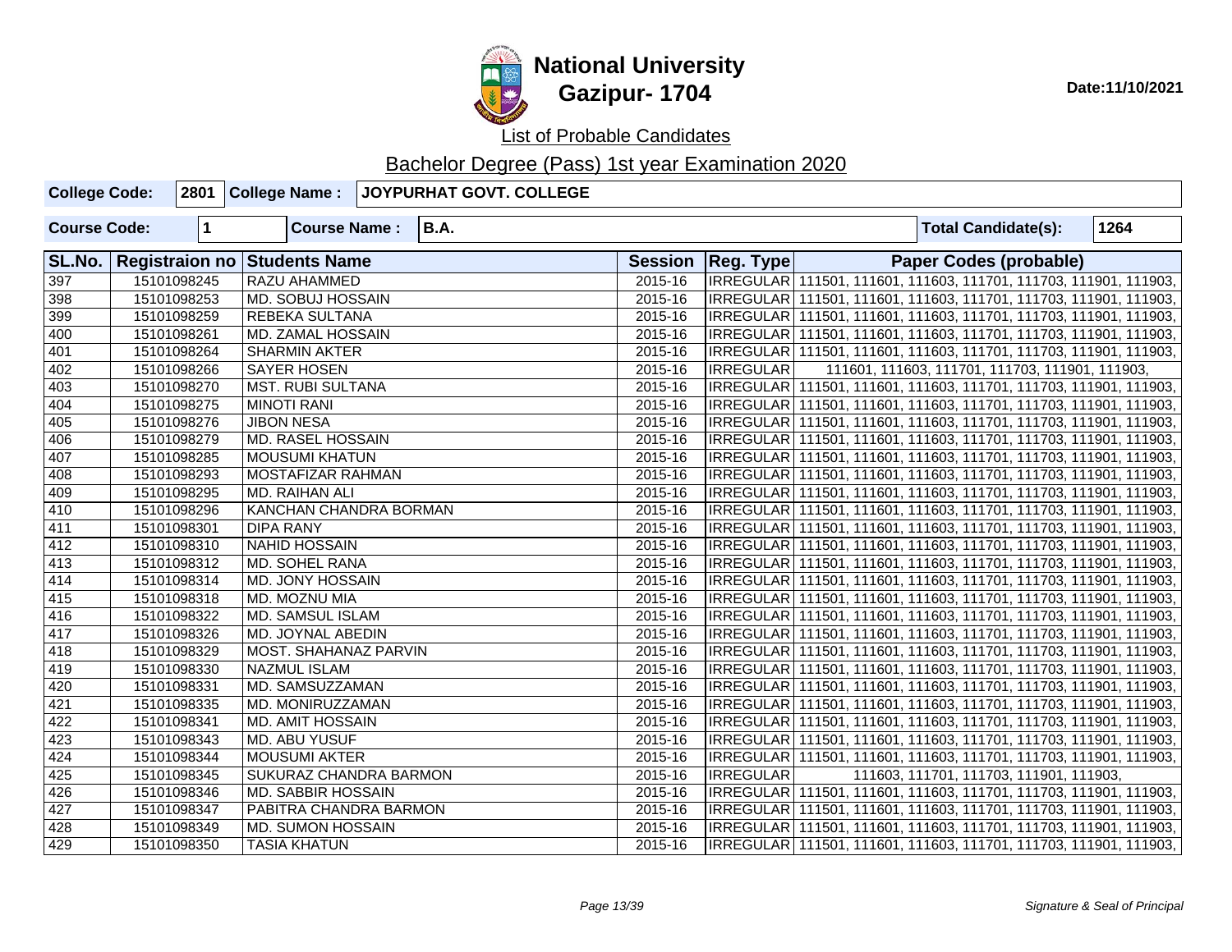# National University
## Gazipur- 1704

Date:11/10/2021

List of Probable Candidates

Bachelor Degree (Pass) 1st year Examination 2020

| College Code: | 2801 | College Name : | JOYPURHAT GOVT. COLLEGE |
|---|---|---|---|

| Course Code: | 1 | Course Name : | B.A. | Total Candidate(s): | 1264 |
|---|---|---|---|---|---|

| SL.No. | Registraion no | Students Name | Session | Reg. Type | Paper Codes (probable) |
|---|---|---|---|---|---|
| 397 | 15101098245 | RAZU AHAMMED | 2015-16 | IRREGULAR | 111501, 111601, 111603, 111701, 111703, 111901, 111903, |
| 398 | 15101098253 | MD. SOBUJ HOSSAIN | 2015-16 | IRREGULAR | 111501, 111601, 111603, 111701, 111703, 111901, 111903, |
| 399 | 15101098259 | REBEKA SULTANA | 2015-16 | IRREGULAR | 111501, 111601, 111603, 111701, 111703, 111901, 111903, |
| 400 | 15101098261 | MD. ZAMAL HOSSAIN | 2015-16 | IRREGULAR | 111501, 111601, 111603, 111701, 111703, 111901, 111903, |
| 401 | 15101098264 | SHARMIN AKTER | 2015-16 | IRREGULAR | 111501, 111601, 111603, 111701, 111703, 111901, 111903, |
| 402 | 15101098266 | SAYER HOSEN | 2015-16 | IRREGULAR | 111601, 111603, 111701, 111703, 111901, 111903, |
| 403 | 15101098270 | MST. RUBI SULTANA | 2015-16 | IRREGULAR | 111501, 111601, 111603, 111701, 111703, 111901, 111903, |
| 404 | 15101098275 | MINOTI RANI | 2015-16 | IRREGULAR | 111501, 111601, 111603, 111701, 111703, 111901, 111903, |
| 405 | 15101098276 | JIBON NESA | 2015-16 | IRREGULAR | 111501, 111601, 111603, 111701, 111703, 111901, 111903, |
| 406 | 15101098279 | MD. RASEL HOSSAIN | 2015-16 | IRREGULAR | 111501, 111601, 111603, 111701, 111703, 111901, 111903, |
| 407 | 15101098285 | MOUSUMI KHATUN | 2015-16 | IRREGULAR | 111501, 111601, 111603, 111701, 111703, 111901, 111903, |
| 408 | 15101098293 | MOSTAFIZAR RAHMAN | 2015-16 | IRREGULAR | 111501, 111601, 111603, 111701, 111703, 111901, 111903, |
| 409 | 15101098295 | MD. RAIHAN ALI | 2015-16 | IRREGULAR | 111501, 111601, 111603, 111701, 111703, 111901, 111903, |
| 410 | 15101098296 | KANCHAN CHANDRA BORMAN | 2015-16 | IRREGULAR | 111501, 111601, 111603, 111701, 111703, 111901, 111903, |
| 411 | 15101098301 | DIPA RANY | 2015-16 | IRREGULAR | 111501, 111601, 111603, 111701, 111703, 111901, 111903, |
| 412 | 15101098310 | NAHID HOSSAIN | 2015-16 | IRREGULAR | 111501, 111601, 111603, 111701, 111703, 111901, 111903, |
| 413 | 15101098312 | MD. SOHEL RANA | 2015-16 | IRREGULAR | 111501, 111601, 111603, 111701, 111703, 111901, 111903, |
| 414 | 15101098314 | MD. JONY HOSSAIN | 2015-16 | IRREGULAR | 111501, 111601, 111603, 111701, 111703, 111901, 111903, |
| 415 | 15101098318 | MD. MOZNU MIA | 2015-16 | IRREGULAR | 111501, 111601, 111603, 111701, 111703, 111901, 111903, |
| 416 | 15101098322 | MD. SAMSUL ISLAM | 2015-16 | IRREGULAR | 111501, 111601, 111603, 111701, 111703, 111901, 111903, |
| 417 | 15101098326 | MD. JOYNAL ABEDIN | 2015-16 | IRREGULAR | 111501, 111601, 111603, 111701, 111703, 111901, 111903, |
| 418 | 15101098329 | MOST. SHAHANAZ PARVIN | 2015-16 | IRREGULAR | 111501, 111601, 111603, 111701, 111703, 111901, 111903, |
| 419 | 15101098330 | NAZMUL ISLAM | 2015-16 | IRREGULAR | 111501, 111601, 111603, 111701, 111703, 111901, 111903, |
| 420 | 15101098331 | MD. SAMSUZZAMAN | 2015-16 | IRREGULAR | 111501, 111601, 111603, 111701, 111703, 111901, 111903, |
| 421 | 15101098335 | MD. MONIRUZZAMAN | 2015-16 | IRREGULAR | 111501, 111601, 111603, 111701, 111703, 111901, 111903, |
| 422 | 15101098341 | MD. AMIT HOSSAIN | 2015-16 | IRREGULAR | 111501, 111601, 111603, 111701, 111703, 111901, 111903, |
| 423 | 15101098343 | MD. ABU YUSUF | 2015-16 | IRREGULAR | 111501, 111601, 111603, 111701, 111703, 111901, 111903, |
| 424 | 15101098344 | MOUSUMI AKTER | 2015-16 | IRREGULAR | 111501, 111601, 111603, 111701, 111703, 111901, 111903, |
| 425 | 15101098345 | SUKURAZ CHANDRA BARMON | 2015-16 | IRREGULAR | 111603, 111701, 111703, 111901, 111903, |
| 426 | 15101098346 | MD. SABBIR HOSSAIN | 2015-16 | IRREGULAR | 111501, 111601, 111603, 111701, 111703, 111901, 111903, |
| 427 | 15101098347 | PABITRA CHANDRA BARMON | 2015-16 | IRREGULAR | 111501, 111601, 111603, 111701, 111703, 111901, 111903, |
| 428 | 15101098349 | MD. SUMON HOSSAIN | 2015-16 | IRREGULAR | 111501, 111601, 111603, 111701, 111703, 111901, 111903, |
| 429 | 15101098350 | TASIA KHATUN | 2015-16 | IRREGULAR | 111501, 111601, 111603, 111701, 111703, 111901, 111903, |

*Signature & Seal of Principal*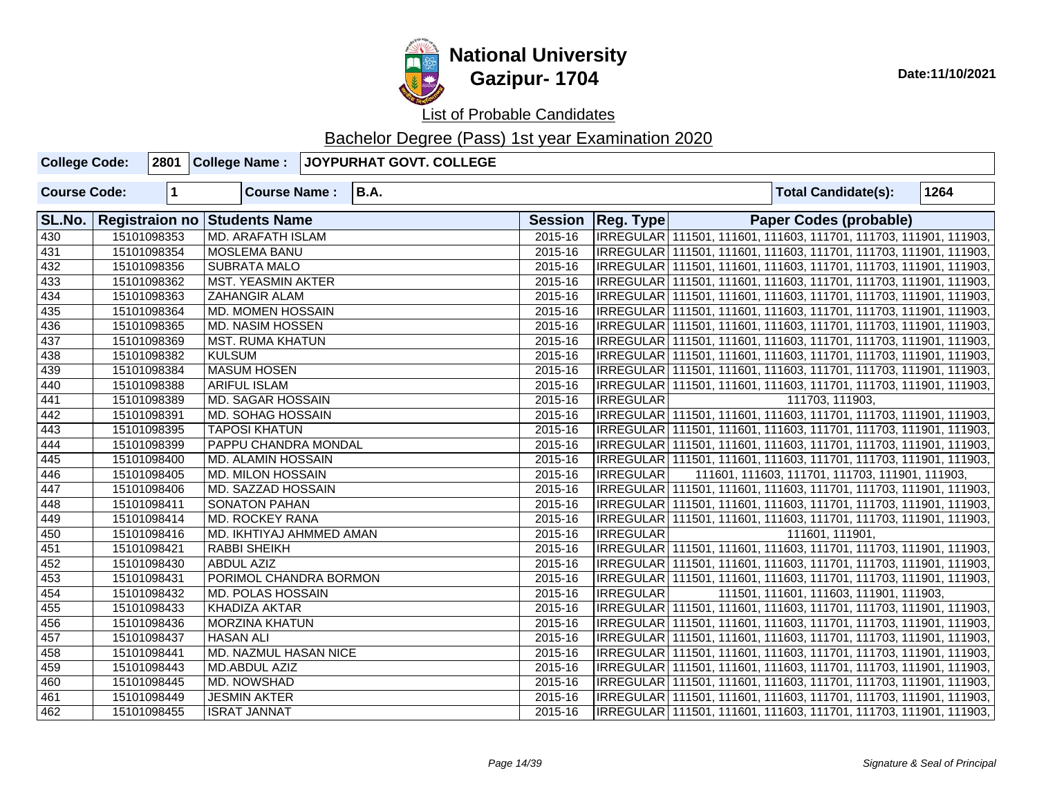# National University
## Gazipur- 1704

Date:11/10/2021

List of Probable Candidates

Bachelor Degree (Pass) 1st year Examination 2020

| College Code: | 2801 | College Name : | JOYPURHAT GOVT. COLLEGE |
|---|---|---|---|

| Course Code: | 1 | Course Name : | B.A. | Total Candidate(s): | 1264 |
|---|---|---|---|---|---|

| SL.No. | Registraion no | Students Name | Session | Reg. Type | Paper Codes (probable) |
|---|---|---|---|---|---|
| 430 | 15101098353 | MD. ARAFATH ISLAM | 2015-16 | IRREGULAR | 111501, 111601, 111603, 111701, 111703, 111901, 111903, |
| 431 | 15101098354 | MOSLEMA BANU | 2015-16 | IRREGULAR | 111501, 111601, 111603, 111701, 111703, 111901, 111903, |
| 432 | 15101098356 | SUBRATA MALO | 2015-16 | IRREGULAR | 111501, 111601, 111603, 111701, 111703, 111901, 111903, |
| 433 | 15101098362 | MST. YEASMIN AKTER | 2015-16 | IRREGULAR | 111501, 111601, 111603, 111701, 111703, 111901, 111903, |
| 434 | 15101098363 | ZAHANGIR ALAM | 2015-16 | IRREGULAR | 111501, 111601, 111603, 111701, 111703, 111901, 111903, |
| 435 | 15101098364 | MD. MOMEN HOSSAIN | 2015-16 | IRREGULAR | 111501, 111601, 111603, 111701, 111703, 111901, 111903, |
| 436 | 15101098365 | MD. NASIM HOSSEN | 2015-16 | IRREGULAR | 111501, 111601, 111603, 111701, 111703, 111901, 111903, |
| 437 | 15101098369 | MST. RUMA KHATUN | 2015-16 | IRREGULAR | 111501, 111601, 111603, 111701, 111703, 111901, 111903, |
| 438 | 15101098382 | KULSUM | 2015-16 | IRREGULAR | 111501, 111601, 111603, 111701, 111703, 111901, 111903, |
| 439 | 15101098384 | MASUM HOSEN | 2015-16 | IRREGULAR | 111501, 111601, 111603, 111701, 111703, 111901, 111903, |
| 440 | 15101098388 | ARIFUL ISLAM | 2015-16 | IRREGULAR | 111501, 111601, 111603, 111701, 111703, 111901, 111903, |
| 441 | 15101098389 | MD. SAGAR HOSSAIN | 2015-16 | IRREGULAR | 111703, 111903, |
| 442 | 15101098391 | MD. SOHAG HOSSAIN | 2015-16 | IRREGULAR | 111501, 111601, 111603, 111701, 111703, 111901, 111903, |
| 443 | 15101098395 | TAPOSI KHATUN | 2015-16 | IRREGULAR | 111501, 111601, 111603, 111701, 111703, 111901, 111903, |
| 444 | 15101098399 | PAPPU CHANDRA MONDAL | 2015-16 | IRREGULAR | 111501, 111601, 111603, 111701, 111703, 111901, 111903, |
| 445 | 15101098400 | MD. ALAMIN HOSSAIN | 2015-16 | IRREGULAR | 111501, 111601, 111603, 111701, 111703, 111901, 111903, |
| 446 | 15101098405 | MD. MILON HOSSAIN | 2015-16 | IRREGULAR | 111601, 111603, 111701, 111703, 111901, 111903, |
| 447 | 15101098406 | MD. SAZZAD HOSSAIN | 2015-16 | IRREGULAR | 111501, 111601, 111603, 111701, 111703, 111901, 111903, |
| 448 | 15101098411 | SONATON PAHAN | 2015-16 | IRREGULAR | 111501, 111601, 111603, 111701, 111703, 111901, 111903, |
| 449 | 15101098414 | MD. ROCKEY RANA | 2015-16 | IRREGULAR | 111501, 111601, 111603, 111701, 111703, 111901, 111903, |
| 450 | 15101098416 | MD. IKHTIYAJ AHMMED AMAN | 2015-16 | IRREGULAR | 111601, 111901, |
| 451 | 15101098421 | RABBI SHEIKH | 2015-16 | IRREGULAR | 111501, 111601, 111603, 111701, 111703, 111901, 111903, |
| 452 | 15101098430 | ABDUL AZIZ | 2015-16 | IRREGULAR | 111501, 111601, 111603, 111701, 111703, 111901, 111903, |
| 453 | 15101098431 | PORIMOL CHANDRA BORMON | 2015-16 | IRREGULAR | 111501, 111601, 111603, 111701, 111703, 111901, 111903, |
| 454 | 15101098432 | MD. POLAS HOSSAIN | 2015-16 | IRREGULAR | 111501, 111601, 111603, 111901, 111903, |
| 455 | 15101098433 | KHADIZA AKTAR | 2015-16 | IRREGULAR | 111501, 111601, 111603, 111701, 111703, 111901, 111903, |
| 456 | 15101098436 | MORZINA KHATUN | 2015-16 | IRREGULAR | 111501, 111601, 111603, 111701, 111703, 111901, 111903, |
| 457 | 15101098437 | HASAN ALI | 2015-16 | IRREGULAR | 111501, 111601, 111603, 111701, 111703, 111901, 111903, |
| 458 | 15101098441 | MD. NAZMUL HASAN NICE | 2015-16 | IRREGULAR | 111501, 111601, 111603, 111701, 111703, 111901, 111903, |
| 459 | 15101098443 | MD.ABDUL AZIZ | 2015-16 | IRREGULAR | 111501, 111601, 111603, 111701, 111703, 111901, 111903, |
| 460 | 15101098445 | MD. NOWSHAD | 2015-16 | IRREGULAR | 111501, 111601, 111603, 111701, 111703, 111901, 111903, |
| 461 | 15101098449 | JESMIN AKTER | 2015-16 | IRREGULAR | 111501, 111601, 111603, 111701, 111703, 111901, 111903, |
| 462 | 15101098455 | ISRAT JANNAT | 2015-16 | IRREGULAR | 111501, 111601, 111603, 111701, 111703, 111901, 111903, |

*Signature & Seal of Principal*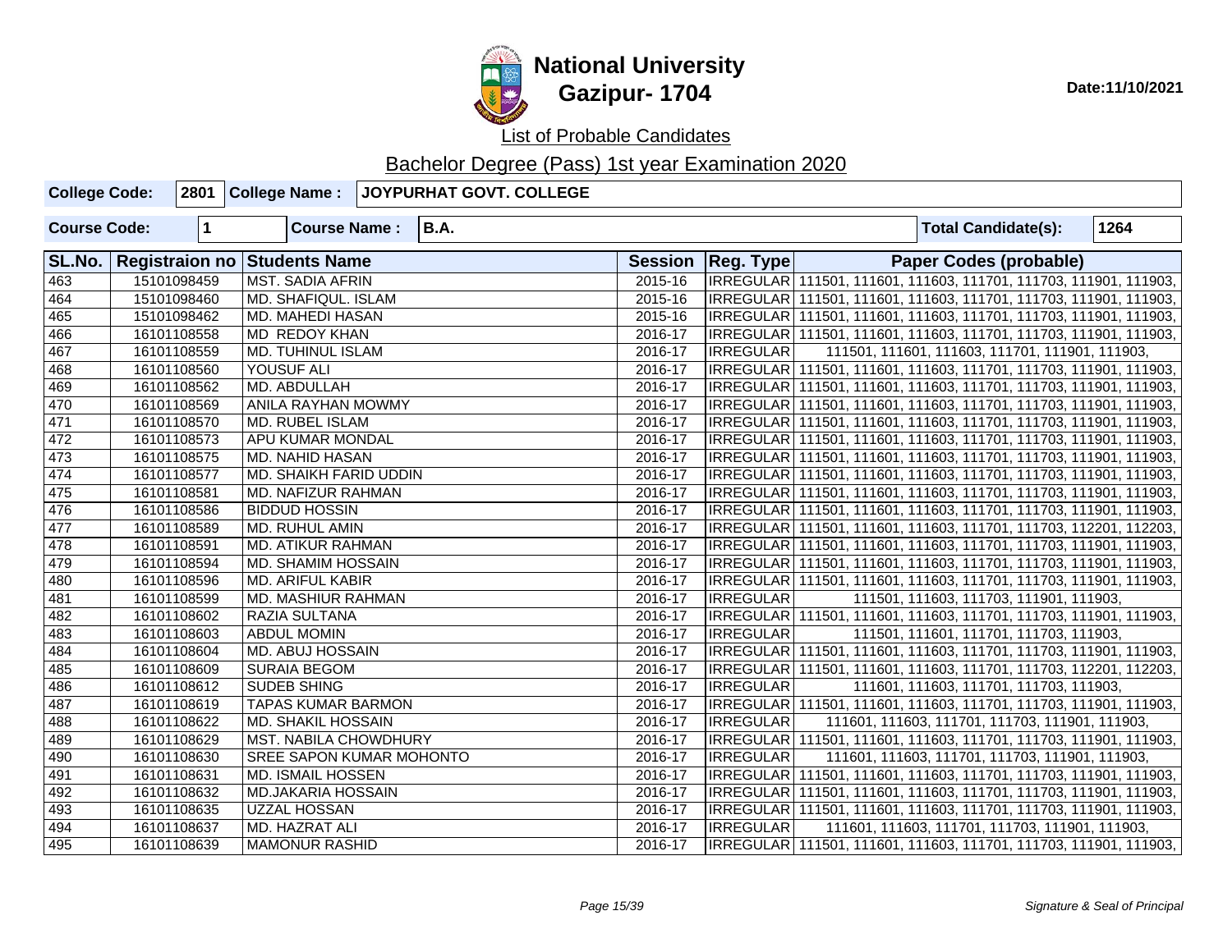# National University
## Gazipur- 1704

Date:11/10/2021

List of Probable Candidates

Bachelor Degree (Pass) 1st year Examination 2020

| College Code: | 2801 | College Name : | JOYPURHAT GOVT. COLLEGE |
|---|---|---|---|

| Course Code: | 1 | Course Name : | B.A. | Total Candidate(s): | 1264 |
|---|---|---|---|---|---|

| SL.No. | Registraion no | Students Name | Session | Reg. Type | Paper Codes (probable) |
|---|---|---|---|---|---|
| 463 | 15101098459 | MST. SADIA AFRIN | 2015-16 | IRREGULAR | 111501, 111601, 111603, 111701, 111703, 111901, 111903, |
| 464 | 15101098460 | MD. SHAFIQUL. ISLAM | 2015-16 | IRREGULAR | 111501, 111601, 111603, 111701, 111703, 111901, 111903, |
| 465 | 15101098462 | MD. MAHEDI HASAN | 2015-16 | IRREGULAR | 111501, 111601, 111603, 111701, 111703, 111901, 111903, |
| 466 | 16101108558 | MD REDOY KHAN | 2016-17 | IRREGULAR | 111501, 111601, 111603, 111701, 111703, 111901, 111903, |
| 467 | 16101108559 | MD. TUHINUL ISLAM | 2016-17 | IRREGULAR | 111501, 111601, 111603, 111701, 111901, 111903, |
| 468 | 16101108560 | YOUSUF ALI | 2016-17 | IRREGULAR | 111501, 111601, 111603, 111701, 111703, 111901, 111903, |
| 469 | 16101108562 | MD. ABDULLAH | 2016-17 | IRREGULAR | 111501, 111601, 111603, 111701, 111703, 111901, 111903, |
| 470 | 16101108569 | ANILA RAYHAN MOWMY | 2016-17 | IRREGULAR | 111501, 111601, 111603, 111701, 111703, 111901, 111903, |
| 471 | 16101108570 | MD. RUBEL ISLAM | 2016-17 | IRREGULAR | 111501, 111601, 111603, 111701, 111703, 111901, 111903, |
| 472 | 16101108573 | APU KUMAR MONDAL | 2016-17 | IRREGULAR | 111501, 111601, 111603, 111701, 111703, 111901, 111903, |
| 473 | 16101108575 | MD. NAHID HASAN | 2016-17 | IRREGULAR | 111501, 111601, 111603, 111701, 111703, 111901, 111903, |
| 474 | 16101108577 | MD. SHAIKH FARID UDDIN | 2016-17 | IRREGULAR | 111501, 111601, 111603, 111701, 111703, 111901, 111903, |
| 475 | 16101108581 | MD. NAFIZUR RAHMAN | 2016-17 | IRREGULAR | 111501, 111601, 111603, 111701, 111703, 111901, 111903, |
| 476 | 16101108586 | BIDDUD HOSSIN | 2016-17 | IRREGULAR | 111501, 111601, 111603, 111701, 111703, 111901, 111903, |
| 477 | 16101108589 | MD. RUHUL AMIN | 2016-17 | IRREGULAR | 111501, 111601, 111603, 111701, 111703, 112201, 112203, |
| 478 | 16101108591 | MD. ATIKUR RAHMAN | 2016-17 | IRREGULAR | 111501, 111601, 111603, 111701, 111703, 111901, 111903, |
| 479 | 16101108594 | MD. SHAMIM HOSSAIN | 2016-17 | IRREGULAR | 111501, 111601, 111603, 111701, 111703, 111901, 111903, |
| 480 | 16101108596 | MD. ARIFUL KABIR | 2016-17 | IRREGULAR | 111501, 111601, 111603, 111701, 111703, 111901, 111903, |
| 481 | 16101108599 | MD. MASHIUR RAHMAN | 2016-17 | IRREGULAR | 111501, 111603, 111703, 111901, 111903, |
| 482 | 16101108602 | RAZIA SULTANA | 2016-17 | IRREGULAR | 111501, 111601, 111603, 111701, 111703, 111901, 111903, |
| 483 | 16101108603 | ABDUL MOMIN | 2016-17 | IRREGULAR | 111501, 111601, 111701, 111703, 111903, |
| 484 | 16101108604 | MD. ABUJ HOSSAIN | 2016-17 | IRREGULAR | 111501, 111601, 111603, 111701, 111703, 111901, 111903, |
| 485 | 16101108609 | SURAIA BEGOM | 2016-17 | IRREGULAR | 111501, 111601, 111603, 111701, 111703, 112201, 112203, |
| 486 | 16101108612 | SUDEB SHING | 2016-17 | IRREGULAR | 111601, 111603, 111701, 111703, 111903, |
| 487 | 16101108619 | TAPAS KUMAR BARMON | 2016-17 | IRREGULAR | 111501, 111601, 111603, 111701, 111703, 111901, 111903, |
| 488 | 16101108622 | MD. SHAKIL HOSSAIN | 2016-17 | IRREGULAR | 111601, 111603, 111701, 111703, 111901, 111903, |
| 489 | 16101108629 | MST. NABILA CHOWDHURY | 2016-17 | IRREGULAR | 111501, 111601, 111603, 111701, 111703, 111901, 111903, |
| 490 | 16101108630 | SREE SAPON KUMAR MOHONTO | 2016-17 | IRREGULAR | 111601, 111603, 111701, 111703, 111901, 111903, |
| 491 | 16101108631 | MD. ISMAIL HOSSEN | 2016-17 | IRREGULAR | 111501, 111601, 111603, 111701, 111703, 111901, 111903, |
| 492 | 16101108632 | MD.JAKARIA HOSSAIN | 2016-17 | IRREGULAR | 111501, 111601, 111603, 111701, 111703, 111901, 111903, |
| 493 | 16101108635 | UZZAL HOSSAN | 2016-17 | IRREGULAR | 111501, 111601, 111603, 111701, 111703, 111901, 111903, |
| 494 | 16101108637 | MD. HAZRAT ALI | 2016-17 | IRREGULAR | 111601, 111603, 111701, 111703, 111901, 111903, |
| 495 | 16101108639 | MAMONUR RASHID | 2016-17 | IRREGULAR | 111501, 111601, 111603, 111701, 111703, 111901, 111903, |

Signature & Seal of Principal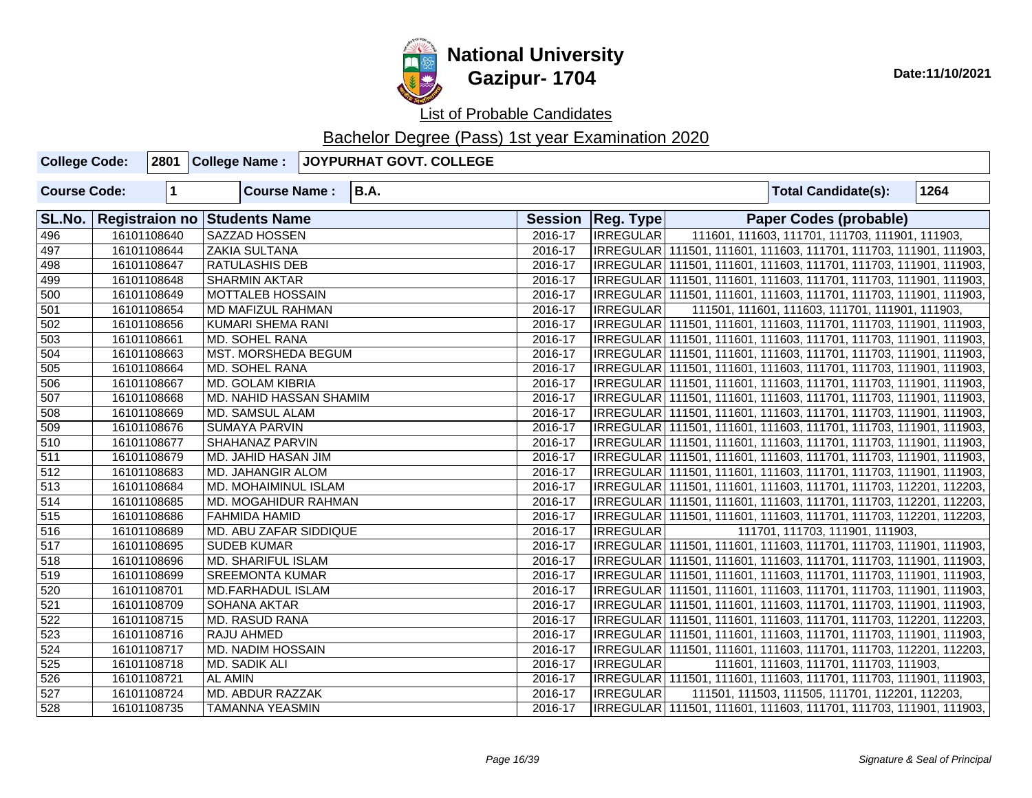# National University
## Gazipur- 1704

Date:11/10/2021

List of Probable Candidates

Bachelor Degree (Pass) 1st year Examination 2020

| College Code: | 2801 | College Name : | JOYPURHAT GOVT. COLLEGE |
|---|---|---|---|

| Course Code: | 1 | Course Name : | B.A. | Total Candidate(s): | 1264 |
|---|---|---|---|---|---|

| SL.No. | Registraion no | Students Name | Session | Reg. Type | Paper Codes (probable) |
|---|---|---|---|---|---|
| 496 | 16101108640 | SAZZAD HOSSEN | 2016-17 | IRREGULAR | 111601, 111603, 111701, 111703, 111901, 111903, |
| 497 | 16101108644 | ZAKIA SULTANA | 2016-17 | IRREGULAR | 111501, 111601, 111603, 111701, 111703, 111901, 111903, |
| 498 | 16101108647 | RATULASHIS DEB | 2016-17 | IRREGULAR | 111501, 111601, 111603, 111701, 111703, 111901, 111903, |
| 499 | 16101108648 | SHARMIN AKTAR | 2016-17 | IRREGULAR | 111501, 111601, 111603, 111701, 111703, 111901, 111903, |
| 500 | 16101108649 | MOTTALEB HOSSAIN | 2016-17 | IRREGULAR | 111501, 111601, 111603, 111701, 111703, 111901, 111903, |
| 501 | 16101108654 | MD MAFIZUL RAHMAN | 2016-17 | IRREGULAR | 111501, 111601, 111603, 111701, 111901, 111903, |
| 502 | 16101108656 | KUMARI SHEMA RANI | 2016-17 | IRREGULAR | 111501, 111601, 111603, 111701, 111703, 111901, 111903, |
| 503 | 16101108661 | MD. SOHEL RANA | 2016-17 | IRREGULAR | 111501, 111601, 111603, 111701, 111703, 111901, 111903, |
| 504 | 16101108663 | MST. MORSHEDA BEGUM | 2016-17 | IRREGULAR | 111501, 111601, 111603, 111701, 111703, 111901, 111903, |
| 505 | 16101108664 | MD. SOHEL RANA | 2016-17 | IRREGULAR | 111501, 111601, 111603, 111701, 111703, 111901, 111903, |
| 506 | 16101108667 | MD. GOLAM KIBRIA | 2016-17 | IRREGULAR | 111501, 111601, 111603, 111701, 111703, 111901, 111903, |
| 507 | 16101108668 | MD. NAHID HASSAN SHAMIM | 2016-17 | IRREGULAR | 111501, 111601, 111603, 111701, 111703, 111901, 111903, |
| 508 | 16101108669 | MD. SAMSUL ALAM | 2016-17 | IRREGULAR | 111501, 111601, 111603, 111701, 111703, 111901, 111903, |
| 509 | 16101108676 | SUMAYA PARVIN | 2016-17 | IRREGULAR | 111501, 111601, 111603, 111701, 111703, 111901, 111903, |
| 510 | 16101108677 | SHAHANAZ PARVIN | 2016-17 | IRREGULAR | 111501, 111601, 111603, 111701, 111703, 111901, 111903, |
| 511 | 16101108679 | MD. JAHID HASAN JIM | 2016-17 | IRREGULAR | 111501, 111601, 111603, 111701, 111703, 111901, 111903, |
| 512 | 16101108683 | MD. JAHANGIR ALOM | 2016-17 | IRREGULAR | 111501, 111601, 111603, 111701, 111703, 111901, 111903, |
| 513 | 16101108684 | MD. MOHAIMINUL ISLAM | 2016-17 | IRREGULAR | 111501, 111601, 111603, 111701, 111703, 112201, 112203, |
| 514 | 16101108685 | MD. MOGAHIDUR RAHMAN | 2016-17 | IRREGULAR | 111501, 111601, 111603, 111701, 111703, 112201, 112203, |
| 515 | 16101108686 | FAHMIDA HAMID | 2016-17 | IRREGULAR | 111501, 111601, 111603, 111701, 111703, 112201, 112203, |
| 516 | 16101108689 | MD. ABU ZAFAR SIDDIQUE | 2016-17 | IRREGULAR | 111701, 111703, 111901, 111903, |
| 517 | 16101108695 | SUDEB KUMAR | 2016-17 | IRREGULAR | 111501, 111601, 111603, 111701, 111703, 111901, 111903, |
| 518 | 16101108696 | MD. SHARIFUL ISLAM | 2016-17 | IRREGULAR | 111501, 111601, 111603, 111701, 111703, 111901, 111903, |
| 519 | 16101108699 | SREEMONTA KUMAR | 2016-17 | IRREGULAR | 111501, 111601, 111603, 111701, 111703, 111901, 111903, |
| 520 | 16101108701 | MD.FARHADUL ISLAM | 2016-17 | IRREGULAR | 111501, 111601, 111603, 111701, 111703, 111901, 111903, |
| 521 | 16101108709 | SOHANA AKTAR | 2016-17 | IRREGULAR | 111501, 111601, 111603, 111701, 111703, 111901, 111903, |
| 522 | 16101108715 | MD. RASUD RANA | 2016-17 | IRREGULAR | 111501, 111601, 111603, 111701, 111703, 112201, 112203, |
| 523 | 16101108716 | RAJU AHMED | 2016-17 | IRREGULAR | 111501, 111601, 111603, 111701, 111703, 111901, 111903, |
| 524 | 16101108717 | MD. NADIM HOSSAIN | 2016-17 | IRREGULAR | 111501, 111601, 111603, 111701, 111703, 112201, 112203, |
| 525 | 16101108718 | MD. SADIK ALI | 2016-17 | IRREGULAR | 111601, 111603, 111701, 111703, 111903, |
| 526 | 16101108721 | AL AMIN | 2016-17 | IRREGULAR | 111501, 111601, 111603, 111701, 111703, 111901, 111903, |
| 527 | 16101108724 | MD. ABDUR RAZZAK | 2016-17 | IRREGULAR | 111501, 111503, 111505, 111701, 112201, 112203, |
| 528 | 16101108735 | TAMANNA YEASMIN | 2016-17 | IRREGULAR | 111501, 111601, 111603, 111701, 111703, 111901, 111903, |

*Signature & Seal of Principal*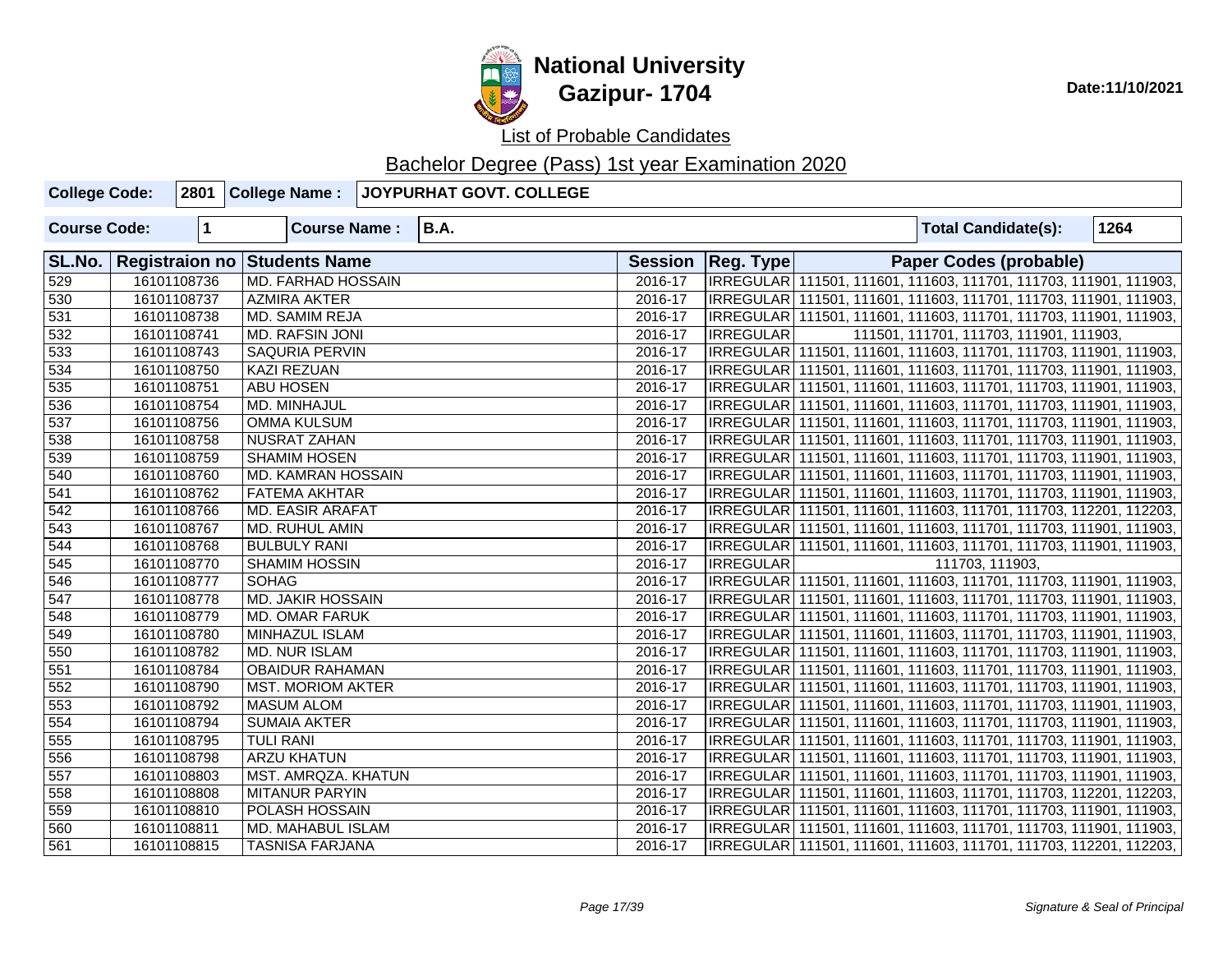# National University
# Gazipur- 1704

Date:11/10/2021

List of Probable Candidates

Bachelor Degree (Pass) 1st year Examination 2020

| College Code: | 2801 | College Name : | JOYPURHAT GOVT. COLLEGE |
|---|---|---|---|

| Course Code: | 1 | Course Name : | B.A. | Total Candidate(s): | 1264 |
|---|---|---|---|---|---|

| SL.No. | Registraion no | Students Name | Session | Reg. Type | Paper Codes (probable) |
|---|---|---|---|---|---|
| 529 | 16101108736 | MD. FARHAD HOSSAIN | 2016-17 | IRREGULAR | 111501, 111601, 111603, 111701, 111703, 111901, 111903, |
| 530 | 16101108737 | AZMIRA AKTER | 2016-17 | IRREGULAR | 111501, 111601, 111603, 111701, 111703, 111901, 111903, |
| 531 | 16101108738 | MD. SAMIM REJA | 2016-17 | IRREGULAR | 111501, 111601, 111603, 111701, 111703, 111901, 111903, |
| 532 | 16101108741 | MD. RAFSIN JONI | 2016-17 | IRREGULAR | 111501, 111701, 111703, 111901, 111903, |
| 533 | 16101108743 | SAQURIA PERVIN | 2016-17 | IRREGULAR | 111501, 111601, 111603, 111701, 111703, 111901, 111903, |
| 534 | 16101108750 | KAZI REZUAN | 2016-17 | IRREGULAR | 111501, 111601, 111603, 111701, 111703, 111901, 111903, |
| 535 | 16101108751 | ABU HOSEN | 2016-17 | IRREGULAR | 111501, 111601, 111603, 111701, 111703, 111901, 111903, |
| 536 | 16101108754 | MD. MINHAJUL | 2016-17 | IRREGULAR | 111501, 111601, 111603, 111701, 111703, 111901, 111903, |
| 537 | 16101108756 | OMMA KULSUM | 2016-17 | IRREGULAR | 111501, 111601, 111603, 111701, 111703, 111901, 111903, |
| 538 | 16101108758 | NUSRAT ZAHAN | 2016-17 | IRREGULAR | 111501, 111601, 111603, 111701, 111703, 111901, 111903, |
| 539 | 16101108759 | SHAMIM HOSEN | 2016-17 | IRREGULAR | 111501, 111601, 111603, 111701, 111703, 111901, 111903, |
| 540 | 16101108760 | MD. KAMRAN HOSSAIN | 2016-17 | IRREGULAR | 111501, 111601, 111603, 111701, 111703, 111901, 111903, |
| 541 | 16101108762 | FATEMA AKHTAR | 2016-17 | IRREGULAR | 111501, 111601, 111603, 111701, 111703, 111901, 111903, |
| 542 | 16101108766 | MD. EASIR ARAFAT | 2016-17 | IRREGULAR | 111501, 111601, 111603, 111701, 111703, 112201, 112203, |
| 543 | 16101108767 | MD. RUHUL AMIN | 2016-17 | IRREGULAR | 111501, 111601, 111603, 111701, 111703, 111901, 111903, |
| 544 | 16101108768 | BULBULY RANI | 2016-17 | IRREGULAR | 111501, 111601, 111603, 111701, 111703, 111901, 111903, |
| 545 | 16101108770 | SHAMIM HOSSIN | 2016-17 | IRREGULAR | 111703, 111903, |
| 546 | 16101108777 | SOHAG | 2016-17 | IRREGULAR | 111501, 111601, 111603, 111701, 111703, 111901, 111903, |
| 547 | 16101108778 | MD. JAKIR HOSSAIN | 2016-17 | IRREGULAR | 111501, 111601, 111603, 111701, 111703, 111901, 111903, |
| 548 | 16101108779 | MD. OMAR FARUK | 2016-17 | IRREGULAR | 111501, 111601, 111603, 111701, 111703, 111901, 111903, |
| 549 | 16101108780 | MINHAZUL ISLAM | 2016-17 | IRREGULAR | 111501, 111601, 111603, 111701, 111703, 111901, 111903, |
| 550 | 16101108782 | MD. NUR ISLAM | 2016-17 | IRREGULAR | 111501, 111601, 111603, 111701, 111703, 111901, 111903, |
| 551 | 16101108784 | OBAIDUR RAHAMAN | 2016-17 | IRREGULAR | 111501, 111601, 111603, 111701, 111703, 111901, 111903, |
| 552 | 16101108790 | MST. MORIOM AKTER | 2016-17 | IRREGULAR | 111501, 111601, 111603, 111701, 111703, 111901, 111903, |
| 553 | 16101108792 | MASUM ALOM | 2016-17 | IRREGULAR | 111501, 111601, 111603, 111701, 111703, 111901, 111903, |
| 554 | 16101108794 | SUMAIA AKTER | 2016-17 | IRREGULAR | 111501, 111601, 111603, 111701, 111703, 111901, 111903, |
| 555 | 16101108795 | TULI RANI | 2016-17 | IRREGULAR | 111501, 111601, 111603, 111701, 111703, 111901, 111903, |
| 556 | 16101108798 | ARZU KHATUN | 2016-17 | IRREGULAR | 111501, 111601, 111603, 111701, 111703, 111901, 111903, |
| 557 | 16101108803 | MST. AMRQZA. KHATUN | 2016-17 | IRREGULAR | 111501, 111601, 111603, 111701, 111703, 111901, 111903, |
| 558 | 16101108808 | MITANUR PARYIN | 2016-17 | IRREGULAR | 111501, 111601, 111603, 111701, 111703, 112201, 112203, |
| 559 | 16101108810 | POLASH HOSSAIN | 2016-17 | IRREGULAR | 111501, 111601, 111603, 111701, 111703, 111901, 111903, |
| 560 | 16101108811 | MD. MAHABUL ISLAM | 2016-17 | IRREGULAR | 111501, 111601, 111603, 111701, 111703, 111901, 111903, |
| 561 | 16101108815 | TASNISA FARJANA | 2016-17 | IRREGULAR | 111501, 111601, 111603, 111701, 111703, 112201, 112203, |

*Signature & Seal of Principal*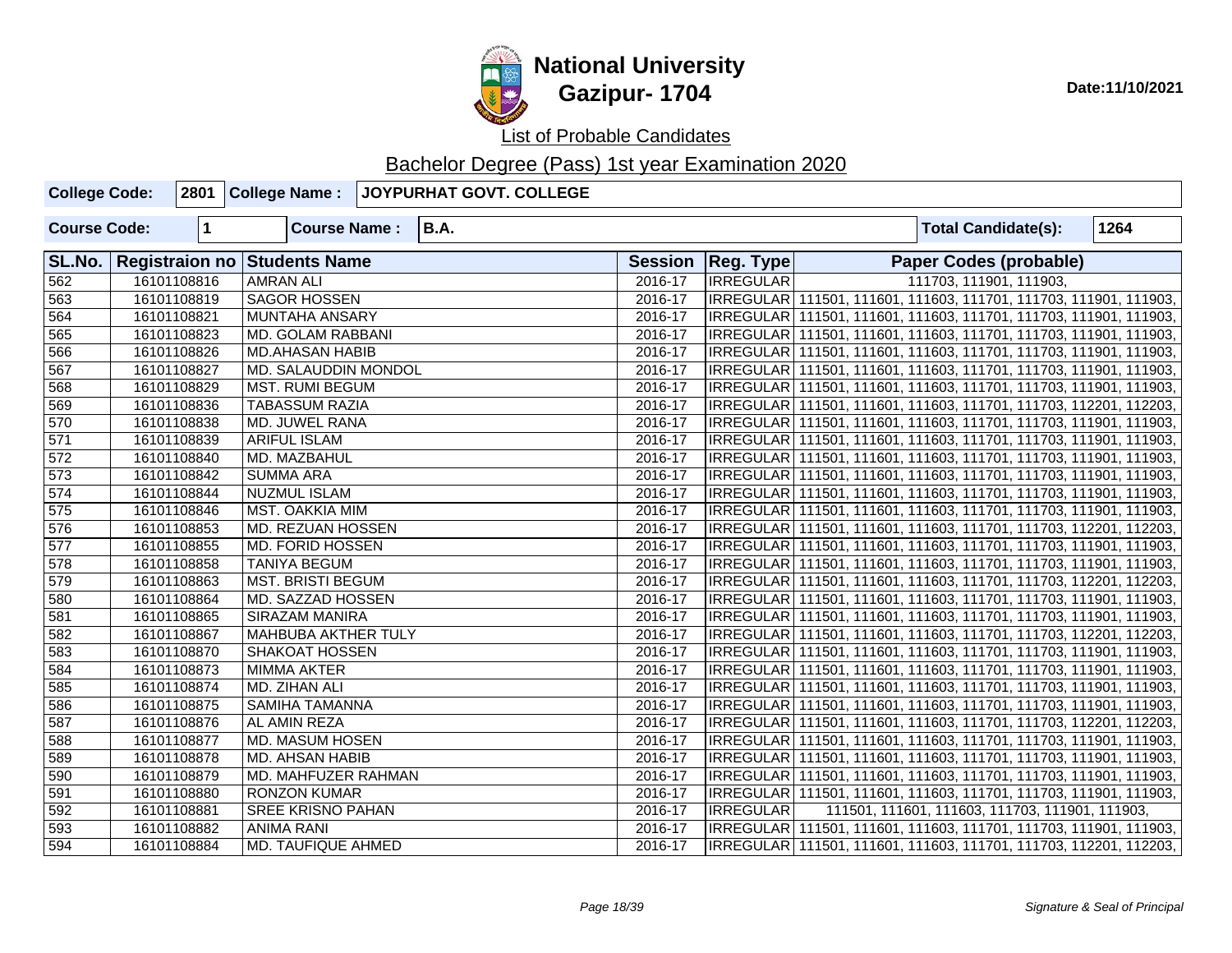# National University
## Gazipur- 1704

Date:11/10/2021

List of Probable Candidates

Bachelor Degree (Pass) 1st year Examination 2020

| College Code: | 2801 | College Name : | JOYPURHAT GOVT. COLLEGE |
|---|---|---|---|

| Course Code: | 1 | Course Name : | B.A. | Total Candidate(s): | 1264 |
|---|---|---|---|---|---|

| SL.No. | Registraion no | Students Name | Session | Reg. Type | Paper Codes (probable) |
|---|---|---|---|---|---|
| 562 | 16101108816 | AMRAN ALI | 2016-17 | IRREGULAR | 111703, 111901, 111903, |
| 563 | 16101108819 | SAGOR HOSSEN | 2016-17 | IRREGULAR | 111501, 111601, 111603, 111701, 111703, 111901, 111903, |
| 564 | 16101108821 | MUNTAHA ANSARY | 2016-17 | IRREGULAR | 111501, 111601, 111603, 111701, 111703, 111901, 111903, |
| 565 | 16101108823 | MD. GOLAM RABBANI | 2016-17 | IRREGULAR | 111501, 111601, 111603, 111701, 111703, 111901, 111903, |
| 566 | 16101108826 | MD.AHASAN HABIB | 2016-17 | IRREGULAR | 111501, 111601, 111603, 111701, 111703, 111901, 111903, |
| 567 | 16101108827 | MD. SALAUDDIN MONDOL | 2016-17 | IRREGULAR | 111501, 111601, 111603, 111701, 111703, 111901, 111903, |
| 568 | 16101108829 | MST. RUMI BEGUM | 2016-17 | IRREGULAR | 111501, 111601, 111603, 111701, 111703, 111901, 111903, |
| 569 | 16101108836 | TABASSUM RAZIA | 2016-17 | IRREGULAR | 111501, 111601, 111603, 111701, 111703, 112201, 112203, |
| 570 | 16101108838 | MD. JUWEL RANA | 2016-17 | IRREGULAR | 111501, 111601, 111603, 111701, 111703, 111901, 111903, |
| 571 | 16101108839 | ARIFUL ISLAM | 2016-17 | IRREGULAR | 111501, 111601, 111603, 111701, 111703, 111901, 111903, |
| 572 | 16101108840 | MD. MAZBAHUL | 2016-17 | IRREGULAR | 111501, 111601, 111603, 111701, 111703, 111901, 111903, |
| 573 | 16101108842 | SUMMA ARA | 2016-17 | IRREGULAR | 111501, 111601, 111603, 111701, 111703, 111901, 111903, |
| 574 | 16101108844 | NUZMUL ISLAM | 2016-17 | IRREGULAR | 111501, 111601, 111603, 111701, 111703, 111901, 111903, |
| 575 | 16101108846 | MST. OAKKIA MIM | 2016-17 | IRREGULAR | 111501, 111601, 111603, 111701, 111703, 111901, 111903, |
| 576 | 16101108853 | MD. REZUAN HOSSEN | 2016-17 | IRREGULAR | 111501, 111601, 111603, 111701, 111703, 112201, 112203, |
| 577 | 16101108855 | MD. FORID HOSSEN | 2016-17 | IRREGULAR | 111501, 111601, 111603, 111701, 111703, 111901, 111903, |
| 578 | 16101108858 | TANIYA BEGUM | 2016-17 | IRREGULAR | 111501, 111601, 111603, 111701, 111703, 111901, 111903, |
| 579 | 16101108863 | MST. BRISTI BEGUM | 2016-17 | IRREGULAR | 111501, 111601, 111603, 111701, 111703, 112201, 112203, |
| 580 | 16101108864 | MD. SAZZAD HOSSEN | 2016-17 | IRREGULAR | 111501, 111601, 111603, 111701, 111703, 111901, 111903, |
| 581 | 16101108865 | SIRAZAM MANIRA | 2016-17 | IRREGULAR | 111501, 111601, 111603, 111701, 111703, 111901, 111903, |
| 582 | 16101108867 | MAHBUBA AKTHER TULY | 2016-17 | IRREGULAR | 111501, 111601, 111603, 111701, 111703, 112201, 112203, |
| 583 | 16101108870 | SHAKOAT HOSSEN | 2016-17 | IRREGULAR | 111501, 111601, 111603, 111701, 111703, 111901, 111903, |
| 584 | 16101108873 | MIMMA AKTER | 2016-17 | IRREGULAR | 111501, 111601, 111603, 111701, 111703, 111901, 111903, |
| 585 | 16101108874 | MD. ZIHAN ALI | 2016-17 | IRREGULAR | 111501, 111601, 111603, 111701, 111703, 111901, 111903, |
| 586 | 16101108875 | SAMIHA TAMANNA | 2016-17 | IRREGULAR | 111501, 111601, 111603, 111701, 111703, 111901, 111903, |
| 587 | 16101108876 | AL AMIN REZA | 2016-17 | IRREGULAR | 111501, 111601, 111603, 111701, 111703, 112201, 112203, |
| 588 | 16101108877 | MD. MASUM HOSEN | 2016-17 | IRREGULAR | 111501, 111601, 111603, 111701, 111703, 111901, 111903, |
| 589 | 16101108878 | MD. AHSAN HABIB | 2016-17 | IRREGULAR | 111501, 111601, 111603, 111701, 111703, 111901, 111903, |
| 590 | 16101108879 | MD. MAHFUZER RAHMAN | 2016-17 | IRREGULAR | 111501, 111601, 111603, 111701, 111703, 111901, 111903, |
| 591 | 16101108880 | RONZON KUMAR | 2016-17 | IRREGULAR | 111501, 111601, 111603, 111701, 111703, 111901, 111903, |
| 592 | 16101108881 | SREE KRISNO PAHAN | 2016-17 | IRREGULAR | 111501, 111601, 111603, 111703, 111901, 111903, |
| 593 | 16101108882 | ANIMA RANI | 2016-17 | IRREGULAR | 111501, 111601, 111603, 111701, 111703, 111901, 111903, |
| 594 | 16101108884 | MD. TAUFIQUE AHMED | 2016-17 | IRREGULAR | 111501, 111601, 111603, 111701, 111703, 112201, 112203, |

*Signature & Seal of Principal*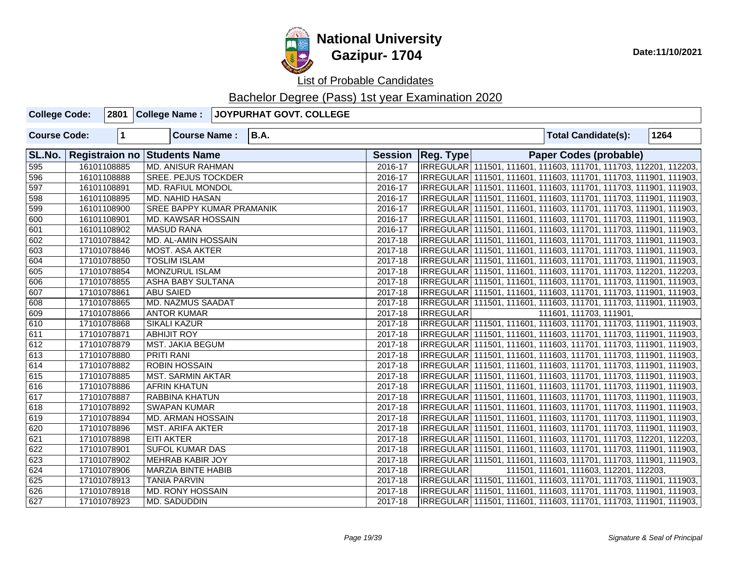# National University
## Gazipur- 1704

Date:11/10/2021

List of Probable Candidates

Bachelor Degree (Pass) 1st year Examination 2020

| College Code: | 2801 | College Name : | JOYPURHAT GOVT. COLLEGE |
|---|---|---|---|

| Course Code: | 1 | Course Name : | B.A. | Total Candidate(s): | 1264 |
|---|---|---|---|---|---|

| SL.No. | Registraion no | Students Name | Session | Reg. Type | Paper Codes (probable) |
|---|---|---|---|---|---|
| 595 | 16101108885 | MD. ANISUR RAHMAN | 2016-17 | IRREGULAR | 111501, 111601, 111603, 111701, 111703, 112201, 112203, |
| 596 | 16101108888 | SREE. PEJUS TOCKDER | 2016-17 | IRREGULAR | 111501, 111601, 111603, 111701, 111703, 111901, 111903, |
| 597 | 16101108891 | MD. RAFIUL MONDOL | 2016-17 | IRREGULAR | 111501, 111601, 111603, 111701, 111703, 111901, 111903, |
| 598 | 16101108895 | MD. NAHID HASAN | 2016-17 | IRREGULAR | 111501, 111601, 111603, 111701, 111703, 111901, 111903, |
| 599 | 16101108900 | SREE BAPPY KUMAR PRAMANIK | 2016-17 | IRREGULAR | 111501, 111601, 111603, 111701, 111703, 111901, 111903, |
| 600 | 16101108901 | MD. KAWSAR HOSSAIN | 2016-17 | IRREGULAR | 111501, 111601, 111603, 111701, 111703, 111901, 111903, |
| 601 | 16101108902 | MASUD RANA | 2016-17 | IRREGULAR | 111501, 111601, 111603, 111701, 111703, 111901, 111903, |
| 602 | 17101078842 | MD. AL-AMIN HOSSAIN | 2017-18 | IRREGULAR | 111501, 111601, 111603, 111701, 111703, 111901, 111903, |
| 603 | 17101078846 | MOST. ASA AKTER | 2017-18 | IRREGULAR | 111501, 111601, 111603, 111701, 111703, 111901, 111903, |
| 604 | 17101078850 | TOSLIM ISLAM | 2017-18 | IRREGULAR | 111501, 111601, 111603, 111701, 111703, 111901, 111903, |
| 605 | 17101078854 | MONZURUL ISLAM | 2017-18 | IRREGULAR | 111501, 111601, 111603, 111701, 111703, 112201, 112203, |
| 606 | 17101078855 | ASHA BABY SULTANA | 2017-18 | IRREGULAR | 111501, 111601, 111603, 111701, 111703, 111901, 111903, |
| 607 | 17101078861 | ABU SAIED | 2017-18 | IRREGULAR | 111501, 111601, 111603, 111701, 111703, 111901, 111903, |
| 608 | 17101078865 | MD. NAZMUS SAADAT | 2017-18 | IRREGULAR | 111501, 111601, 111603, 111701, 111703, 111901, 111903, |
| 609 | 17101078866 | ANTOR KUMAR | 2017-18 | IRREGULAR | 111601, 111703, 111901, |
| 610 | 17101078868 | SIKALI KAZUR | 2017-18 | IRREGULAR | 111501, 111601, 111603, 111701, 111703, 111901, 111903, |
| 611 | 17101078871 | ABHIJIT ROY | 2017-18 | IRREGULAR | 111501, 111601, 111603, 111701, 111703, 111901, 111903, |
| 612 | 17101078879 | MST. JAKIA BEGUM | 2017-18 | IRREGULAR | 111501, 111601, 111603, 111701, 111703, 111901, 111903, |
| 613 | 17101078880 | PRITI RANI | 2017-18 | IRREGULAR | 111501, 111601, 111603, 111701, 111703, 111901, 111903, |
| 614 | 17101078882 | ROBIN HOSSAIN | 2017-18 | IRREGULAR | 111501, 111601, 111603, 111701, 111703, 111901, 111903, |
| 615 | 17101078885 | MST. SARMIN AKTAR | 2017-18 | IRREGULAR | 111501, 111601, 111603, 111701, 111703, 111901, 111903, |
| 616 | 17101078886 | AFRIN KHATUN | 2017-18 | IRREGULAR | 111501, 111601, 111603, 111701, 111703, 111901, 111903, |
| 617 | 17101078887 | RABBINA KHATUN | 2017-18 | IRREGULAR | 111501, 111601, 111603, 111701, 111703, 111901, 111903, |
| 618 | 17101078892 | SWAPAN KUMAR | 2017-18 | IRREGULAR | 111501, 111601, 111603, 111701, 111703, 111901, 111903, |
| 619 | 17101078894 | MD. ARMAN HOSSAIN | 2017-18 | IRREGULAR | 111501, 111601, 111603, 111701, 111703, 111901, 111903, |
| 620 | 17101078896 | MST. ARIFA AKTER | 2017-18 | IRREGULAR | 111501, 111601, 111603, 111701, 111703, 111901, 111903, |
| 621 | 17101078898 | EITI AKTER | 2017-18 | IRREGULAR | 111501, 111601, 111603, 111701, 111703, 112201, 112203, |
| 622 | 17101078901 | SUFOL KUMAR DAS | 2017-18 | IRREGULAR | 111501, 111601, 111603, 111701, 111703, 111901, 111903, |
| 623 | 17101078902 | MEHRAB KABIR JOY | 2017-18 | IRREGULAR | 111501, 111601, 111603, 111701, 111703, 111901, 111903, |
| 624 | 17101078906 | MARZIA BINTE HABIB | 2017-18 | IRREGULAR | 111501, 111601, 111603, 112201, 112203, |
| 625 | 17101078913 | TANIA PARVIN | 2017-18 | IRREGULAR | 111501, 111601, 111603, 111701, 111703, 111901, 111903, |
| 626 | 17101078918 | MD. RONY HOSSAIN | 2017-18 | IRREGULAR | 111501, 111601, 111603, 111701, 111703, 111901, 111903, |
| 627 | 17101078923 | MD. SADUDDIN | 2017-18 | IRREGULAR | 111501, 111601, 111603, 111701, 111703, 111901, 111903, |

*Signature & Seal of Principal*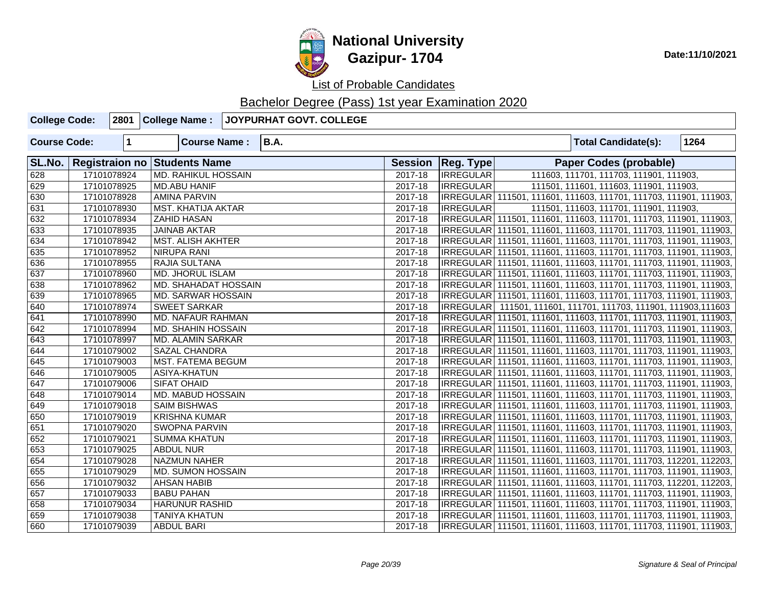# National University
## Gazipur- 1704

Date:11/10/2021

List of Probable Candidates

Bachelor Degree (Pass) 1st year Examination 2020

| College Code: | 2801 | College Name : | JOYPURHAT GOVT. COLLEGE |
|---|---|---|---|

| Course Code: | 1 | Course Name : | B.A. | Total Candidate(s): | 1264 |
|---|---|---|---|---|---|

| SL.No. | Registraion no | Students Name | Session | Reg. Type | Paper Codes (probable) |
|---|---|---|---|---|---|
| 628 | 17101078924 | MD. RAHIKUL HOSSAIN | 2017-18 | IRREGULAR | 111603, 111701, 111703, 111901, 111903, |
| 629 | 17101078925 | MD.ABU HANIF | 2017-18 | IRREGULAR | 111501, 111601, 111603, 111901, 111903, |
| 630 | 17101078928 | AMINA PARVIN | 2017-18 | IRREGULAR | 111501, 111601, 111603, 111701, 111703, 111901, 111903, |
| 631 | 17101078930 | MST. KHATIJA AKTAR | 2017-18 | IRREGULAR | 111501, 111603, 111701, 111901, 111903, |
| 632 | 17101078934 | ZAHID HASAN | 2017-18 | IRREGULAR | 111501, 111601, 111603, 111701, 111703, 111901, 111903, |
| 633 | 17101078935 | JAINAB AKTAR | 2017-18 | IRREGULAR | 111501, 111601, 111603, 111701, 111703, 111901, 111903, |
| 634 | 17101078942 | MST. ALISH AKHTER | 2017-18 | IRREGULAR | 111501, 111601, 111603, 111701, 111703, 111901, 111903, |
| 635 | 17101078952 | NIRUPA RANI | 2017-18 | IRREGULAR | 111501, 111601, 111603, 111701, 111703, 111901, 111903, |
| 636 | 17101078955 | RAJIA SULTANA | 2017-18 | IRREGULAR | 111501, 111601, 111603, 111701, 111703, 111901, 111903, |
| 637 | 17101078960 | MD. JHORUL ISLAM | 2017-18 | IRREGULAR | 111501, 111601, 111603, 111701, 111703, 111901, 111903, |
| 638 | 17101078962 | MD. SHAHADAT HOSSAIN | 2017-18 | IRREGULAR | 111501, 111601, 111603, 111701, 111703, 111901, 111903, |
| 639 | 17101078965 | MD. SARWAR HOSSAIN | 2017-18 | IRREGULAR | 111501, 111601, 111603, 111701, 111703, 111901, 111903, |
| 640 | 17101078974 | SWEET SARKAR | 2017-18 | IRREGULAR | 111501, 111601, 111701, 111703, 111901, 111903,111603 |
| 641 | 17101078990 | MD. NAFAUR RAHMAN | 2017-18 | IRREGULAR | 111501, 111601, 111603, 111701, 111703, 111901, 111903, |
| 642 | 17101078994 | MD. SHAHIN HOSSAIN | 2017-18 | IRREGULAR | 111501, 111601, 111603, 111701, 111703, 111901, 111903, |
| 643 | 17101078997 | MD. ALAMIN SARKAR | 2017-18 | IRREGULAR | 111501, 111601, 111603, 111701, 111703, 111901, 111903, |
| 644 | 17101079002 | SAZAL CHANDRA | 2017-18 | IRREGULAR | 111501, 111601, 111603, 111701, 111703, 111901, 111903, |
| 645 | 17101079003 | MST. FATEMA BEGUM | 2017-18 | IRREGULAR | 111501, 111601, 111603, 111701, 111703, 111901, 111903, |
| 646 | 17101079005 | ASIYA-KHATUN | 2017-18 | IRREGULAR | 111501, 111601, 111603, 111701, 111703, 111901, 111903, |
| 647 | 17101079006 | SIFAT OHAID | 2017-18 | IRREGULAR | 111501, 111601, 111603, 111701, 111703, 111901, 111903, |
| 648 | 17101079014 | MD. MABUD HOSSAIN | 2017-18 | IRREGULAR | 111501, 111601, 111603, 111701, 111703, 111901, 111903, |
| 649 | 17101079018 | SAIM BISHWAS | 2017-18 | IRREGULAR | 111501, 111601, 111603, 111701, 111703, 111901, 111903, |
| 650 | 17101079019 | KRISHNA KUMAR | 2017-18 | IRREGULAR | 111501, 111601, 111603, 111701, 111703, 111901, 111903, |
| 651 | 17101079020 | SWOPNA PARVIN | 2017-18 | IRREGULAR | 111501, 111601, 111603, 111701, 111703, 111901, 111903, |
| 652 | 17101079021 | SUMMA KHATUN | 2017-18 | IRREGULAR | 111501, 111601, 111603, 111701, 111703, 111901, 111903, |
| 653 | 17101079025 | ABDUL NUR | 2017-18 | IRREGULAR | 111501, 111601, 111603, 111701, 111703, 111901, 111903, |
| 654 | 17101079028 | NAZMUN NAHER | 2017-18 | IRREGULAR | 111501, 111601, 111603, 111701, 111703, 112201, 112203, |
| 655 | 17101079029 | MD. SUMON HOSSAIN | 2017-18 | IRREGULAR | 111501, 111601, 111603, 111701, 111703, 111901, 111903, |
| 656 | 17101079032 | AHSAN HABIB | 2017-18 | IRREGULAR | 111501, 111601, 111603, 111701, 111703, 112201, 112203, |
| 657 | 17101079033 | BABU PAHAN | 2017-18 | IRREGULAR | 111501, 111601, 111603, 111701, 111703, 111901, 111903, |
| 658 | 17101079034 | HARUNUR RASHID | 2017-18 | IRREGULAR | 111501, 111601, 111603, 111701, 111703, 111901, 111903, |
| 659 | 17101079038 | TANIYA KHATUN | 2017-18 | IRREGULAR | 111501, 111601, 111603, 111701, 111703, 111901, 111903, |
| 660 | 17101079039 | ABDUL BARI | 2017-18 | IRREGULAR | 111501, 111601, 111603, 111701, 111703, 111901, 111903, |

*Signature & Seal of Principal*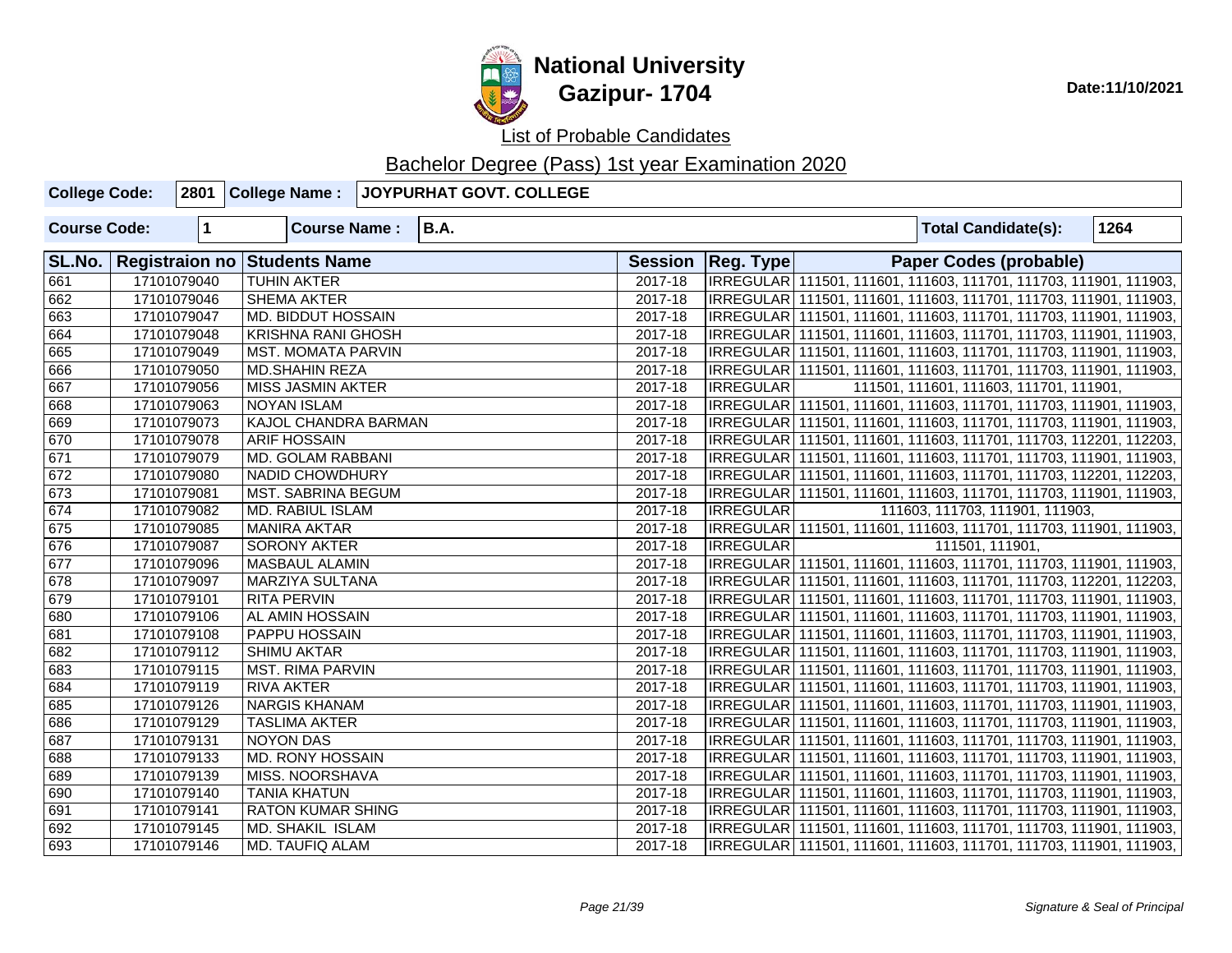# National University
## Gazipur- 1704

Date:11/10/2021

List of Probable Candidates

Bachelor Degree (Pass) 1st year Examination 2020

| College Code: | 2801 | College Name : | JOYPURHAT GOVT. COLLEGE |
|---|---|---|---|

| Course Code: | 1 | Course Name : | B.A. | Total Candidate(s): | 1264 |
|---|---|---|---|---|---|

| SL.No. | Registraion no | Students Name | Session | Reg. Type | Paper Codes (probable) |
|---|---|---|---|---|---|
| 661 | 17101079040 | TUHIN AKTER | 2017-18 | IRREGULAR | 111501, 111601, 111603, 111701, 111703, 111901, 111903, |
| 662 | 17101079046 | SHEMA AKTER | 2017-18 | IRREGULAR | 111501, 111601, 111603, 111701, 111703, 111901, 111903, |
| 663 | 17101079047 | MD. BIDDUT HOSSAIN | 2017-18 | IRREGULAR | 111501, 111601, 111603, 111701, 111703, 111901, 111903, |
| 664 | 17101079048 | KRISHNA RANI GHOSH | 2017-18 | IRREGULAR | 111501, 111601, 111603, 111701, 111703, 111901, 111903, |
| 665 | 17101079049 | MST. MOMATA PARVIN | 2017-18 | IRREGULAR | 111501, 111601, 111603, 111701, 111703, 111901, 111903, |
| 666 | 17101079050 | MD.SHAHIN REZA | 2017-18 | IRREGULAR | 111501, 111601, 111603, 111701, 111703, 111901, 111903, |
| 667 | 17101079056 | MISS JASMIN AKTER | 2017-18 | IRREGULAR | 111501, 111601, 111603, 111701, 111901, |
| 668 | 17101079063 | NOYAN ISLAM | 2017-18 | IRREGULAR | 111501, 111601, 111603, 111701, 111703, 111901, 111903, |
| 669 | 17101079073 | KAJOL CHANDRA BARMAN | 2017-18 | IRREGULAR | 111501, 111601, 111603, 111701, 111703, 111901, 111903, |
| 670 | 17101079078 | ARIF HOSSAIN | 2017-18 | IRREGULAR | 111501, 111601, 111603, 111701, 111703, 112201, 112203, |
| 671 | 17101079079 | MD. GOLAM RABBANI | 2017-18 | IRREGULAR | 111501, 111601, 111603, 111701, 111703, 111901, 111903, |
| 672 | 17101079080 | NADID CHOWDHURY | 2017-18 | IRREGULAR | 111501, 111601, 111603, 111701, 111703, 112201, 112203, |
| 673 | 17101079081 | MST. SABRINA BEGUM | 2017-18 | IRREGULAR | 111501, 111601, 111603, 111701, 111703, 111901, 111903, |
| 674 | 17101079082 | MD. RABIUL ISLAM | 2017-18 | IRREGULAR | 111603, 111703, 111901, 111903, |
| 675 | 17101079085 | MANIRA AKTAR | 2017-18 | IRREGULAR | 111501, 111601, 111603, 111701, 111703, 111901, 111903, |
| 676 | 17101079087 | SORONY AKTER | 2017-18 | IRREGULAR | 111501, 111901, |
| 677 | 17101079096 | MASBAUL ALAMIN | 2017-18 | IRREGULAR | 111501, 111601, 111603, 111701, 111703, 111901, 111903, |
| 678 | 17101079097 | MARZIYA SULTANA | 2017-18 | IRREGULAR | 111501, 111601, 111603, 111701, 111703, 112201, 112203, |
| 679 | 17101079101 | RITA PERVIN | 2017-18 | IRREGULAR | 111501, 111601, 111603, 111701, 111703, 111901, 111903, |
| 680 | 17101079106 | AL AMIN HOSSAIN | 2017-18 | IRREGULAR | 111501, 111601, 111603, 111701, 111703, 111901, 111903, |
| 681 | 17101079108 | PAPPU HOSSAIN | 2017-18 | IRREGULAR | 111501, 111601, 111603, 111701, 111703, 111901, 111903, |
| 682 | 17101079112 | SHIMU AKTAR | 2017-18 | IRREGULAR | 111501, 111601, 111603, 111701, 111703, 111901, 111903, |
| 683 | 17101079115 | MST. RIMA PARVIN | 2017-18 | IRREGULAR | 111501, 111601, 111603, 111701, 111703, 111901, 111903, |
| 684 | 17101079119 | RIVA AKTER | 2017-18 | IRREGULAR | 111501, 111601, 111603, 111701, 111703, 111901, 111903, |
| 685 | 17101079126 | NARGIS KHANAM | 2017-18 | IRREGULAR | 111501, 111601, 111603, 111701, 111703, 111901, 111903, |
| 686 | 17101079129 | TASLIMA AKTER | 2017-18 | IRREGULAR | 111501, 111601, 111603, 111701, 111703, 111901, 111903, |
| 687 | 17101079131 | NOYON DAS | 2017-18 | IRREGULAR | 111501, 111601, 111603, 111701, 111703, 111901, 111903, |
| 688 | 17101079133 | MD. RONY HOSSAIN | 2017-18 | IRREGULAR | 111501, 111601, 111603, 111701, 111703, 111901, 111903, |
| 689 | 17101079139 | MISS. NOORSHAVA | 2017-18 | IRREGULAR | 111501, 111601, 111603, 111701, 111703, 111901, 111903, |
| 690 | 17101079140 | TANIA KHATUN | 2017-18 | IRREGULAR | 111501, 111601, 111603, 111701, 111703, 111901, 111903, |
| 691 | 17101079141 | RATON KUMAR SHING | 2017-18 | IRREGULAR | 111501, 111601, 111603, 111701, 111703, 111901, 111903, |
| 692 | 17101079145 | MD. SHAKIL ISLAM | 2017-18 | IRREGULAR | 111501, 111601, 111603, 111701, 111703, 111901, 111903, |
| 693 | 17101079146 | MD. TAUFIQ ALAM | 2017-18 | IRREGULAR | 111501, 111601, 111603, 111701, 111703, 111901, 111903, |

Signature & Seal of Principal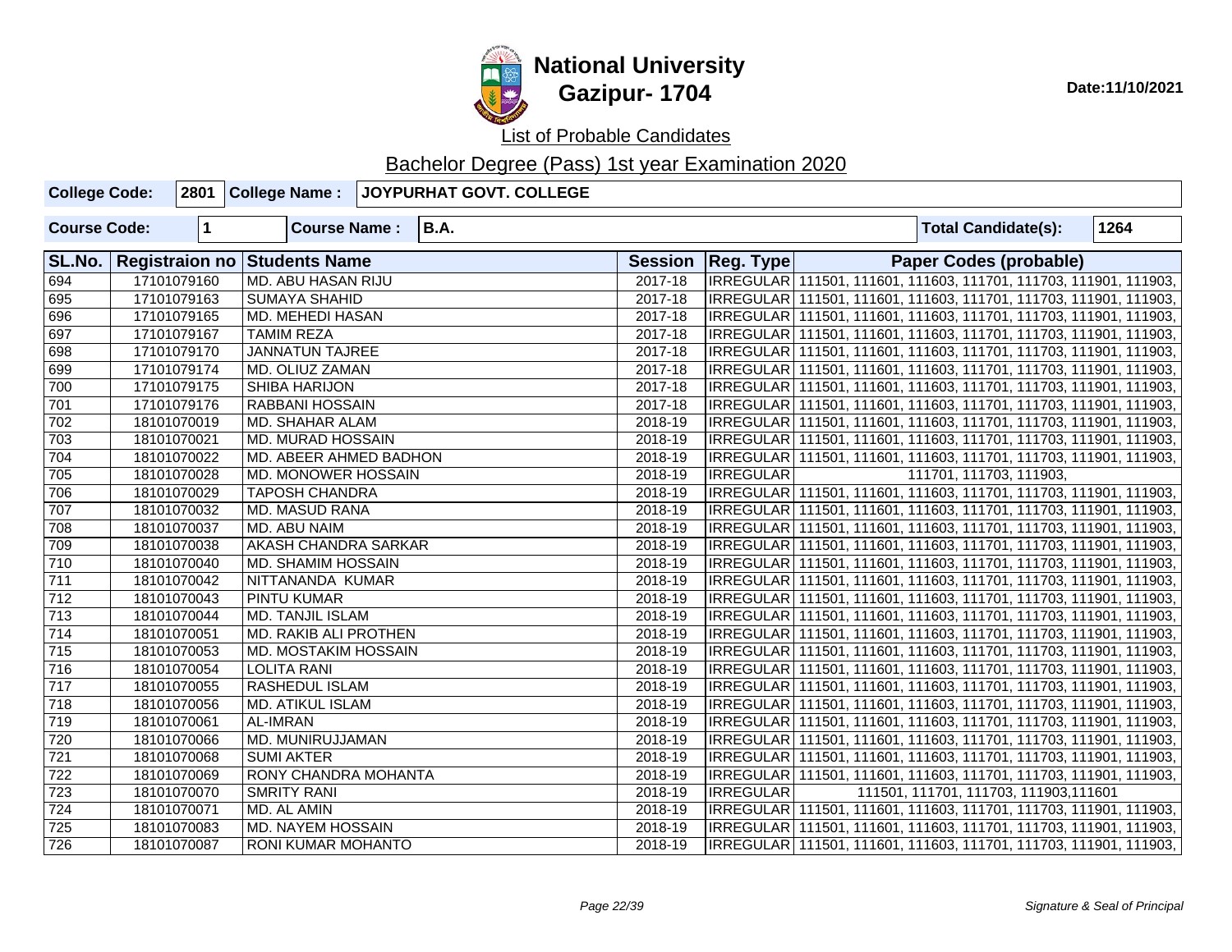# National University
## Gazipur- 1704

Date:11/10/2021

List of Probable Candidates

Bachelor Degree (Pass) 1st year Examination 2020

| College Code: | 2801 | College Name : | JOYPURHAT GOVT. COLLEGE |
|---|---|---|---|

| Course Code: | 1 | Course Name : | B.A. | Total Candidate(s): | 1264 |
|---|---|---|---|---|---|

| SL.No. | Registraion no | Students Name | Session | Reg. Type | Paper Codes (probable) |
|---|---|---|---|---|---|
| 694 | 17101079160 | MD. ABU HASAN RIJU | 2017-18 | IRREGULAR | 111501, 111601, 111603, 111701, 111703, 111901, 111903, |
| 695 | 17101079163 | SUMAYA SHAHID | 2017-18 | IRREGULAR | 111501, 111601, 111603, 111701, 111703, 111901, 111903, |
| 696 | 17101079165 | MD. MEHEDI HASAN | 2017-18 | IRREGULAR | 111501, 111601, 111603, 111701, 111703, 111901, 111903, |
| 697 | 17101079167 | TAMIM REZA | 2017-18 | IRREGULAR | 111501, 111601, 111603, 111701, 111703, 111901, 111903, |
| 698 | 17101079170 | JANNATUN TAJREE | 2017-18 | IRREGULAR | 111501, 111601, 111603, 111701, 111703, 111901, 111903, |
| 699 | 17101079174 | MD. OLIUZ ZAMAN | 2017-18 | IRREGULAR | 111501, 111601, 111603, 111701, 111703, 111901, 111903, |
| 700 | 17101079175 | SHIBA HARIJON | 2017-18 | IRREGULAR | 111501, 111601, 111603, 111701, 111703, 111901, 111903, |
| 701 | 17101079176 | RABBANI HOSSAIN | 2017-18 | IRREGULAR | 111501, 111601, 111603, 111701, 111703, 111901, 111903, |
| 702 | 18101070019 | MD. SHAHAR ALAM | 2018-19 | IRREGULAR | 111501, 111601, 111603, 111701, 111703, 111901, 111903, |
| 703 | 18101070021 | MD. MURAD HOSSAIN | 2018-19 | IRREGULAR | 111501, 111601, 111603, 111701, 111703, 111901, 111903, |
| 704 | 18101070022 | MD. ABEER AHMED BADHON | 2018-19 | IRREGULAR | 111501, 111601, 111603, 111701, 111703, 111901, 111903, |
| 705 | 18101070028 | MD. MONOWER HOSSAIN | 2018-19 | IRREGULAR | 111701, 111703, 111903, |
| 706 | 18101070029 | TAPOSH CHANDRA | 2018-19 | IRREGULAR | 111501, 111601, 111603, 111701, 111703, 111901, 111903, |
| 707 | 18101070032 | MD. MASUD RANA | 2018-19 | IRREGULAR | 111501, 111601, 111603, 111701, 111703, 111901, 111903, |
| 708 | 18101070037 | MD. ABU NAIM | 2018-19 | IRREGULAR | 111501, 111601, 111603, 111701, 111703, 111901, 111903, |
| 709 | 18101070038 | AKASH CHANDRA SARKAR | 2018-19 | IRREGULAR | 111501, 111601, 111603, 111701, 111703, 111901, 111903, |
| 710 | 18101070040 | MD. SHAMIM HOSSAIN | 2018-19 | IRREGULAR | 111501, 111601, 111603, 111701, 111703, 111901, 111903, |
| 711 | 18101070042 | NITTANANDA KUMAR | 2018-19 | IRREGULAR | 111501, 111601, 111603, 111701, 111703, 111901, 111903, |
| 712 | 18101070043 | PINTU KUMAR | 2018-19 | IRREGULAR | 111501, 111601, 111603, 111701, 111703, 111901, 111903, |
| 713 | 18101070044 | MD. TANJIL ISLAM | 2018-19 | IRREGULAR | 111501, 111601, 111603, 111701, 111703, 111901, 111903, |
| 714 | 18101070051 | MD. RAKIB ALI PROTHEN | 2018-19 | IRREGULAR | 111501, 111601, 111603, 111701, 111703, 111901, 111903, |
| 715 | 18101070053 | MD. MOSTAKIM HOSSAIN | 2018-19 | IRREGULAR | 111501, 111601, 111603, 111701, 111703, 111901, 111903, |
| 716 | 18101070054 | LOLITA RANI | 2018-19 | IRREGULAR | 111501, 111601, 111603, 111701, 111703, 111901, 111903, |
| 717 | 18101070055 | RASHEDUL ISLAM | 2018-19 | IRREGULAR | 111501, 111601, 111603, 111701, 111703, 111901, 111903, |
| 718 | 18101070056 | MD. ATIKUL ISLAM | 2018-19 | IRREGULAR | 111501, 111601, 111603, 111701, 111703, 111901, 111903, |
| 719 | 18101070061 | AL-IMRAN | 2018-19 | IRREGULAR | 111501, 111601, 111603, 111701, 111703, 111901, 111903, |
| 720 | 18101070066 | MD. MUNIRUJJAMAN | 2018-19 | IRREGULAR | 111501, 111601, 111603, 111701, 111703, 111901, 111903, |
| 721 | 18101070068 | SUMI AKTER | 2018-19 | IRREGULAR | 111501, 111601, 111603, 111701, 111703, 111901, 111903, |
| 722 | 18101070069 | RONY CHANDRA MOHANTA | 2018-19 | IRREGULAR | 111501, 111601, 111603, 111701, 111703, 111901, 111903, |
| 723 | 18101070070 | SMRITY RANI | 2018-19 | IRREGULAR | 111501, 111701, 111703, 111903,111601 |
| 724 | 18101070071 | MD. AL AMIN | 2018-19 | IRREGULAR | 111501, 111601, 111603, 111701, 111703, 111901, 111903, |
| 725 | 18101070083 | MD. NAYEM HOSSAIN | 2018-19 | IRREGULAR | 111501, 111601, 111603, 111701, 111703, 111901, 111903, |
| 726 | 18101070087 | RONI KUMAR MOHANTO | 2018-19 | IRREGULAR | 111501, 111601, 111603, 111701, 111703, 111901, 111903, |

*Signature & Seal of Principal*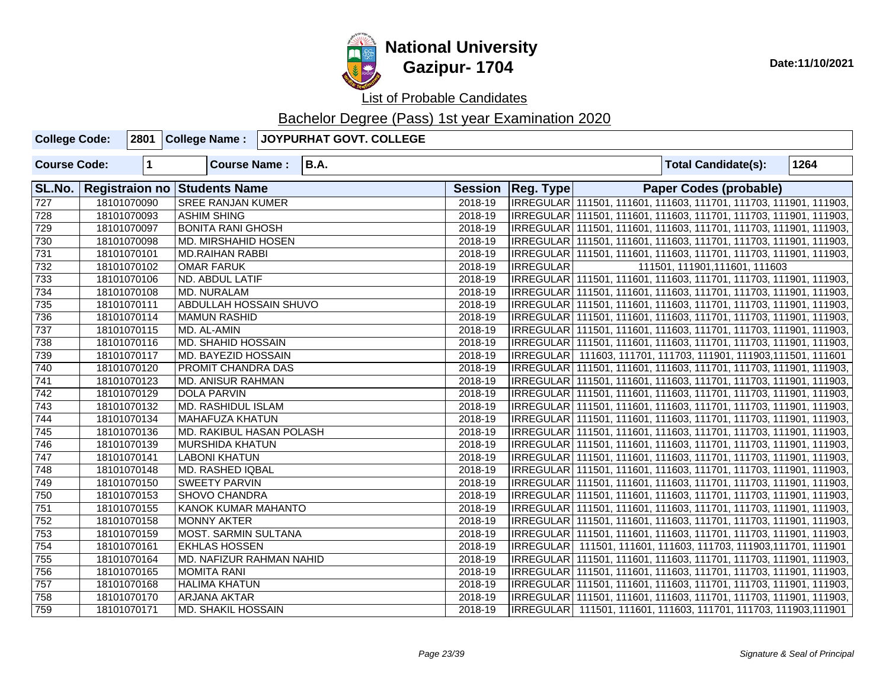# National University
## Gazipur- 1704

Date:11/10/2021

List of Probable Candidates

Bachelor Degree (Pass) 1st year Examination 2020

| College Code: | 2801 | College Name : | JOYPURHAT GOVT. COLLEGE |
|---|---|---|---|

| Course Code: | 1 | Course Name : | B.A. | Total Candidate(s): | 1264 |
|---|---|---|---|---|---|

| SL.No. | Registraion no | Students Name | Session | Reg. Type | Paper Codes (probable) |
|---|---|---|---|---|---|
| 727 | 18101070090 | SREE RANJAN KUMER | 2018-19 | IRREGULAR | 111501, 111601, 111603, 111701, 111703, 111901, 111903, |
| 728 | 18101070093 | ASHIM SHING | 2018-19 | IRREGULAR | 111501, 111601, 111603, 111701, 111703, 111901, 111903, |
| 729 | 18101070097 | BONITA RANI GHOSH | 2018-19 | IRREGULAR | 111501, 111601, 111603, 111701, 111703, 111901, 111903, |
| 730 | 18101070098 | MD. MIRSHAHID HOSEN | 2018-19 | IRREGULAR | 111501, 111601, 111603, 111701, 111703, 111901, 111903, |
| 731 | 18101070101 | MD.RAIHAN RABBI | 2018-19 | IRREGULAR | 111501, 111601, 111603, 111701, 111703, 111901, 111903, |
| 732 | 18101070102 | OMAR FARUK | 2018-19 | IRREGULAR | 111501, 111901,111601, 111603 |
| 733 | 18101070106 | ND. ABDUL LATIF | 2018-19 | IRREGULAR | 111501, 111601, 111603, 111701, 111703, 111901, 111903, |
| 734 | 18101070108 | MD. NURALAM | 2018-19 | IRREGULAR | 111501, 111601, 111603, 111701, 111703, 111901, 111903, |
| 735 | 18101070111 | ABDULLAH HOSSAIN SHUVO | 2018-19 | IRREGULAR | 111501, 111601, 111603, 111701, 111703, 111901, 111903, |
| 736 | 18101070114 | MAMUN RASHID | 2018-19 | IRREGULAR | 111501, 111601, 111603, 111701, 111703, 111901, 111903, |
| 737 | 18101070115 | MD. AL-AMIN | 2018-19 | IRREGULAR | 111501, 111601, 111603, 111701, 111703, 111901, 111903, |
| 738 | 18101070116 | MD. SHAHID HOSSAIN | 2018-19 | IRREGULAR | 111501, 111601, 111603, 111701, 111703, 111901, 111903, |
| 739 | 18101070117 | MD. BAYEZID HOSSAIN | 2018-19 | IRREGULAR | 111603, 111701, 111703, 111901, 111903,111501, 111601 |
| 740 | 18101070120 | PROMIT CHANDRA DAS | 2018-19 | IRREGULAR | 111501, 111601, 111603, 111701, 111703, 111901, 111903, |
| 741 | 18101070123 | MD. ANISUR RAHMAN | 2018-19 | IRREGULAR | 111501, 111601, 111603, 111701, 111703, 111901, 111903, |
| 742 | 18101070129 | DOLA PARVIN | 2018-19 | IRREGULAR | 111501, 111601, 111603, 111701, 111703, 111901, 111903, |
| 743 | 18101070132 | MD. RASHIDUL ISLAM | 2018-19 | IRREGULAR | 111501, 111601, 111603, 111701, 111703, 111901, 111903, |
| 744 | 18101070134 | MAHAFUZA KHATUN | 2018-19 | IRREGULAR | 111501, 111601, 111603, 111701, 111703, 111901, 111903, |
| 745 | 18101070136 | MD. RAKIBUL HASAN POLASH | 2018-19 | IRREGULAR | 111501, 111601, 111603, 111701, 111703, 111901, 111903, |
| 746 | 18101070139 | MURSHIDA KHATUN | 2018-19 | IRREGULAR | 111501, 111601, 111603, 111701, 111703, 111901, 111903, |
| 747 | 18101070141 | LABONI KHATUN | 2018-19 | IRREGULAR | 111501, 111601, 111603, 111701, 111703, 111901, 111903, |
| 748 | 18101070148 | MD. RASHED IQBAL | 2018-19 | IRREGULAR | 111501, 111601, 111603, 111701, 111703, 111901, 111903, |
| 749 | 18101070150 | SWEETY PARVIN | 2018-19 | IRREGULAR | 111501, 111601, 111603, 111701, 111703, 111901, 111903, |
| 750 | 18101070153 | SHOVO CHANDRA | 2018-19 | IRREGULAR | 111501, 111601, 111603, 111701, 111703, 111901, 111903, |
| 751 | 18101070155 | KANOK KUMAR MAHANTO | 2018-19 | IRREGULAR | 111501, 111601, 111603, 111701, 111703, 111901, 111903, |
| 752 | 18101070158 | MONNY AKTER | 2018-19 | IRREGULAR | 111501, 111601, 111603, 111701, 111703, 111901, 111903, |
| 753 | 18101070159 | MOST. SARMIN SULTANA | 2018-19 | IRREGULAR | 111501, 111601, 111603, 111701, 111703, 111901, 111903, |
| 754 | 18101070161 | EKHLAS HOSSEN | 2018-19 | IRREGULAR | 111501, 111601, 111603, 111703, 111903,111701, 111901 |
| 755 | 18101070164 | MD. NAFIZUR RAHMAN NAHID | 2018-19 | IRREGULAR | 111501, 111601, 111603, 111701, 111703, 111901, 111903, |
| 756 | 18101070165 | MOMITA RANI | 2018-19 | IRREGULAR | 111501, 111601, 111603, 111701, 111703, 111901, 111903, |
| 757 | 18101070168 | HALIMA KHATUN | 2018-19 | IRREGULAR | 111501, 111601, 111603, 111701, 111703, 111901, 111903, |
| 758 | 18101070170 | ARJANA AKTAR | 2018-19 | IRREGULAR | 111501, 111601, 111603, 111701, 111703, 111901, 111903, |
| 759 | 18101070171 | MD. SHAKIL HOSSAIN | 2018-19 | IRREGULAR | 111501, 111601, 111603, 111701, 111703, 111903,111901 |

*Signature & Seal of Principal*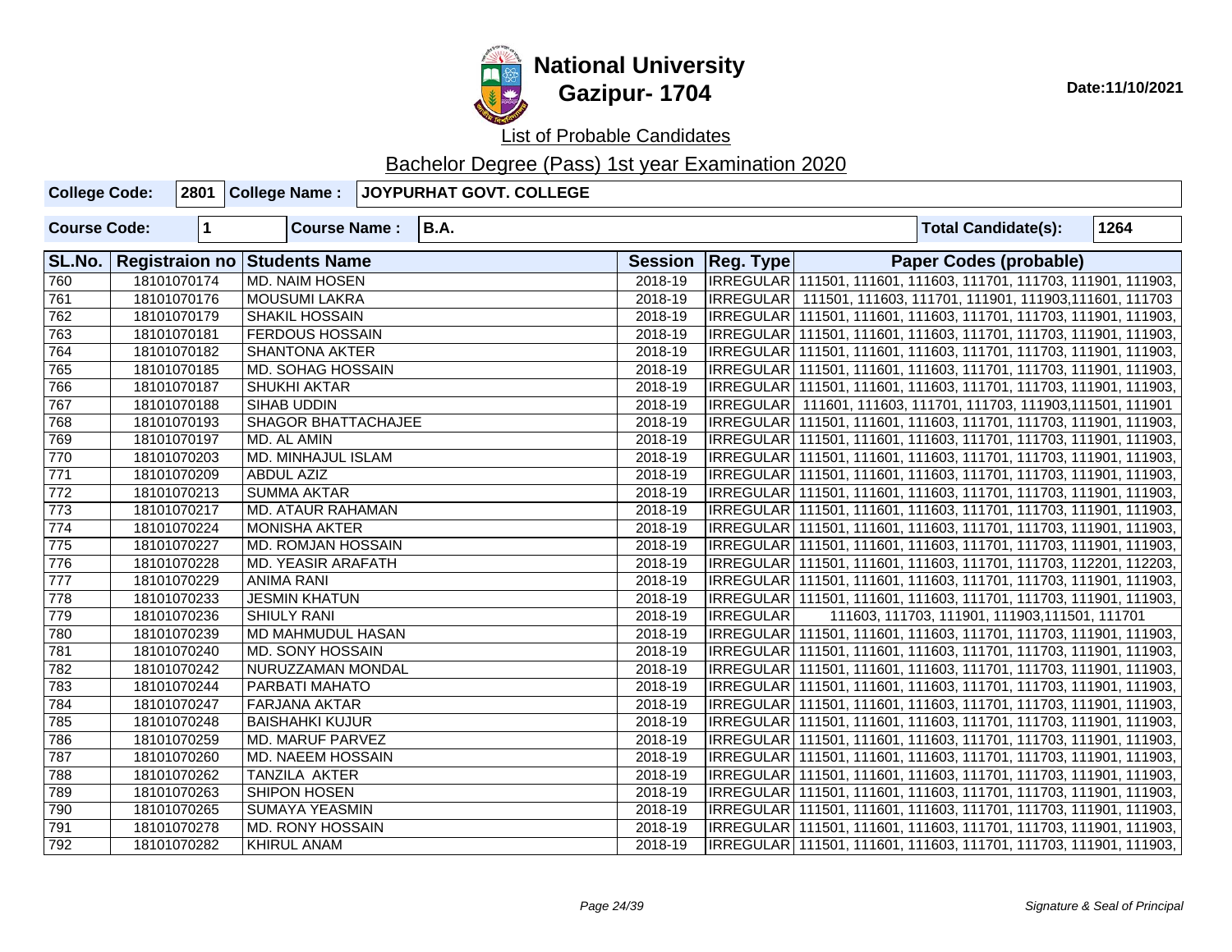# National University
## Gazipur- 1704

Date:11/10/2021

List of Probable Candidates

Bachelor Degree (Pass) 1st year Examination 2020

| College Code: | 2801 | College Name : | JOYPURHAT GOVT. COLLEGE |
|---|---|---|---|

| Course Code: | 1 | Course Name : | B.A. | Total Candidate(s): | 1264 |
|---|---|---|---|---|---|

| SL.No. | Registraion no | Students Name | Session | Reg. Type | Paper Codes (probable) |
|---|---|---|---|---|---|
| 760 | 18101070174 | MD. NAIM HOSEN | 2018-19 | IRREGULAR | 111501, 111601, 111603, 111701, 111703, 111901, 111903, |
| 761 | 18101070176 | MOUSUMI LAKRA | 2018-19 | IRREGULAR | 111501, 111603, 111701, 111901, 111903,111601, 111703 |
| 762 | 18101070179 | SHAKIL HOSSAIN | 2018-19 | IRREGULAR | 111501, 111601, 111603, 111701, 111703, 111901, 111903, |
| 763 | 18101070181 | FERDOUS HOSSAIN | 2018-19 | IRREGULAR | 111501, 111601, 111603, 111701, 111703, 111901, 111903, |
| 764 | 18101070182 | SHANTONA AKTER | 2018-19 | IRREGULAR | 111501, 111601, 111603, 111701, 111703, 111901, 111903, |
| 765 | 18101070185 | MD. SOHAG HOSSAIN | 2018-19 | IRREGULAR | 111501, 111601, 111603, 111701, 111703, 111901, 111903, |
| 766 | 18101070187 | SHUKHI AKTAR | 2018-19 | IRREGULAR | 111501, 111601, 111603, 111701, 111703, 111901, 111903, |
| 767 | 18101070188 | SIHAB UDDIN | 2018-19 | IRREGULAR | 111601, 111603, 111701, 111703, 111903,111501, 111901 |
| 768 | 18101070193 | SHAGOR BHATTACHAJEE | 2018-19 | IRREGULAR | 111501, 111601, 111603, 111701, 111703, 111901, 111903, |
| 769 | 18101070197 | MD. AL AMIN | 2018-19 | IRREGULAR | 111501, 111601, 111603, 111701, 111703, 111901, 111903, |
| 770 | 18101070203 | MD. MINHAJUL ISLAM | 2018-19 | IRREGULAR | 111501, 111601, 111603, 111701, 111703, 111901, 111903, |
| 771 | 18101070209 | ABDUL AZIZ | 2018-19 | IRREGULAR | 111501, 111601, 111603, 111701, 111703, 111901, 111903, |
| 772 | 18101070213 | SUMMA AKTAR | 2018-19 | IRREGULAR | 111501, 111601, 111603, 111701, 111703, 111901, 111903, |
| 773 | 18101070217 | MD. ATAUR RAHAMAN | 2018-19 | IRREGULAR | 111501, 111601, 111603, 111701, 111703, 111901, 111903, |
| 774 | 18101070224 | MONISHA AKTER | 2018-19 | IRREGULAR | 111501, 111601, 111603, 111701, 111703, 111901, 111903, |
| 775 | 18101070227 | MD. ROMJAN HOSSAIN | 2018-19 | IRREGULAR | 111501, 111601, 111603, 111701, 111703, 111901, 111903, |
| 776 | 18101070228 | MD. YEASIR ARAFATH | 2018-19 | IRREGULAR | 111501, 111601, 111603, 111701, 111703, 112201, 112203, |
| 777 | 18101070229 | ANIMA RANI | 2018-19 | IRREGULAR | 111501, 111601, 111603, 111701, 111703, 111901, 111903, |
| 778 | 18101070233 | JESMIN KHATUN | 2018-19 | IRREGULAR | 111501, 111601, 111603, 111701, 111703, 111901, 111903, |
| 779 | 18101070236 | SHIULY RANI | 2018-19 | IRREGULAR | 111603, 111703, 111901, 111903,111501, 111701 |
| 780 | 18101070239 | MD MAHMUDUL HASAN | 2018-19 | IRREGULAR | 111501, 111601, 111603, 111701, 111703, 111901, 111903, |
| 781 | 18101070240 | MD. SONY HOSSAIN | 2018-19 | IRREGULAR | 111501, 111601, 111603, 111701, 111703, 111901, 111903, |
| 782 | 18101070242 | NURUZZAMAN MONDAL | 2018-19 | IRREGULAR | 111501, 111601, 111603, 111701, 111703, 111901, 111903, |
| 783 | 18101070244 | PARBATI MAHATO | 2018-19 | IRREGULAR | 111501, 111601, 111603, 111701, 111703, 111901, 111903, |
| 784 | 18101070247 | FARJANA AKTAR | 2018-19 | IRREGULAR | 111501, 111601, 111603, 111701, 111703, 111901, 111903, |
| 785 | 18101070248 | BAISHAHKI KUJUR | 2018-19 | IRREGULAR | 111501, 111601, 111603, 111701, 111703, 111901, 111903, |
| 786 | 18101070259 | MD. MARUF PARVEZ | 2018-19 | IRREGULAR | 111501, 111601, 111603, 111701, 111703, 111901, 111903, |
| 787 | 18101070260 | MD. NAEEM HOSSAIN | 2018-19 | IRREGULAR | 111501, 111601, 111603, 111701, 111703, 111901, 111903, |
| 788 | 18101070262 | TANZILA AKTER | 2018-19 | IRREGULAR | 111501, 111601, 111603, 111701, 111703, 111901, 111903, |
| 789 | 18101070263 | SHIPON HOSEN | 2018-19 | IRREGULAR | 111501, 111601, 111603, 111701, 111703, 111901, 111903, |
| 790 | 18101070265 | SUMAYA YEASMIN | 2018-19 | IRREGULAR | 111501, 111601, 111603, 111701, 111703, 111901, 111903, |
| 791 | 18101070278 | MD. RONY HOSSAIN | 2018-19 | IRREGULAR | 111501, 111601, 111603, 111701, 111703, 111901, 111903, |
| 792 | 18101070282 | KHIRUL ANAM | 2018-19 | IRREGULAR | 111501, 111601, 111603, 111701, 111703, 111901, 111903, |

*Signature & Seal of Principal*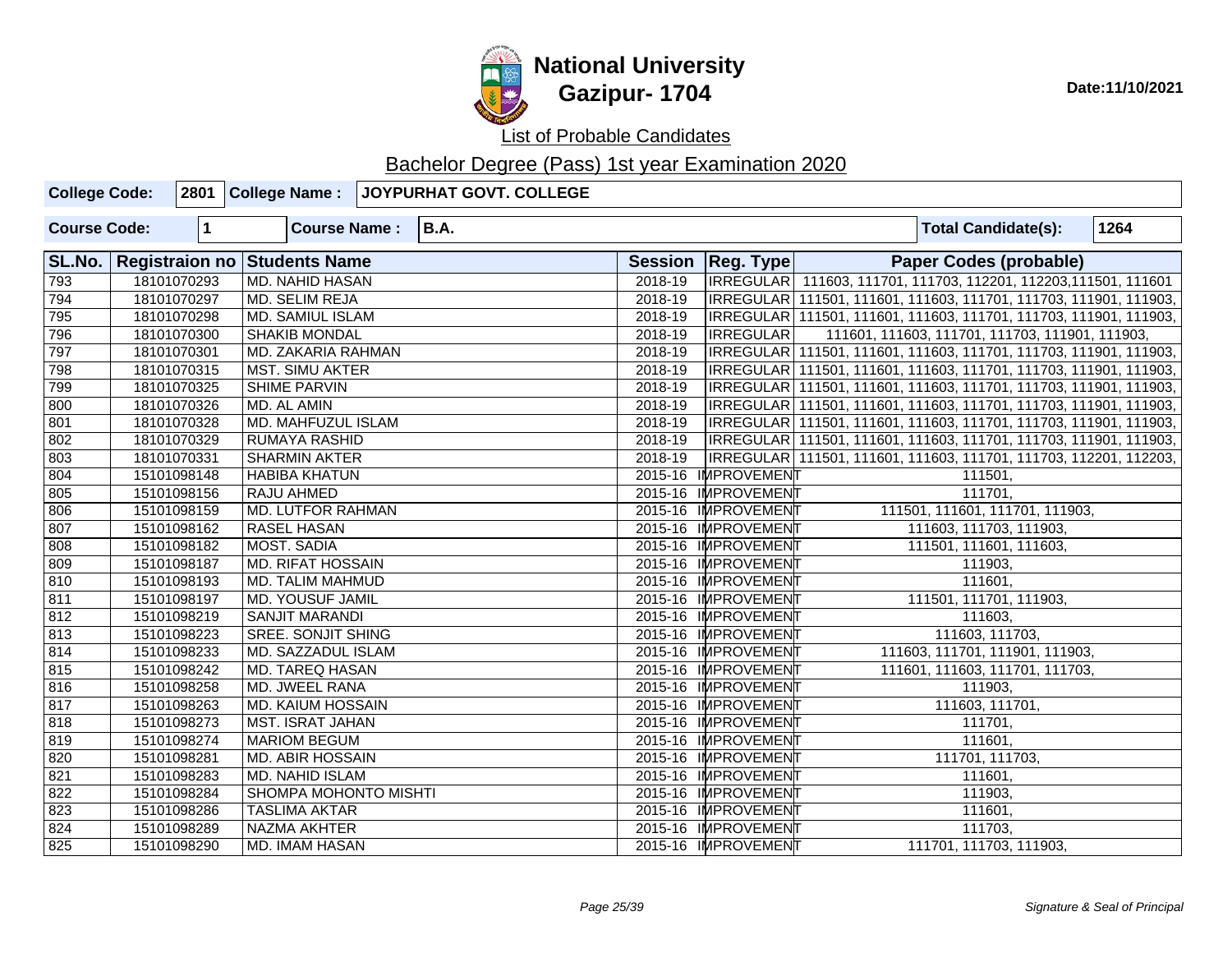# National University
## Gazipur- 1704

Date:11/10/2021

List of Probable Candidates

Bachelor Degree (Pass) 1st year Examination 2020

| College Code: | 2801 | College Name : | JOYPURHAT GOVT. COLLEGE |
|---|---|---|---|

| Course Code: | 1 | Course Name : | B.A. | Total Candidate(s): | 1264 |
|---|---|---|---|---|---|

| SL.No. | Registraion no | Students Name | Session | Reg. Type | Paper Codes (probable) |
|---|---|---|---|---|---|
| 793 | 18101070293 | MD. NAHID HASAN | 2018-19 | IRREGULAR | 111603, 111701, 111703, 112201, 112203,111501, 111601 |
| 794 | 18101070297 | MD. SELIM REJA | 2018-19 | IRREGULAR | 111501, 111601, 111603, 111701, 111703, 111901, 111903, |
| 795 | 18101070298 | MD. SAMIUL ISLAM | 2018-19 | IRREGULAR | 111501, 111601, 111603, 111701, 111703, 111901, 111903, |
| 796 | 18101070300 | SHAKIB MONDAL | 2018-19 | IRREGULAR | 111601, 111603, 111701, 111703, 111901, 111903, |
| 797 | 18101070301 | MD. ZAKARIA RAHMAN | 2018-19 | IRREGULAR | 111501, 111601, 111603, 111701, 111703, 111901, 111903, |
| 798 | 18101070315 | MST. SIMU AKTER | 2018-19 | IRREGULAR | 111501, 111601, 111603, 111701, 111703, 111901, 111903, |
| 799 | 18101070325 | SHIME PARVIN | 2018-19 | IRREGULAR | 111501, 111601, 111603, 111701, 111703, 111901, 111903, |
| 800 | 18101070326 | MD. AL AMIN | 2018-19 | IRREGULAR | 111501, 111601, 111603, 111701, 111703, 111901, 111903, |
| 801 | 18101070328 | MD. MAHFUZUL ISLAM | 2018-19 | IRREGULAR | 111501, 111601, 111603, 111701, 111703, 111901, 111903, |
| 802 | 18101070329 | RUMAYA RASHID | 2018-19 | IRREGULAR | 111501, 111601, 111603, 111701, 111703, 111901, 111903, |
| 803 | 18101070331 | SHARMIN AKTER | 2018-19 | IRREGULAR | 111501, 111601, 111603, 111701, 111703, 112201, 112203, |
| 804 | 15101098148 | HABIBA KHATUN | 2015-16 | IMPROVEMENT | 111501, |
| 805 | 15101098156 | RAJU AHMED | 2015-16 | IMPROVEMENT | 111701, |
| 806 | 15101098159 | MD. LUTFOR RAHMAN | 2015-16 | IMPROVEMENT | 111501, 111601, 111701, 111903, |
| 807 | 15101098162 | RASEL HASAN | 2015-16 | IMPROVEMENT | 111603, 111703, 111903, |
| 808 | 15101098182 | MOST. SADIA | 2015-16 | IMPROVEMENT | 111501, 111601, 111603, |
| 809 | 15101098187 | MD. RIFAT HOSSAIN | 2015-16 | IMPROVEMENT | 111903, |
| 810 | 15101098193 | MD. TALIM MAHMUD | 2015-16 | IMPROVEMENT | 111601, |
| 811 | 15101098197 | MD. YOUSUF JAMIL | 2015-16 | IMPROVEMENT | 111501, 111701, 111903, |
| 812 | 15101098219 | SANJIT MARANDI | 2015-16 | IMPROVEMENT | 111603, |
| 813 | 15101098223 | SREE. SONJIT SHING | 2015-16 | IMPROVEMENT | 111603, 111703, |
| 814 | 15101098233 | MD. SAZZADUL ISLAM | 2015-16 | IMPROVEMENT | 111603, 111701, 111901, 111903, |
| 815 | 15101098242 | MD. TAREQ HASAN | 2015-16 | IMPROVEMENT | 111601, 111603, 111701, 111703, |
| 816 | 15101098258 | MD. JWEEL RANA | 2015-16 | IMPROVEMENT | 111903, |
| 817 | 15101098263 | MD. KAIUM HOSSAIN | 2015-16 | IMPROVEMENT | 111603, 111701, |
| 818 | 15101098273 | MST. ISRAT JAHAN | 2015-16 | IMPROVEMENT | 111701, |
| 819 | 15101098274 | MARIOM BEGUM | 2015-16 | IMPROVEMENT | 111601, |
| 820 | 15101098281 | MD. ABIR HOSSAIN | 2015-16 | IMPROVEMENT | 111701, 111703, |
| 821 | 15101098283 | MD. NAHID ISLAM | 2015-16 | IMPROVEMENT | 111601, |
| 822 | 15101098284 | SHOMPA MOHONTO MISHTI | 2015-16 | IMPROVEMENT | 111903, |
| 823 | 15101098286 | TASLIMA AKTAR | 2015-16 | IMPROVEMENT | 111601, |
| 824 | 15101098289 | NAZMA AKHTER | 2015-16 | IMPROVEMENT | 111703, |
| 825 | 15101098290 | MD. IMAM HASAN | 2015-16 | IMPROVEMENT | 111701, 111703, 111903, |

*Signature & Seal of Principal*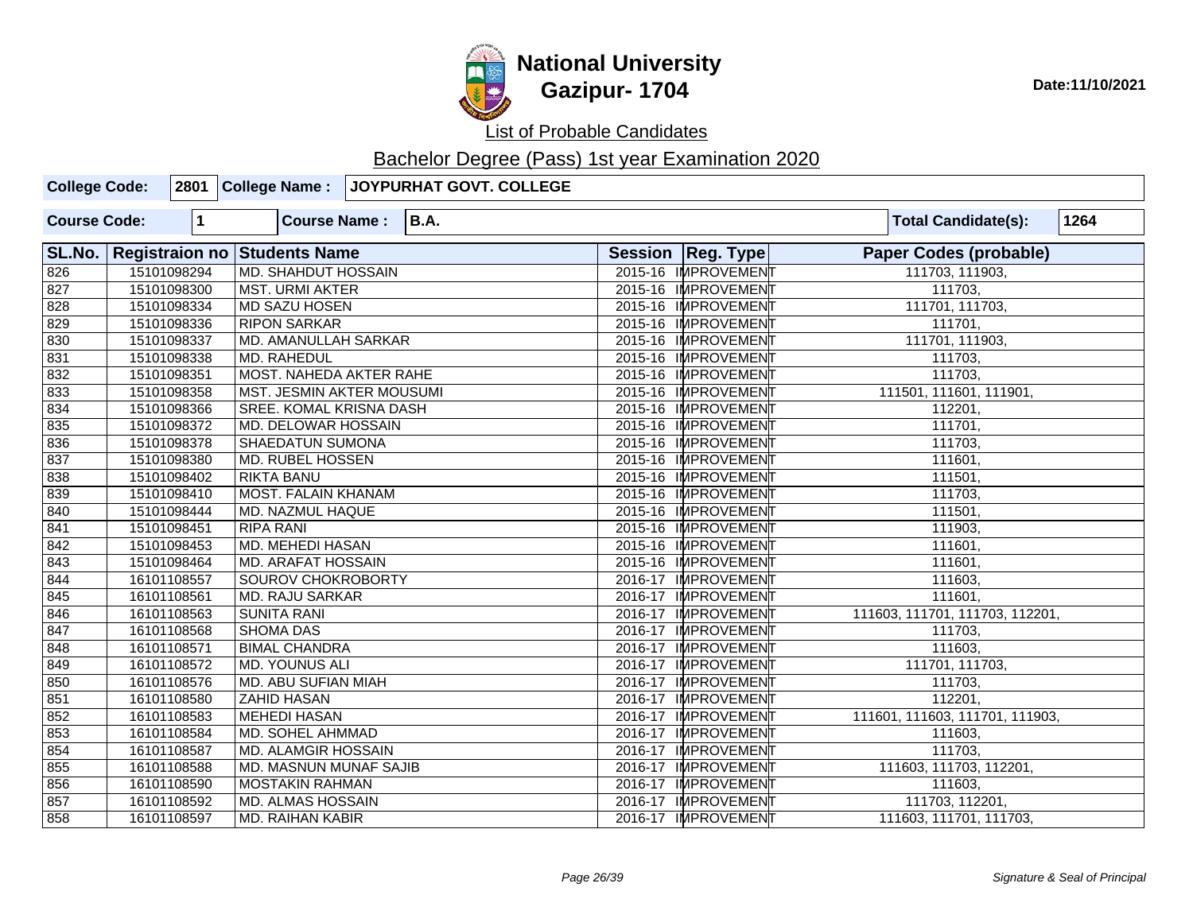# National University
## Gazipur- 1704

Date:11/10/2021

List of Probable Candidates

Bachelor Degree (Pass) 1st year Examination 2020

| College Code: | 2801 | College Name : | JOYPURHAT GOVT. COLLEGE |
|---|---|---|---|

| Course Code: | 1 | Course Name : | B.A. | Total Candidate(s): | 1264 |
|---|---|---|---|---|---|

| SL.No. | Registraion no | Students Name | Session | Reg. Type | Paper Codes (probable) |
|---|---|---|---|---|---|
| 826 | 15101098294 | MD. SHAHDUT HOSSAIN | 2015-16 | IMPROVEMENT | 111703, 111903, |
| 827 | 15101098300 | MST. URMI AKTER | 2015-16 | IMPROVEMENT | 111703, |
| 828 | 15101098334 | MD SAZU HOSEN | 2015-16 | IMPROVEMENT | 111701, 111703, |
| 829 | 15101098336 | RIPON SARKAR | 2015-16 | IMPROVEMENT | 111701, |
| 830 | 15101098337 | MD. AMANULLAH SARKAR | 2015-16 | IMPROVEMENT | 111701, 111903, |
| 831 | 15101098338 | MD. RAHEDUL | 2015-16 | IMPROVEMENT | 111703, |
| 832 | 15101098351 | MOST. NAHEDA AKTER RAHE | 2015-16 | IMPROVEMENT | 111703, |
| 833 | 15101098358 | MST. JESMIN AKTER MOUSUMI | 2015-16 | IMPROVEMENT | 111501, 111601, 111901, |
| 834 | 15101098366 | SREE. KOMAL KRISNA DASH | 2015-16 | IMPROVEMENT | 112201, |
| 835 | 15101098372 | MD. DELOWAR HOSSAIN | 2015-16 | IMPROVEMENT | 111701, |
| 836 | 15101098378 | SHAEDATUN SUMONA | 2015-16 | IMPROVEMENT | 111703, |
| 837 | 15101098380 | MD. RUBEL HOSSEN | 2015-16 | IMPROVEMENT | 111601, |
| 838 | 15101098402 | RIKTA BANU | 2015-16 | IMPROVEMENT | 111501, |
| 839 | 15101098410 | MOST. FALAIN KHANAM | 2015-16 | IMPROVEMENT | 111703, |
| 840 | 15101098444 | MD. NAZMUL HAQUE | 2015-16 | IMPROVEMENT | 111501, |
| 841 | 15101098451 | RIPA RANI | 2015-16 | IMPROVEMENT | 111903, |
| 842 | 15101098453 | MD. MEHEDI HASAN | 2015-16 | IMPROVEMENT | 111601, |
| 843 | 15101098464 | MD. ARAFAT HOSSAIN | 2015-16 | IMPROVEMENT | 111601, |
| 844 | 16101108557 | SOUROV CHOKROBORTY | 2016-17 | IMPROVEMENT | 111603, |
| 845 | 16101108561 | MD. RAJU SARKAR | 2016-17 | IMPROVEMENT | 111601, |
| 846 | 16101108563 | SUNITA RANI | 2016-17 | IMPROVEMENT | 111603, 111701, 111703, 112201, |
| 847 | 16101108568 | SHOMA DAS | 2016-17 | IMPROVEMENT | 111703, |
| 848 | 16101108571 | BIMAL CHANDRA | 2016-17 | IMPROVEMENT | 111603, |
| 849 | 16101108572 | MD. YOUNUS ALI | 2016-17 | IMPROVEMENT | 111701, 111703, |
| 850 | 16101108576 | MD. ABU SUFIAN MIAH | 2016-17 | IMPROVEMENT | 111703, |
| 851 | 16101108580 | ZAHID HASAN | 2016-17 | IMPROVEMENT | 112201, |
| 852 | 16101108583 | MEHEDI HASAN | 2016-17 | IMPROVEMENT | 111601, 111603, 111701, 111903, |
| 853 | 16101108584 | MD. SOHEL AHMMAD | 2016-17 | IMPROVEMENT | 111603, |
| 854 | 16101108587 | MD. ALAMGIR HOSSAIN | 2016-17 | IMPROVEMENT | 111703, |
| 855 | 16101108588 | MD. MASNUN MUNAF SAJIB | 2016-17 | IMPROVEMENT | 111603, 111703, 112201, |
| 856 | 16101108590 | MOSTAKIN RAHMAN | 2016-17 | IMPROVEMENT | 111603, |
| 857 | 16101108592 | MD. ALMAS HOSSAIN | 2016-17 | IMPROVEMENT | 111703, 112201, |
| 858 | 16101108597 | MD. RAIHAN KABIR | 2016-17 | IMPROVEMENT | 111603, 111701, 111703, |

*Signature & Seal of Principal*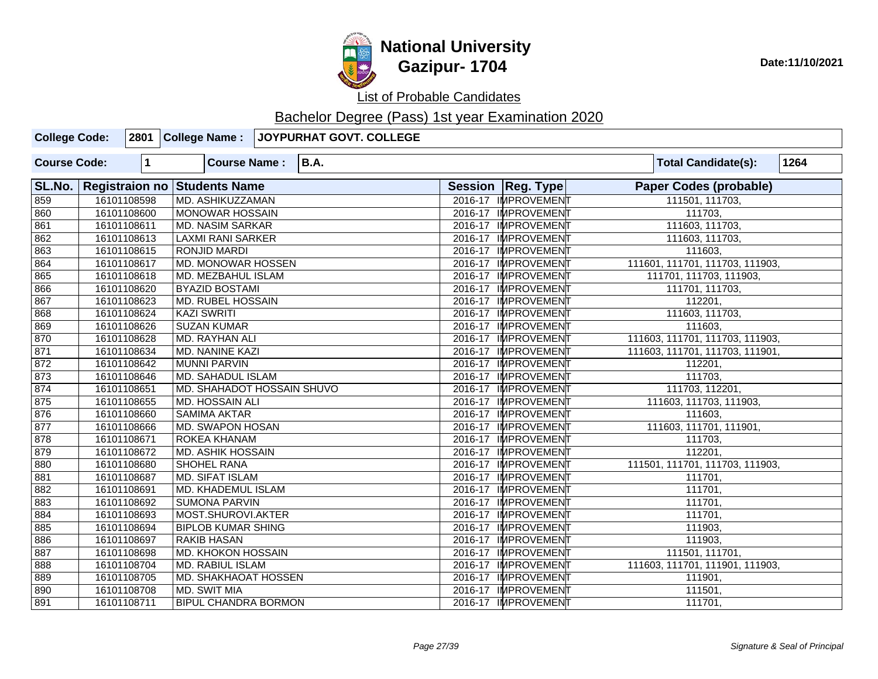# National University
## Gazipur- 1704

Date:11/10/2021

List of Probable Candidates

Bachelor Degree (Pass) 1st year Examination 2020

| College Code: | 2801 | College Name : | JOYPURHAT GOVT. COLLEGE |
|---|---|---|---|
| Course Code: | 1 | Course Name : | B.A. |
| Total Candidate(s): | 1264 | | |

| SL.No. | Registraion no | Students Name | Session | Reg. Type | Paper Codes (probable) |
|---|---|---|---|---|---|
| 859 | 16101108598 | MD. ASHIKUZZAMAN | 2016-17 | IMPROVEMENT | 111501, 111703, |
| 860 | 16101108600 | MONOWAR HOSSAIN | 2016-17 | IMPROVEMENT | 111703, |
| 861 | 16101108611 | MD. NASIM SARKAR | 2016-17 | IMPROVEMENT | 111603, 111703, |
| 862 | 16101108613 | LAXMI RANI SARKER | 2016-17 | IMPROVEMENT | 111603, 111703, |
| 863 | 16101108615 | RONJID MARDI | 2016-17 | IMPROVEMENT | 111603, |
| 864 | 16101108617 | MD. MONOWAR HOSSEN | 2016-17 | IMPROVEMENT | 111601, 111701, 111703, 111903, |
| 865 | 16101108618 | MD. MEZBAHUL ISLAM | 2016-17 | IMPROVEMENT | 111701, 111703, 111903, |
| 866 | 16101108620 | BYAZID BOSTAMI | 2016-17 | IMPROVEMENT | 111701, 111703, |
| 867 | 16101108623 | MD. RUBEL HOSSAIN | 2016-17 | IMPROVEMENT | 112201, |
| 868 | 16101108624 | KAZI SWRITI | 2016-17 | IMPROVEMENT | 111603, 111703, |
| 869 | 16101108626 | SUZAN KUMAR | 2016-17 | IMPROVEMENT | 111603, |
| 870 | 16101108628 | MD. RAYHAN ALI | 2016-17 | IMPROVEMENT | 111603, 111701, 111703, 111903, |
| 871 | 16101108634 | MD. NANINE KAZI | 2016-17 | IMPROVEMENT | 111603, 111701, 111703, 111901, |
| 872 | 16101108642 | MUNNI PARVIN | 2016-17 | IMPROVEMENT | 112201, |
| 873 | 16101108646 | MD. SAHADUL ISLAM | 2016-17 | IMPROVEMENT | 111703, |
| 874 | 16101108651 | MD. SHAHADOT HOSSAIN SHUVO | 2016-17 | IMPROVEMENT | 111703, 112201, |
| 875 | 16101108655 | MD. HOSSAIN ALI | 2016-17 | IMPROVEMENT | 111603, 111703, 111903, |
| 876 | 16101108660 | SAMIMA AKTAR | 2016-17 | IMPROVEMENT | 111603, |
| 877 | 16101108666 | MD. SWAPON HOSAN | 2016-17 | IMPROVEMENT | 111603, 111701, 111901, |
| 878 | 16101108671 | ROKEA KHANAM | 2016-17 | IMPROVEMENT | 111703, |
| 879 | 16101108672 | MD. ASHIK HOSSAIN | 2016-17 | IMPROVEMENT | 112201, |
| 880 | 16101108680 | SHOHEL RANA | 2016-17 | IMPROVEMENT | 111501, 111701, 111703, 111903, |
| 881 | 16101108687 | MD. SIFAT ISLAM | 2016-17 | IMPROVEMENT | 111701, |
| 882 | 16101108691 | MD. KHADEMUL ISLAM | 2016-17 | IMPROVEMENT | 111701, |
| 883 | 16101108692 | SUMONA PARVIN | 2016-17 | IMPROVEMENT | 111701, |
| 884 | 16101108693 | MOST.SHUROVI.AKTER | 2016-17 | IMPROVEMENT | 111701, |
| 885 | 16101108694 | BIPLOB KUMAR SHING | 2016-17 | IMPROVEMENT | 111903, |
| 886 | 16101108697 | RAKIB HASAN | 2016-17 | IMPROVEMENT | 111903, |
| 887 | 16101108698 | MD. KHOKON HOSSAIN | 2016-17 | IMPROVEMENT | 111501, 111701, |
| 888 | 16101108704 | MD. RABIUL ISLAM | 2016-17 | IMPROVEMENT | 111603, 111701, 111901, 111903, |
| 889 | 16101108705 | MD. SHAKHAOAT HOSSEN | 2016-17 | IMPROVEMENT | 111901, |
| 890 | 16101108708 | MD. SWIT MIA | 2016-17 | IMPROVEMENT | 111501, |
| 891 | 16101108711 | BIPUL CHANDRA BORMON | 2016-17 | IMPROVEMENT | 111701, |

*Signature & Seal of Principal*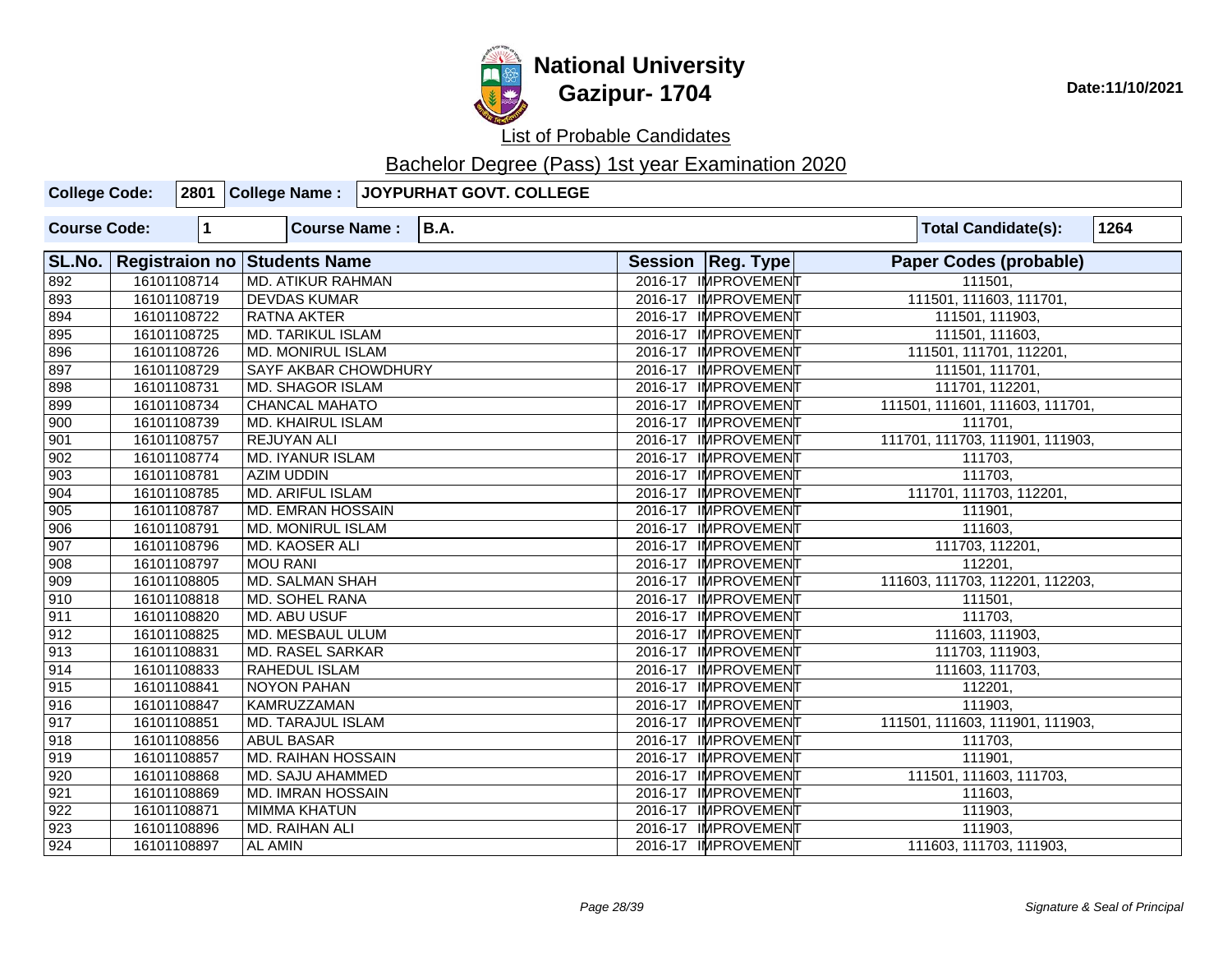# National University
## Gazipur- 1704

Date:11/10/2021

List of Probable Candidates

Bachelor Degree (Pass) 1st year Examination 2020

| College Code: | 2801 | College Name : | JOYPURHAT GOVT. COLLEGE |
|---|---|---|---|

| Course Code: | 1 | Course Name : | B.A. | Total Candidate(s): | 1264 |
|---|---|---|---|---|---|

| SL.No. | Registraion no | Students Name | Session | Reg. Type | Paper Codes (probable) |
|---|---|---|---|---|---|
| 892 | 16101108714 | MD. ATIKUR RAHMAN | 2016-17 | IMPROVEMENT | 111501, |
| 893 | 16101108719 | DEVDAS KUMAR | 2016-17 | IMPROVEMENT | 111501, 111603, 111701, |
| 894 | 16101108722 | RATNA AKTER | 2016-17 | IMPROVEMENT | 111501, 111903, |
| 895 | 16101108725 | MD. TARIKUL ISLAM | 2016-17 | IMPROVEMENT | 111501, 111603, |
| 896 | 16101108726 | MD. MONIRUL ISLAM | 2016-17 | IMPROVEMENT | 111501, 111701, 112201, |
| 897 | 16101108729 | SAYF AKBAR CHOWDHURY | 2016-17 | IMPROVEMENT | 111501, 111701, |
| 898 | 16101108731 | MD. SHAGOR ISLAM | 2016-17 | IMPROVEMENT | 111701, 112201, |
| 899 | 16101108734 | CHANCAL MAHATO | 2016-17 | IMPROVEMENT | 111501, 111601, 111603, 111701, |
| 900 | 16101108739 | MD. KHAIRUL ISLAM | 2016-17 | IMPROVEMENT | 111701, |
| 901 | 16101108757 | REJUYAN ALI | 2016-17 | IMPROVEMENT | 111701, 111703, 111901, 111903, |
| 902 | 16101108774 | MD. IYANUR ISLAM | 2016-17 | IMPROVEMENT | 111703, |
| 903 | 16101108781 | AZIM UDDIN | 2016-17 | IMPROVEMENT | 111703, |
| 904 | 16101108785 | MD. ARIFUL ISLAM | 2016-17 | IMPROVEMENT | 111701, 111703, 112201, |
| 905 | 16101108787 | MD. EMRAN HOSSAIN | 2016-17 | IMPROVEMENT | 111901, |
| 906 | 16101108791 | MD. MONIRUL ISLAM | 2016-17 | IMPROVEMENT | 111603, |
| 907 | 16101108796 | MD. KAOSER ALI | 2016-17 | IMPROVEMENT | 111703, 112201, |
| 908 | 16101108797 | MOU RANI | 2016-17 | IMPROVEMENT | 112201, |
| 909 | 16101108805 | MD. SALMAN SHAH | 2016-17 | IMPROVEMENT | 111603, 111703, 112201, 112203, |
| 910 | 16101108818 | MD. SOHEL RANA | 2016-17 | IMPROVEMENT | 111501, |
| 911 | 16101108820 | MD. ABU USUF | 2016-17 | IMPROVEMENT | 111703, |
| 912 | 16101108825 | MD. MESBAUL ULUM | 2016-17 | IMPROVEMENT | 111603, 111903, |
| 913 | 16101108831 | MD. RASEL SARKAR | 2016-17 | IMPROVEMENT | 111703, 111903, |
| 914 | 16101108833 | RAHEDUL ISLAM | 2016-17 | IMPROVEMENT | 111603, 111703, |
| 915 | 16101108841 | NOYON PAHAN | 2016-17 | IMPROVEMENT | 112201, |
| 916 | 16101108847 | KAMRUZZAMAN | 2016-17 | IMPROVEMENT | 111903, |
| 917 | 16101108851 | MD. TARAJUL ISLAM | 2016-17 | IMPROVEMENT | 111501, 111603, 111901, 111903, |
| 918 | 16101108856 | ABUL BASAR | 2016-17 | IMPROVEMENT | 111703, |
| 919 | 16101108857 | MD. RAIHAN HOSSAIN | 2016-17 | IMPROVEMENT | 111901, |
| 920 | 16101108868 | MD. SAJU AHAMMED | 2016-17 | IMPROVEMENT | 111501, 111603, 111703, |
| 921 | 16101108869 | MD. IMRAN HOSSAIN | 2016-17 | IMPROVEMENT | 111603, |
| 922 | 16101108871 | MIMMA KHATUN | 2016-17 | IMPROVEMENT | 111903, |
| 923 | 16101108896 | MD. RAIHAN ALI | 2016-17 | IMPROVEMENT | 111903, |
| 924 | 16101108897 | AL AMIN | 2016-17 | IMPROVEMENT | 111603, 111703, 111903, |

*Signature & Seal of Principal*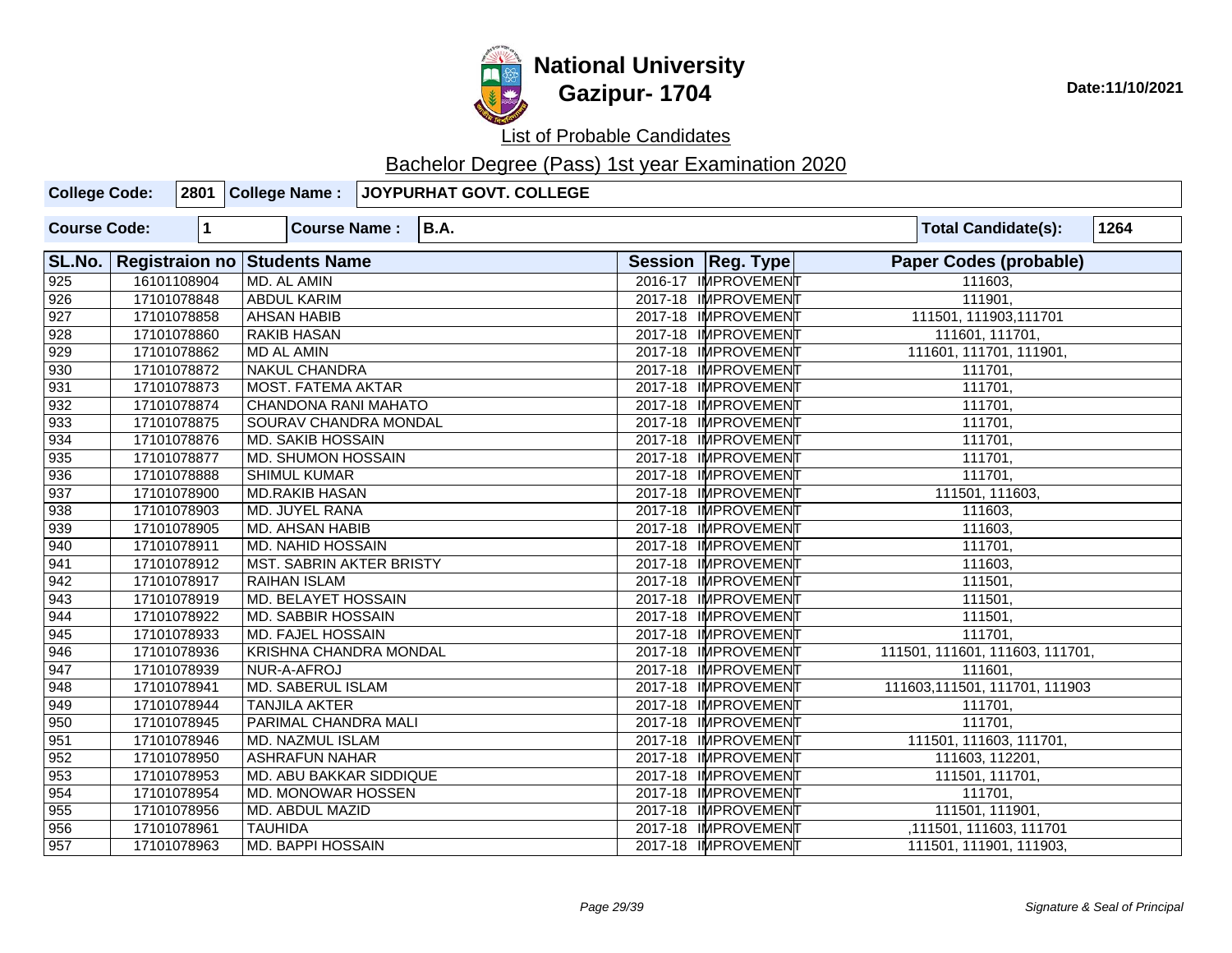# National University
## Gazipur- 1704

Date:11/10/2021

List of Probable Candidates

Bachelor Degree (Pass) 1st year Examination 2020

| College Code: | 2801 | College Name : | JOYPURHAT GOVT. COLLEGE |
|---|---|---|---|

| Course Code: | 1 | Course Name : | B.A. | Total Candidate(s): | 1264 |
|---|---|---|---|---|---|

| SL.No. | Registraion no | Students Name | Session | Reg. Type | Paper Codes (probable) |
|---|---|---|---|---|---|
| 925 | 16101108904 | MD. AL AMIN | 2016-17 | IMPROVEMENT | 111603, |
| 926 | 17101078848 | ABDUL KARIM | 2017-18 | IMPROVEMENT | 111901, |
| 927 | 17101078858 | AHSAN HABIB | 2017-18 | IMPROVEMENT | 111501, 111903,111701 |
| 928 | 17101078860 | RAKIB HASAN | 2017-18 | IMPROVEMENT | 111601, 111701, |
| 929 | 17101078862 | MD AL AMIN | 2017-18 | IMPROVEMENT | 111601, 111701, 111901, |
| 930 | 17101078872 | NAKUL CHANDRA | 2017-18 | IMPROVEMENT | 111701, |
| 931 | 17101078873 | MOST. FATEMA AKTAR | 2017-18 | IMPROVEMENT | 111701, |
| 932 | 17101078874 | CHANDONA RANI MAHATO | 2017-18 | IMPROVEMENT | 111701, |
| 933 | 17101078875 | SOURAV CHANDRA MONDAL | 2017-18 | IMPROVEMENT | 111701, |
| 934 | 17101078876 | MD. SAKIB HOSSAIN | 2017-18 | IMPROVEMENT | 111701, |
| 935 | 17101078877 | MD. SHUMON HOSSAIN | 2017-18 | IMPROVEMENT | 111701, |
| 936 | 17101078888 | SHIMUL KUMAR | 2017-18 | IMPROVEMENT | 111701, |
| 937 | 17101078900 | MD.RAKIB HASAN | 2017-18 | IMPROVEMENT | 111501, 111603, |
| 938 | 17101078903 | MD. JUYEL RANA | 2017-18 | IMPROVEMENT | 111603, |
| 939 | 17101078905 | MD. AHSAN HABIB | 2017-18 | IMPROVEMENT | 111603, |
| 940 | 17101078911 | MD. NAHID HOSSAIN | 2017-18 | IMPROVEMENT | 111701, |
| 941 | 17101078912 | MST. SABRIN AKTER BRISTY | 2017-18 | IMPROVEMENT | 111603, |
| 942 | 17101078917 | RAIHAN ISLAM | 2017-18 | IMPROVEMENT | 111501, |
| 943 | 17101078919 | MD. BELAYET HOSSAIN | 2017-18 | IMPROVEMENT | 111501, |
| 944 | 17101078922 | MD. SABBIR HOSSAIN | 2017-18 | IMPROVEMENT | 111501, |
| 945 | 17101078933 | MD. FAJEL HOSSAIN | 2017-18 | IMPROVEMENT | 111701, |
| 946 | 17101078936 | KRISHNA CHANDRA MONDAL | 2017-18 | IMPROVEMENT | 111501, 111601, 111603, 111701, |
| 947 | 17101078939 | NUR-A-AFROJ | 2017-18 | IMPROVEMENT | 111601, |
| 948 | 17101078941 | MD. SABERUL ISLAM | 2017-18 | IMPROVEMENT | 111603,111501, 111701, 111903 |
| 949 | 17101078944 | TANJILA AKTER | 2017-18 | IMPROVEMENT | 111701, |
| 950 | 17101078945 | PARIMAL CHANDRA MALI | 2017-18 | IMPROVEMENT | 111701, |
| 951 | 17101078946 | MD. NAZMUL ISLAM | 2017-18 | IMPROVEMENT | 111501, 111603, 111701, |
| 952 | 17101078950 | ASHRAFUN NAHAR | 2017-18 | IMPROVEMENT | 111603, 112201, |
| 953 | 17101078953 | MD. ABU BAKKAR SIDDIQUE | 2017-18 | IMPROVEMENT | 111501, 111701, |
| 954 | 17101078954 | MD. MONOWAR HOSSEN | 2017-18 | IMPROVEMENT | 111701, |
| 955 | 17101078956 | MD. ABDUL MAZID | 2017-18 | IMPROVEMENT | 111501, 111901, |
| 956 | 17101078961 | TAUHIDA | 2017-18 | IMPROVEMENT | ,111501, 111603, 111701 |
| 957 | 17101078963 | MD. BAPPI HOSSAIN | 2017-18 | IMPROVEMENT | 111501, 111901, 111903, |

*Signature & Seal of Principal*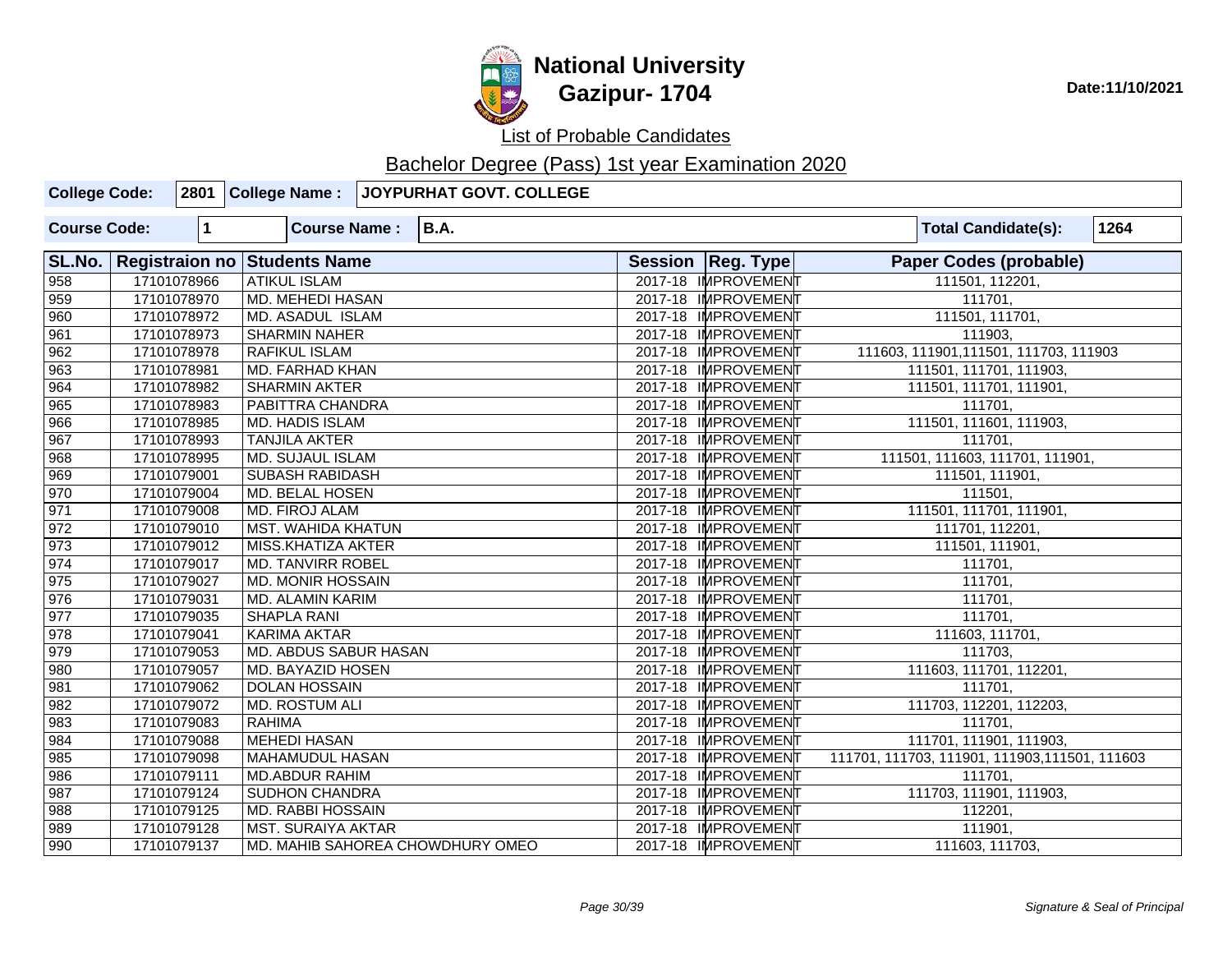# National University
## Gazipur- 1704

Date:11/10/2021

List of Probable Candidates

Bachelor Degree (Pass) 1st year Examination 2020

| College Code: | 2801 | College Name : | JOYPURHAT GOVT. COLLEGE |
|---|---|---|---|

| Course Code: | 1 | Course Name : | B.A. | Total Candidate(s): | 1264 |
|---|---|---|---|---|---|

| SL.No. | Registraion no | Students Name | Session | Reg. Type | Paper Codes (probable) |
|---|---|---|---|---|---|
| 958 | 17101078966 | ATIKUL ISLAM | 2017-18 | IMPROVEMENT | 111501, 112201, |
| 959 | 17101078970 | MD. MEHEDI HASAN | 2017-18 | IMPROVEMENT | 111701, |
| 960 | 17101078972 | MD. ASADUL ISLAM | 2017-18 | IMPROVEMENT | 111501, 111701, |
| 961 | 17101078973 | SHARMIN NAHER | 2017-18 | IMPROVEMENT | 111903, |
| 962 | 17101078978 | RAFIKUL ISLAM | 2017-18 | IMPROVEMENT | 111603, 111901,111501, 111703, 111903 |
| 963 | 17101078981 | MD. FARHAD KHAN | 2017-18 | IMPROVEMENT | 111501, 111701, 111903, |
| 964 | 17101078982 | SHARMIN AKTER | 2017-18 | IMPROVEMENT | 111501, 111701, 111901, |
| 965 | 17101078983 | PABITTRA CHANDRA | 2017-18 | IMPROVEMENT | 111701, |
| 966 | 17101078985 | MD. HADIS ISLAM | 2017-18 | IMPROVEMENT | 111501, 111601, 111903, |
| 967 | 17101078993 | TANJILA AKTER | 2017-18 | IMPROVEMENT | 111701, |
| 968 | 17101078995 | MD. SUJAUL ISLAM | 2017-18 | IMPROVEMENT | 111501, 111603, 111701, 111901, |
| 969 | 17101079001 | SUBASH RABIDASH | 2017-18 | IMPROVEMENT | 111501, 111901, |
| 970 | 17101079004 | MD. BELAL HOSEN | 2017-18 | IMPROVEMENT | 111501, |
| 971 | 17101079008 | MD. FIROJ ALAM | 2017-18 | IMPROVEMENT | 111501, 111701, 111901, |
| 972 | 17101079010 | MST. WAHIDA KHATUN | 2017-18 | IMPROVEMENT | 111701, 112201, |
| 973 | 17101079012 | MISS.KHATIZA AKTER | 2017-18 | IMPROVEMENT | 111501, 111901, |
| 974 | 17101079017 | MD. TANVIRR ROBEL | 2017-18 | IMPROVEMENT | 111701, |
| 975 | 17101079027 | MD. MONIR HOSSAIN | 2017-18 | IMPROVEMENT | 111701, |
| 976 | 17101079031 | MD. ALAMIN KARIM | 2017-18 | IMPROVEMENT | 111701, |
| 977 | 17101079035 | SHAPLA RANI | 2017-18 | IMPROVEMENT | 111701, |
| 978 | 17101079041 | KARIMA AKTAR | 2017-18 | IMPROVEMENT | 111603, 111701, |
| 979 | 17101079053 | MD. ABDUS SABUR HASAN | 2017-18 | IMPROVEMENT | 111703, |
| 980 | 17101079057 | MD. BAYAZID HOSEN | 2017-18 | IMPROVEMENT | 111603, 111701, 112201, |
| 981 | 17101079062 | DOLAN HOSSAIN | 2017-18 | IMPROVEMENT | 111701, |
| 982 | 17101079072 | MD. ROSTUM ALI | 2017-18 | IMPROVEMENT | 111703, 112201, 112203, |
| 983 | 17101079083 | RAHIMA | 2017-18 | IMPROVEMENT | 111701, |
| 984 | 17101079088 | MEHEDI HASAN | 2017-18 | IMPROVEMENT | 111701, 111901, 111903, |
| 985 | 17101079098 | MAHAMUDUL HASAN | 2017-18 | IMPROVEMENT | 111701, 111703, 111901, 111903,111501, 111603 |
| 986 | 17101079111 | MD.ABDUR RAHIM | 2017-18 | IMPROVEMENT | 111701, |
| 987 | 17101079124 | SUDHON CHANDRA | 2017-18 | IMPROVEMENT | 111703, 111901, 111903, |
| 988 | 17101079125 | MD. RABBI HOSSAIN | 2017-18 | IMPROVEMENT | 112201, |
| 989 | 17101079128 | MST. SURAIYA AKTAR | 2017-18 | IMPROVEMENT | 111901, |
| 990 | 17101079137 | MD. MAHIB SAHOREA CHOWDHURY OMEO | 2017-18 | IMPROVEMENT | 111603, 111703, |

*Signature & Seal of Principal*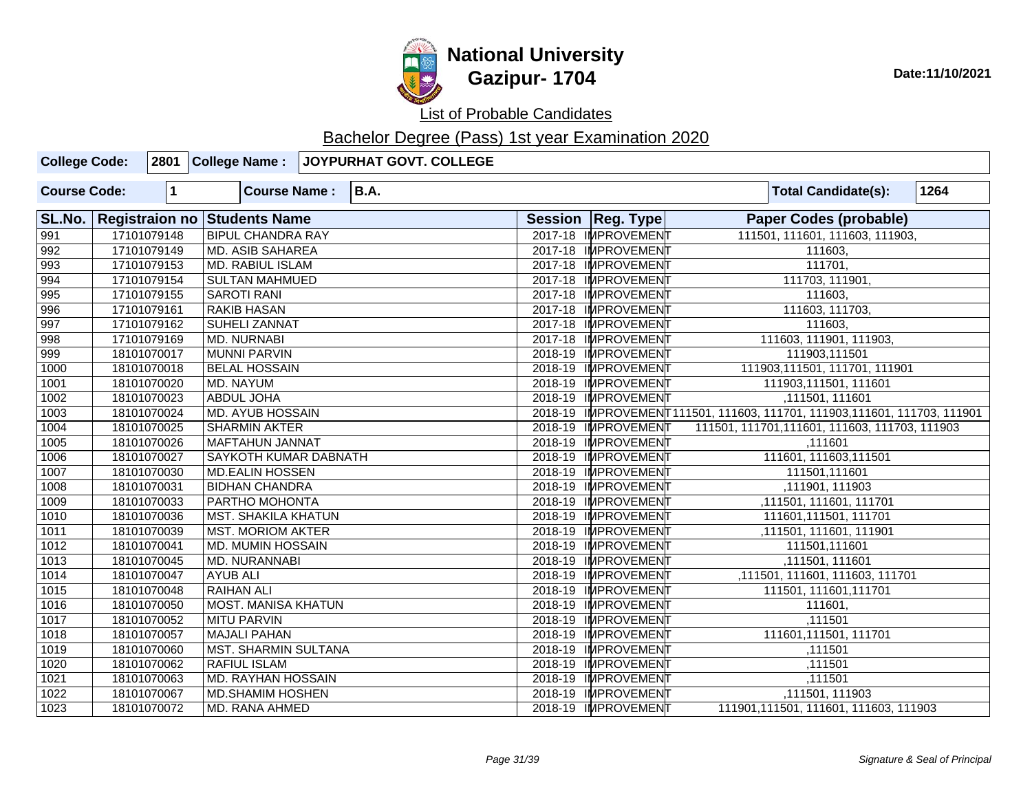# National University
## Gazipur- 1704

Date:11/10/2021

List of Probable Candidates

Bachelor Degree (Pass) 1st year Examination 2020

| College Code: | 2801 | College Name : | JOYPURHAT GOVT. COLLEGE |
|---|---|---|---|

| Course Code: | 1 | Course Name : | B.A. | Total Candidate(s): | 1264 |
|---|---|---|---|---|---|

| SL.No. | Registraion no | Students Name | Session | Reg. Type | Paper Codes (probable) |
|---|---|---|---|---|---|
| 991 | 17101079148 | BIPUL CHANDRA RAY | 2017-18 | IMPROVEMENT | 111501, 111601, 111603, 111903, |
| 992 | 17101079149 | MD. ASIB SAHAREA | 2017-18 | IMPROVEMENT | 111603, |
| 993 | 17101079153 | MD. RABIUL ISLAM | 2017-18 | IMPROVEMENT | 111701, |
| 994 | 17101079154 | SULTAN MAHMUED | 2017-18 | IMPROVEMENT | 111703, 111901, |
| 995 | 17101079155 | SAROTI RANI | 2017-18 | IMPROVEMENT | 111603, |
| 996 | 17101079161 | RAKIB HASAN | 2017-18 | IMPROVEMENT | 111603, 111703, |
| 997 | 17101079162 | SUHELI ZANNAT | 2017-18 | IMPROVEMENT | 111603, |
| 998 | 17101079169 | MD. NURNABI | 2017-18 | IMPROVEMENT | 111603, 111901, 111903, |
| 999 | 18101070017 | MUNNI PARVIN | 2018-19 | IMPROVEMENT | 111903,111501 |
| 1000 | 18101070018 | BELAL HOSSAIN | 2018-19 | IMPROVEMENT | 111903,111501, 111701, 111901 |
| 1001 | 18101070020 | MD. NAYUM | 2018-19 | IMPROVEMENT | 111903,111501, 111601 |
| 1002 | 18101070023 | ABDUL JOHA | 2018-19 | IMPROVEMENT | ,111501, 111601 |
| 1003 | 18101070024 | MD. AYUB HOSSAIN | 2018-19 | IMPROVEMENT | 111501, 111603, 111701, 111903,111601, 111703, 111901 |
| 1004 | 18101070025 | SHARMIN AKTER | 2018-19 | IMPROVEMENT | 111501, 111701,111601, 111603, 111703, 111903 |
| 1005 | 18101070026 | MAFTAHUN JANNAT | 2018-19 | IMPROVEMENT | ,111601 |
| 1006 | 18101070027 | SAYKOTH KUMAR DABNATH | 2018-19 | IMPROVEMENT | 111601, 111603,111501 |
| 1007 | 18101070030 | MD.EALIN HOSSEN | 2018-19 | IMPROVEMENT | 111501,111601 |
| 1008 | 18101070031 | BIDHAN CHANDRA | 2018-19 | IMPROVEMENT | ,111901, 111903 |
| 1009 | 18101070033 | PARTHO MOHONTA | 2018-19 | IMPROVEMENT | ,111501, 111601, 111701 |
| 1010 | 18101070036 | MST. SHAKILA KHATUN | 2018-19 | IMPROVEMENT | 111601,111501, 111701 |
| 1011 | 18101070039 | MST. MORIOM AKTER | 2018-19 | IMPROVEMENT | ,111501, 111601, 111901 |
| 1012 | 18101070041 | MD. MUMIN HOSSAIN | 2018-19 | IMPROVEMENT | 111501,111601 |
| 1013 | 18101070045 | MD. NURANNABI | 2018-19 | IMPROVEMENT | ,111501, 111601 |
| 1014 | 18101070047 | AYUB ALI | 2018-19 | IMPROVEMENT | ,111501, 111601, 111603, 111701 |
| 1015 | 18101070048 | RAIHAN ALI | 2018-19 | IMPROVEMENT | 111501, 111601,111701 |
| 1016 | 18101070050 | MOST. MANISA KHATUN | 2018-19 | IMPROVEMENT | 111601, |
| 1017 | 18101070052 | MITU PARVIN | 2018-19 | IMPROVEMENT | ,111501 |
| 1018 | 18101070057 | MAJALI PAHAN | 2018-19 | IMPROVEMENT | 111601,111501, 111701 |
| 1019 | 18101070060 | MST. SHARMIN SULTANA | 2018-19 | IMPROVEMENT | ,111501 |
| 1020 | 18101070062 | RAFIUL ISLAM | 2018-19 | IMPROVEMENT | ,111501 |
| 1021 | 18101070063 | MD. RAYHAN HOSSAIN | 2018-19 | IMPROVEMENT | ,111501 |
| 1022 | 18101070067 | MD.SHAMIM HOSHEN | 2018-19 | IMPROVEMENT | ,111501, 111903 |
| 1023 | 18101070072 | MD. RANA AHMED | 2018-19 | IMPROVEMENT | 111901,111501, 111601, 111603, 111903 |

*Signature & Seal of Principal*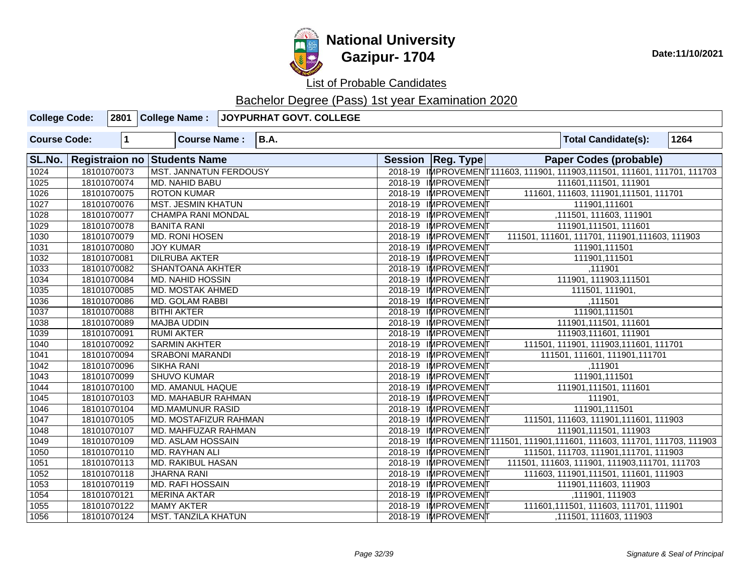# National University
## Gazipur- 1704

Date:11/10/2021

List of Probable Candidates

Bachelor Degree (Pass) 1st year Examination 2020

| College Code: | 2801 | College Name : | JOYPURHAT GOVT. COLLEGE |
|---|---|---|---|

| Course Code: | 1 | Course Name : | B.A. | Total Candidate(s): | 1264 |
|---|---|---|---|---|---|

| SL.No. | Registraion no | Students Name | Session | Reg. Type | Paper Codes (probable) |
|---|---|---|---|---|---|
| 1024 | 18101070073 | MST. JANNATUN FERDOUSY | 2018-19 | IMPROVEMENT | 111603, 111901, 111903,111501, 111601, 111701, 111703 |
| 1025 | 18101070074 | MD. NAHID BABU | 2018-19 | IMPROVEMENT | 111601,111501, 111901 |
| 1026 | 18101070075 | ROTON KUMAR | 2018-19 | IMPROVEMENT | 111601, 111603, 111901,111501, 111701 |
| 1027 | 18101070076 | MST. JESMIN KHATUN | 2018-19 | IMPROVEMENT | 111901,111601 |
| 1028 | 18101070077 | CHAMPA RANI MONDAL | 2018-19 | IMPROVEMENT | ,111501, 111603, 111901 |
| 1029 | 18101070078 | BANITA RANI | 2018-19 | IMPROVEMENT | 111901,111501, 111601 |
| 1030 | 18101070079 | MD. RONI HOSEN | 2018-19 | IMPROVEMENT | 111501, 111601, 111701, 111901,111603, 111903 |
| 1031 | 18101070080 | JOY KUMAR | 2018-19 | IMPROVEMENT | 111901,111501 |
| 1032 | 18101070081 | DILRUBA AKTER | 2018-19 | IMPROVEMENT | 111901,111501 |
| 1033 | 18101070082 | SHANTOANA AKHTER | 2018-19 | IMPROVEMENT | ,111901 |
| 1034 | 18101070084 | MD. NAHID HOSSIN | 2018-19 | IMPROVEMENT | 111901, 111903,111501 |
| 1035 | 18101070085 | MD. MOSTAK AHMED | 2018-19 | IMPROVEMENT | 111501, 111901, |
| 1036 | 18101070086 | MD. GOLAM RABBI | 2018-19 | IMPROVEMENT | ,111501 |
| 1037 | 18101070088 | BITHI AKTER | 2018-19 | IMPROVEMENT | 111901,111501 |
| 1038 | 18101070089 | MAJBA UDDIN | 2018-19 | IMPROVEMENT | 111901,111501, 111601 |
| 1039 | 18101070091 | RUMI AKTER | 2018-19 | IMPROVEMENT | 111903,111601, 111901 |
| 1040 | 18101070092 | SARMIN AKHTER | 2018-19 | IMPROVEMENT | 111501, 111901, 111903,111601, 111701 |
| 1041 | 18101070094 | SRABONI MARANDI | 2018-19 | IMPROVEMENT | 111501, 111601, 111901,111701 |
| 1042 | 18101070096 | SIKHA RANI | 2018-19 | IMPROVEMENT | ,111901 |
| 1043 | 18101070099 | SHUVO KUMAR | 2018-19 | IMPROVEMENT | 111901,111501 |
| 1044 | 18101070100 | MD. AMANUL HAQUE | 2018-19 | IMPROVEMENT | 111901,111501, 111601 |
| 1045 | 18101070103 | MD. MAHABUR RAHMAN | 2018-19 | IMPROVEMENT | 111901, |
| 1046 | 18101070104 | MD.MAMUNUR RASID | 2018-19 | IMPROVEMENT | 111901,111501 |
| 1047 | 18101070105 | MD. MOSTAFIZUR RAHMAN | 2018-19 | IMPROVEMENT | 111501, 111603, 111901,111601, 111903 |
| 1048 | 18101070107 | MD. MAHFUZAR RAHMAN | 2018-19 | IMPROVEMENT | 111901,111501, 111903 |
| 1049 | 18101070109 | MD. ASLAM HOSSAIN | 2018-19 | IMPROVEMENT | 111501, 111901,111601, 111603, 111701, 111703, 111903 |
| 1050 | 18101070110 | MD. RAYHAN ALI | 2018-19 | IMPROVEMENT | 111501, 111703, 111901,111701, 111903 |
| 1051 | 18101070113 | MD. RAKIBUL HASAN | 2018-19 | IMPROVEMENT | 111501, 111603, 111901, 111903,111701, 111703 |
| 1052 | 18101070118 | JHARNA RANI | 2018-19 | IMPROVEMENT | 111603, 111901,111501, 111601, 111903 |
| 1053 | 18101070119 | MD. RAFI HOSSAIN | 2018-19 | IMPROVEMENT | 111901,111603, 111903 |
| 1054 | 18101070121 | MERINA AKTAR | 2018-19 | IMPROVEMENT | ,111901, 111903 |
| 1055 | 18101070122 | MAMY AKTER | 2018-19 | IMPROVEMENT | 111601,111501, 111603, 111701, 111901 |
| 1056 | 18101070124 | MST. TANZILA KHATUN | 2018-19 | IMPROVEMENT | ,111501, 111603, 111903 |

*Signature & Seal of Principal*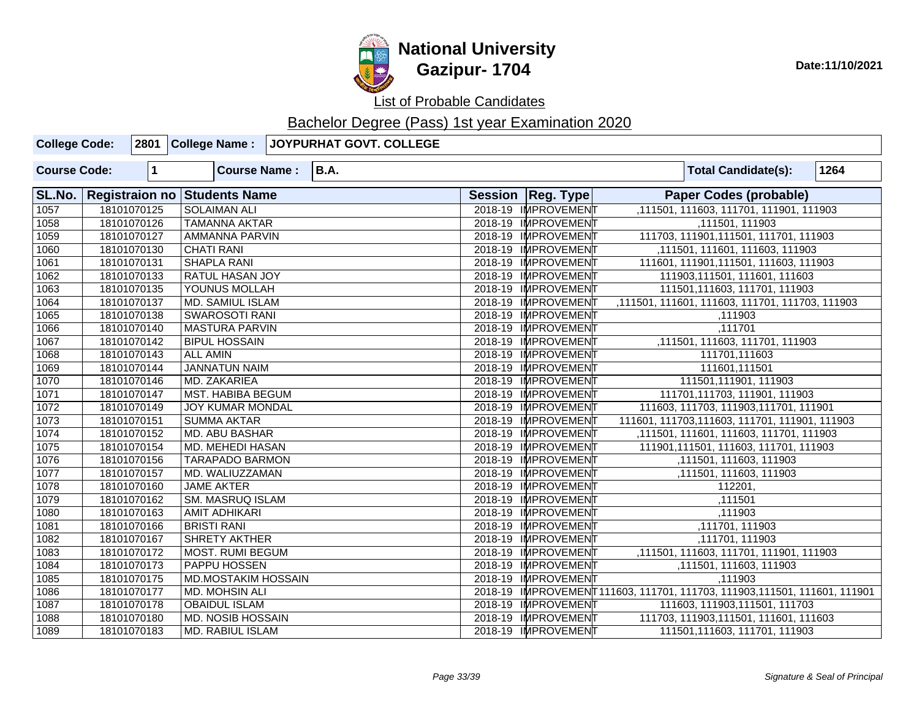# National University
# Gazipur- 1704

**Date:11/10/2021**

List of Probable Candidates

Bachelor Degree (Pass) 1st year Examination 2020

| College Code: | 2801 | College Name : | JOYPURHAT GOVT. COLLEGE |
|---|---|---|---|

| Course Code: | 1 | Course Name : | B.A. | Total Candidate(s): | 1264 |
|---|---|---|---|---|---|

| SL.No. | Registraion no | Students Name | Session | Reg. Type | Paper Codes (probable) |
|---|---|---|---|---|---|
| 1057 | 18101070125 | SOLAIMAN ALI | 2018-19 | IMPROVEMENT | ,111501, 111603, 111701, 111901, 111903 |
| 1058 | 18101070126 | TAMANNA AKTAR | 2018-19 | IMPROVEMENT | ,111501, 111903 |
| 1059 | 18101070127 | AMMANNA PARVIN | 2018-19 | IMPROVEMENT | 111703, 111901,111501, 111701, 111903 |
| 1060 | 18101070130 | CHATI RANI | 2018-19 | IMPROVEMENT | ,111501, 111601, 111603, 111903 |
| 1061 | 18101070131 | SHAPLA RANI | 2018-19 | IMPROVEMENT | 111601, 111901,111501, 111603, 111903 |
| 1062 | 18101070133 | RATUL HASAN JOY | 2018-19 | IMPROVEMENT | 111903,111501, 111601, 111603 |
| 1063 | 18101070135 | YOUNUS MOLLAH | 2018-19 | IMPROVEMENT | 111501,111603, 111701, 111903 |
| 1064 | 18101070137 | MD. SAMIUL ISLAM | 2018-19 | IMPROVEMENT | ,111501, 111601, 111603, 111701, 111703, 111903 |
| 1065 | 18101070138 | SWAROSOTI RANI | 2018-19 | IMPROVEMENT | ,111903 |
| 1066 | 18101070140 | MASTURA PARVIN | 2018-19 | IMPROVEMENT | ,111701 |
| 1067 | 18101070142 | BIPUL HOSSAIN | 2018-19 | IMPROVEMENT | ,111501, 111603, 111701, 111903 |
| 1068 | 18101070143 | ALL AMIN | 2018-19 | IMPROVEMENT | 111701,111603 |
| 1069 | 18101070144 | JANNATUN NAIM | 2018-19 | IMPROVEMENT | 111601,111501 |
| 1070 | 18101070146 | MD. ZAKARIEA | 2018-19 | IMPROVEMENT | 111501,111901, 111903 |
| 1071 | 18101070147 | MST. HABIBA BEGUM | 2018-19 | IMPROVEMENT | 111701,111703, 111901, 111903 |
| 1072 | 18101070149 | JOY KUMAR MONDAL | 2018-19 | IMPROVEMENT | 111603, 111703, 111903,111701, 111901 |
| 1073 | 18101070151 | SUMMA AKTAR | 2018-19 | IMPROVEMENT | 111601, 111703,111603, 111701, 111901, 111903 |
| 1074 | 18101070152 | MD. ABU BASHAR | 2018-19 | IMPROVEMENT | ,111501, 111601, 111603, 111701, 111903 |
| 1075 | 18101070154 | MD. MEHEDI HASAN | 2018-19 | IMPROVEMENT | 111901,111501, 111603, 111701, 111903 |
| 1076 | 18101070156 | TARAPADO BARMON | 2018-19 | IMPROVEMENT | ,111501, 111603, 111903 |
| 1077 | 18101070157 | MD. WALIUZZAMAN | 2018-19 | IMPROVEMENT | ,111501, 111603, 111903 |
| 1078 | 18101070160 | JAME AKTER | 2018-19 | IMPROVEMENT | 112201, |
| 1079 | 18101070162 | SM. MASRUQ ISLAM | 2018-19 | IMPROVEMENT | ,111501 |
| 1080 | 18101070163 | AMIT ADHIKARI | 2018-19 | IMPROVEMENT | ,111903 |
| 1081 | 18101070166 | BRISTI RANI | 2018-19 | IMPROVEMENT | ,111701, 111903 |
| 1082 | 18101070167 | SHRETY AKTHER | 2018-19 | IMPROVEMENT | ,111701, 111903 |
| 1083 | 18101070172 | MOST. RUMI BEGUM | 2018-19 | IMPROVEMENT | ,111501, 111603, 111701, 111901, 111903 |
| 1084 | 18101070173 | PAPPU HOSSEN | 2018-19 | IMPROVEMENT | ,111501, 111603, 111903 |
| 1085 | 18101070175 | MD.MOSTAKIM HOSSAIN | 2018-19 | IMPROVEMENT | ,111903 |
| 1086 | 18101070177 | MD. MOHSIN ALI | 2018-19 | IMPROVEMENT | 111603, 111701, 111703, 111903,111501, 111601, 111901 |
| 1087 | 18101070178 | OBAIDUL ISLAM | 2018-19 | IMPROVEMENT | 111603, 111903,111501, 111703 |
| 1088 | 18101070180 | MD. NOSIB HOSSAIN | 2018-19 | IMPROVEMENT | 111703, 111903,111501, 111601, 111603 |
| 1089 | 18101070183 | MD. RABIUL ISLAM | 2018-19 | IMPROVEMENT | 111501,111603, 111701, 111903 |

*Signature & Seal of Principal*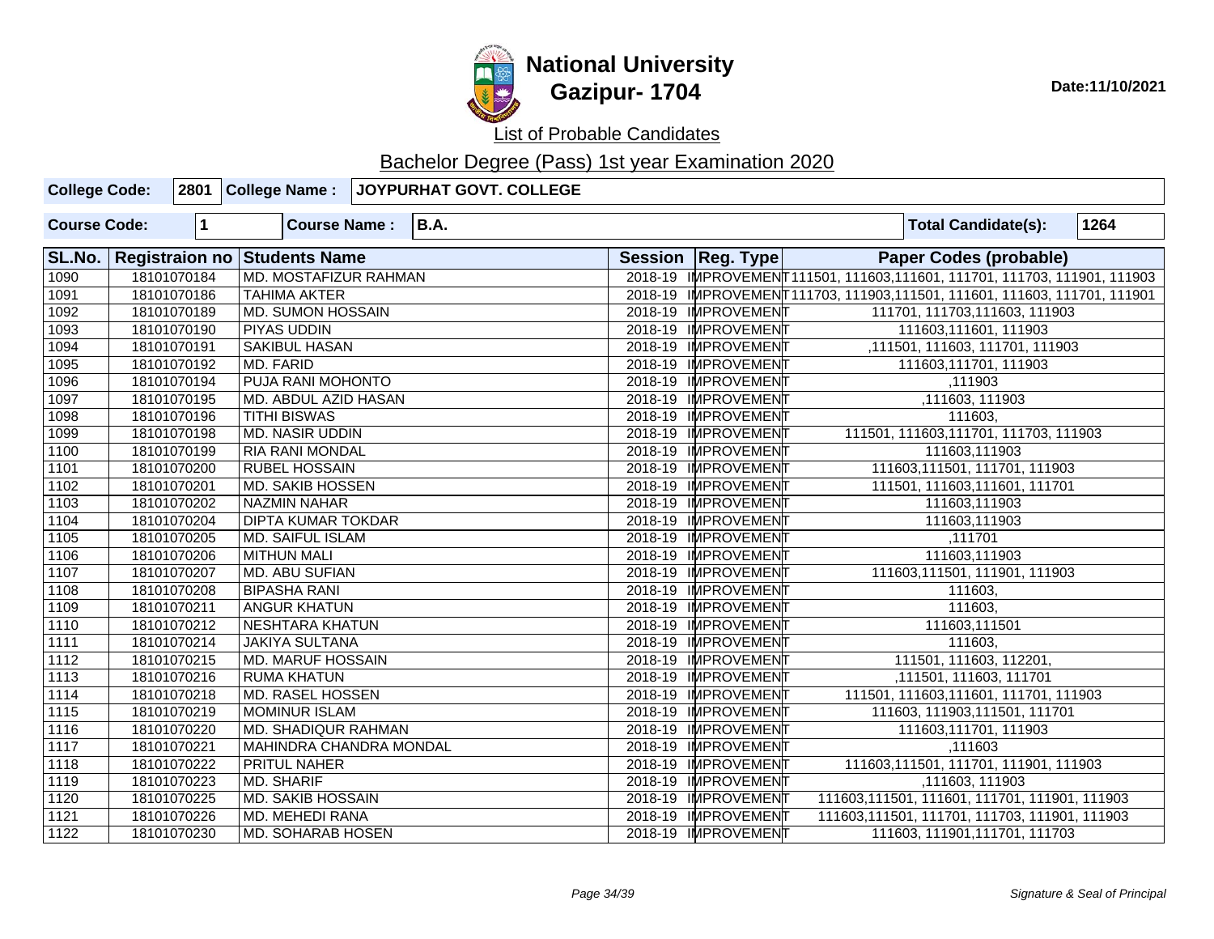# National University
## Gazipur- 1704

Date:11/10/2021

List of Probable Candidates

Bachelor Degree (Pass) 1st year Examination 2020

| College Code: | 2801 | College Name : | JOYPURHAT GOVT. COLLEGE |
|---|---|---|---|

| Course Code: | 1 | Course Name : | B.A. | Total Candidate(s): | 1264 |
|---|---|---|---|---|---|

| SL.No. | Registraion no | Students Name | Session | Reg. Type | Paper Codes (probable) |
|---|---|---|---|---|---|
| 1090 | 18101070184 | MD. MOSTAFIZUR RAHMAN | 2018-19 | IMPROVEMENT | 111501, 111603,111601, 111701, 111703, 111901, 111903 |
| 1091 | 18101070186 | TAHIMA AKTER | 2018-19 | IMPROVEMENT | 111703, 111903,111501, 111601, 111603, 111701, 111901 |
| 1092 | 18101070189 | MD. SUMON HOSSAIN | 2018-19 | IMPROVEMENT | 111701, 111703,111603, 111903 |
| 1093 | 18101070190 | PIYAS UDDIN | 2018-19 | IMPROVEMENT | 111603,111601, 111903 |
| 1094 | 18101070191 | SAKIBUL HASAN | 2018-19 | IMPROVEMENT | ,111501, 111603, 111701, 111903 |
| 1095 | 18101070192 | MD. FARID | 2018-19 | IMPROVEMENT | 111603,111701, 111903 |
| 1096 | 18101070194 | PUJA RANI MOHONTO | 2018-19 | IMPROVEMENT | ,111903 |
| 1097 | 18101070195 | MD. ABDUL AZID HASAN | 2018-19 | IMPROVEMENT | ,111603, 111903 |
| 1098 | 18101070196 | TITHI BISWAS | 2018-19 | IMPROVEMENT | 111603, |
| 1099 | 18101070198 | MD. NASIR UDDIN | 2018-19 | IMPROVEMENT | 111501, 111603,111701, 111703, 111903 |
| 1100 | 18101070199 | RIA RANI MONDAL | 2018-19 | IMPROVEMENT | 111603,111903 |
| 1101 | 18101070200 | RUBEL HOSSAIN | 2018-19 | IMPROVEMENT | 111603,111501, 111701, 111903 |
| 1102 | 18101070201 | MD. SAKIB HOSSEN | 2018-19 | IMPROVEMENT | 111501, 111603,111601, 111701 |
| 1103 | 18101070202 | NAZMIN NAHAR | 2018-19 | IMPROVEMENT | 111603,111903 |
| 1104 | 18101070204 | DIPTA KUMAR TOKDAR | 2018-19 | IMPROVEMENT | 111603,111903 |
| 1105 | 18101070205 | MD. SAIFUL ISLAM | 2018-19 | IMPROVEMENT | ,111701 |
| 1106 | 18101070206 | MITHUN MALI | 2018-19 | IMPROVEMENT | 111603,111903 |
| 1107 | 18101070207 | MD. ABU SUFIAN | 2018-19 | IMPROVEMENT | 111603,111501, 111901, 111903 |
| 1108 | 18101070208 | BIPASHA RANI | 2018-19 | IMPROVEMENT | 111603, |
| 1109 | 18101070211 | ANGUR KHATUN | 2018-19 | IMPROVEMENT | 111603, |
| 1110 | 18101070212 | NESHTARA KHATUN | 2018-19 | IMPROVEMENT | 111603,111501 |
| 1111 | 18101070214 | JAKIYA SULTANA | 2018-19 | IMPROVEMENT | 111603, |
| 1112 | 18101070215 | MD. MARUF HOSSAIN | 2018-19 | IMPROVEMENT | 111501, 111603, 112201, |
| 1113 | 18101070216 | RUMA KHATUN | 2018-19 | IMPROVEMENT | ,111501, 111603, 111701 |
| 1114 | 18101070218 | MD. RASEL HOSSEN | 2018-19 | IMPROVEMENT | 111501, 111603,111601, 111701, 111903 |
| 1115 | 18101070219 | MOMINUR ISLAM | 2018-19 | IMPROVEMENT | 111603, 111903,111501, 111701 |
| 1116 | 18101070220 | MD. SHADIQUR RAHMAN | 2018-19 | IMPROVEMENT | 111603,111701, 111903 |
| 1117 | 18101070221 | MAHINDRA CHANDRA MONDAL | 2018-19 | IMPROVEMENT | ,111603 |
| 1118 | 18101070222 | PRITUL NAHER | 2018-19 | IMPROVEMENT | 111603,111501, 111701, 111901, 111903 |
| 1119 | 18101070223 | MD. SHARIF | 2018-19 | IMPROVEMENT | ,111603, 111903 |
| 1120 | 18101070225 | MD. SAKIB HOSSAIN | 2018-19 | IMPROVEMENT | 111603,111501, 111601, 111701, 111901, 111903 |
| 1121 | 18101070226 | MD. MEHEDI RANA | 2018-19 | IMPROVEMENT | 111603,111501, 111701, 111703, 111901, 111903 |
| 1122 | 18101070230 | MD. SOHARAB HOSEN | 2018-19 | IMPROVEMENT | 111603, 111901,111701, 111703 |

*Signature & Seal of Principal*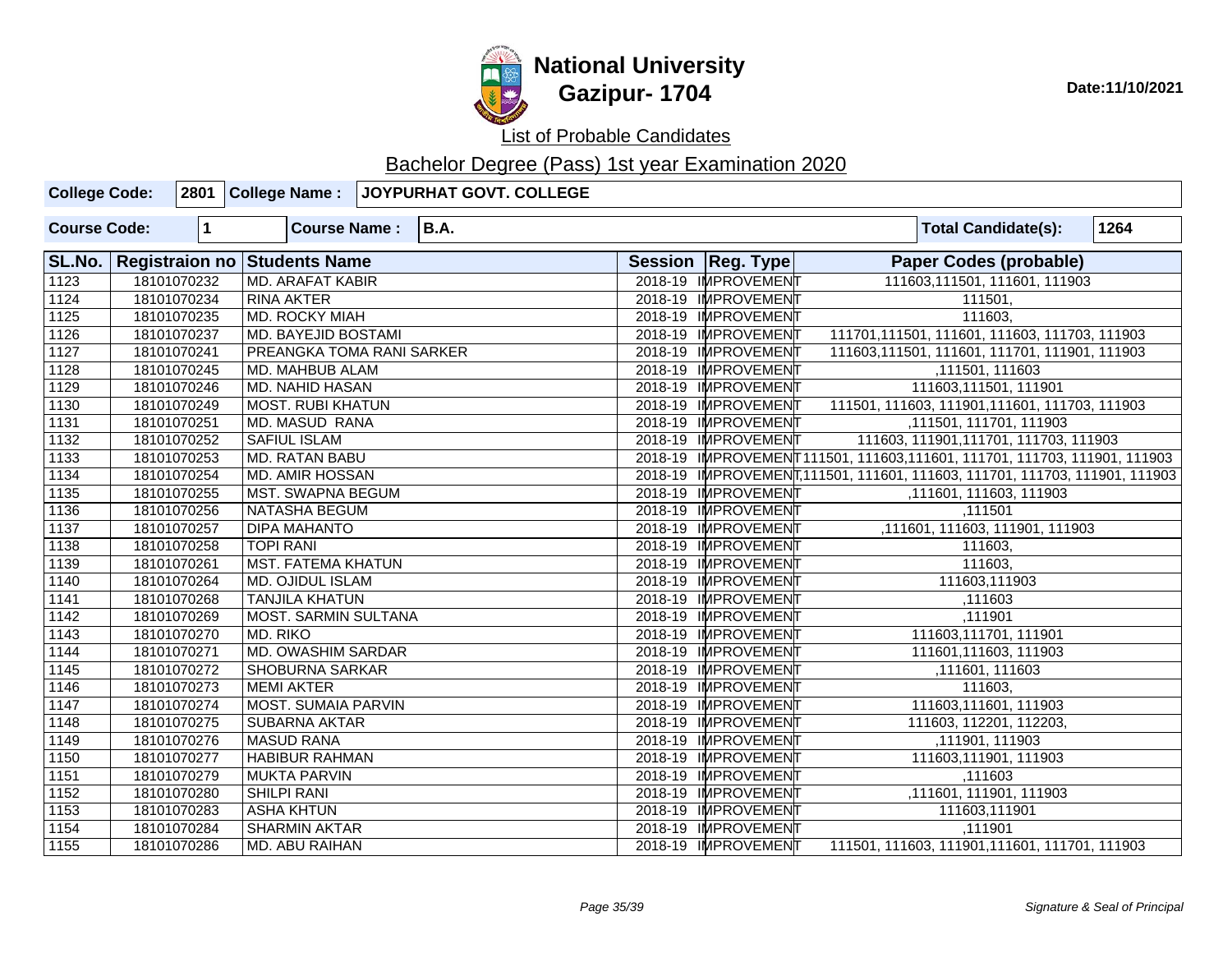# National University
## Gazipur- 1704

**Date:11/10/2021**

List of Probable Candidates

Bachelor Degree (Pass) 1st year Examination 2020

| **College Code:** | **2801** | **College Name :** | **JOYPURHAT GOVT. COLLEGE** |
|---|---|---|---|

| **Course Code:** | **1** | **Course Name :** | **B.A.** | **Total Candidate(s):** | **1264** |
|---|---|---|---|---|---|

| SL.No. | Registraion no | Students Name | Session | Reg. Type | Paper Codes (probable) |
|---|---|---|---|---|---|
| 1123 | 18101070232 | MD. ARAFAT KABIR | 2018-19 | IMPROVEMENT | 111603,111501, 111601, 111903 |
| 1124 | 18101070234 | RINA AKTER | 2018-19 | IMPROVEMENT | 111501, |
| 1125 | 18101070235 | MD. ROCKY MIAH | 2018-19 | IMPROVEMENT | 111603, |
| 1126 | 18101070237 | MD. BAYEJID BOSTAMI | 2018-19 | IMPROVEMENT | 111701,111501, 111601, 111603, 111703, 111903 |
| 1127 | 18101070241 | PREANGKA TOMA RANI SARKER | 2018-19 | IMPROVEMENT | 111603,111501, 111601, 111701, 111901, 111903 |
| 1128 | 18101070245 | MD. MAHBUB ALAM | 2018-19 | IMPROVEMENT | ,111501, 111603 |
| 1129 | 18101070246 | MD. NAHID HASAN | 2018-19 | IMPROVEMENT | 111603,111501, 111901 |
| 1130 | 18101070249 | MOST. RUBI KHATUN | 2018-19 | IMPROVEMENT | 111501, 111603, 111901,111601, 111703, 111903 |
| 1131 | 18101070251 | MD. MASUD RANA | 2018-19 | IMPROVEMENT | ,111501, 111701, 111903 |
| 1132 | 18101070252 | SAFIUL ISLAM | 2018-19 | IMPROVEMENT | 111603, 111901,111701, 111703, 111903 |
| 1133 | 18101070253 | MD. RATAN BABU | 2018-19 | IMPROVEMENT | 111501, 111603,111601, 111701, 111703, 111901, 111903 |
| 1134 | 18101070254 | MD. AMIR HOSSAN | 2018-19 | IMPROVEMENT | ,111501, 111601, 111603, 111701, 111703, 111901, 111903 |
| 1135 | 18101070255 | MST. SWAPNA BEGUM | 2018-19 | IMPROVEMENT | ,111601, 111603, 111903 |
| 1136 | 18101070256 | NATASHA BEGUM | 2018-19 | IMPROVEMENT | ,111501 |
| 1137 | 18101070257 | DIPA MAHANTO | 2018-19 | IMPROVEMENT | ,111601, 111603, 111901, 111903 |
| 1138 | 18101070258 | TOPI RANI | 2018-19 | IMPROVEMENT | 111603, |
| 1139 | 18101070261 | MST. FATEMA KHATUN | 2018-19 | IMPROVEMENT | 111603, |
| 1140 | 18101070264 | MD. OJIDUL ISLAM | 2018-19 | IMPROVEMENT | 111603,111903 |
| 1141 | 18101070268 | TANJILA KHATUN | 2018-19 | IMPROVEMENT | ,111603 |
| 1142 | 18101070269 | MOST. SARMIN SULTANA | 2018-19 | IMPROVEMENT | ,111901 |
| 1143 | 18101070270 | MD. RIKO | 2018-19 | IMPROVEMENT | 111603,111701, 111901 |
| 1144 | 18101070271 | MD. OWASHIM SARDAR | 2018-19 | IMPROVEMENT | 111601,111603, 111903 |
| 1145 | 18101070272 | SHOBURNA SARKAR | 2018-19 | IMPROVEMENT | ,111601, 111603 |
| 1146 | 18101070273 | MEMI AKTER | 2018-19 | IMPROVEMENT | 111603, |
| 1147 | 18101070274 | MOST. SUMAIA PARVIN | 2018-19 | IMPROVEMENT | 111603,111601, 111903 |
| 1148 | 18101070275 | SUBARNA AKTAR | 2018-19 | IMPROVEMENT | 111603, 112201, 112203, |
| 1149 | 18101070276 | MASUD RANA | 2018-19 | IMPROVEMENT | ,111901, 111903 |
| 1150 | 18101070277 | HABIBUR RAHMAN | 2018-19 | IMPROVEMENT | 111603,111901, 111903 |
| 1151 | 18101070279 | MUKTA PARVIN | 2018-19 | IMPROVEMENT | ,111603 |
| 1152 | 18101070280 | SHILPI RANI | 2018-19 | IMPROVEMENT | ,111601, 111901, 111903 |
| 1153 | 18101070283 | ASHA KHTUN | 2018-19 | IMPROVEMENT | 111603,111901 |
| 1154 | 18101070284 | SHARMIN AKTAR | 2018-19 | IMPROVEMENT | ,111901 |
| 1155 | 18101070286 | MD. ABU RAIHAN | 2018-19 | IMPROVEMENT | 111501, 111603, 111901,111601, 111701, 111903 |

*Signature & Seal of Principal*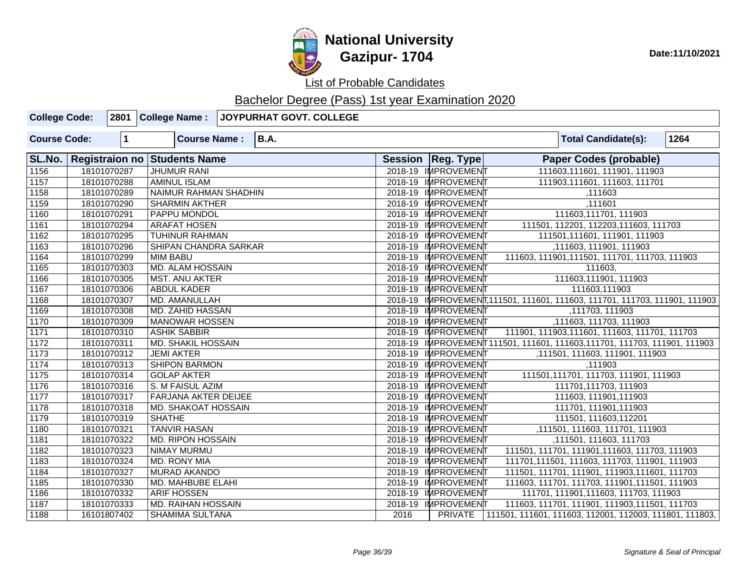# National University
## Gazipur- 1704

Date:11/10/2021

List of Probable Candidates

Bachelor Degree (Pass) 1st year Examination 2020

| College Code: | 2801 | College Name : | JOYPURHAT GOVT. COLLEGE |
|---|---|---|---|

| Course Code: | 1 | Course Name : | B.A. | Total Candidate(s): | 1264 |
|---|---|---|---|---|---|

| SL.No. | Registraion no | Students Name | Session | Reg. Type | Paper Codes (probable) |
|---|---|---|---|---|---|
| 1156 | 18101070287 | JHUMUR RANI | 2018-19 | IMPROVEMENT | 111603,111601, 111901, 111903 |
| 1157 | 18101070288 | AMINUL ISLAM | 2018-19 | IMPROVEMENT | 111903,111601, 111603, 111701 |
| 1158 | 18101070289 | NAIMUR RAHMAN SHADHIN | 2018-19 | IMPROVEMENT | ,111603 |
| 1159 | 18101070290 | SHARMIN AKTHER | 2018-19 | IMPROVEMENT | ,111601 |
| 1160 | 18101070291 | PAPPU MONDOL | 2018-19 | IMPROVEMENT | 111603,111701, 111903 |
| 1161 | 18101070294 | ARAFAT HOSEN | 2018-19 | IMPROVEMENT | 111501, 112201, 112203,111603, 111703 |
| 1162 | 18101070295 | TUHINUR RAHMAN | 2018-19 | IMPROVEMENT | 111501,111601, 111901, 111903 |
| 1163 | 18101070296 | SHIPAN CHANDRA SARKAR | 2018-19 | IMPROVEMENT | ,111603, 111901, 111903 |
| 1164 | 18101070299 | MIM BABU | 2018-19 | IMPROVEMENT | 111603, 111901,111501, 111701, 111703, 111903 |
| 1165 | 18101070303 | MD. ALAM HOSSAIN | 2018-19 | IMPROVEMENT | 111603, |
| 1166 | 18101070305 | MST. ANU AKTER | 2018-19 | IMPROVEMENT | 111603,111901, 111903 |
| 1167 | 18101070306 | ABDUL KADER | 2018-19 | IMPROVEMENT | 111603,111903 |
| 1168 | 18101070307 | MD. AMANULLAH | 2018-19 | IMPROVEMENT | ,111501, 111601, 111603, 111701, 111703, 111901, 111903 |
| 1169 | 18101070308 | MD. ZAHID HASSAN | 2018-19 | IMPROVEMENT | ,111703, 111903 |
| 1170 | 18101070309 | MANOWAR HOSSEN | 2018-19 | IMPROVEMENT | ,111603, 111703, 111903 |
| 1171 | 18101070310 | ASHIK SABBIR | 2018-19 | IMPROVEMENT | 111901, 111903,111601, 111603, 111701, 111703 |
| 1172 | 18101070311 | MD. SHAKIL HOSSAIN | 2018-19 | IMPROVEMENT | 111501, 111601, 111603,111701, 111703, 111901, 111903 |
| 1173 | 18101070312 | JEMI AKTER | 2018-19 | IMPROVEMENT | ,111501, 111603, 111901, 111903 |
| 1174 | 18101070313 | SHIPON BARMON | 2018-19 | IMPROVEMENT | ,111903 |
| 1175 | 18101070314 | GOLAP AKTER | 2018-19 | IMPROVEMENT | 111501,111701, 111703, 111901, 111903 |
| 1176 | 18101070316 | S. M FAISUL AZIM | 2018-19 | IMPROVEMENT | 111701,111703, 111903 |
| 1177 | 18101070317 | FARJANA AKTER DEIJEE | 2018-19 | IMPROVEMENT | 111603, 111901,111903 |
| 1178 | 18101070318 | MD. SHAKOAT HOSSAIN | 2018-19 | IMPROVEMENT | 111701, 111901,111903 |
| 1179 | 18101070319 | SHATHE | 2018-19 | IMPROVEMENT | 111501, 111603,112201 |
| 1180 | 18101070321 | TANVIR HASAN | 2018-19 | IMPROVEMENT | ,111501, 111603, 111701, 111903 |
| 1181 | 18101070322 | MD. RIPON HOSSAIN | 2018-19 | IMPROVEMENT | ,111501, 111603, 111703 |
| 1182 | 18101070323 | NIMAY MURMU | 2018-19 | IMPROVEMENT | 111501, 111701, 111901,111603, 111703, 111903 |
| 1183 | 18101070324 | MD. RONY MIA | 2018-19 | IMPROVEMENT | 111701,111501, 111603, 111703, 111901, 111903 |
| 1184 | 18101070327 | MURAD AKANDO | 2018-19 | IMPROVEMENT | 111501, 111701, 111901, 111903,111601, 111703 |
| 1185 | 18101070330 | MD. MAHBUBE ELAHI | 2018-19 | IMPROVEMENT | 111603, 111701, 111703, 111901,111501, 111903 |
| 1186 | 18101070332 | ARIF HOSSEN | 2018-19 | IMPROVEMENT | 111701, 111901,111603, 111703, 111903 |
| 1187 | 18101070333 | MD. RAIHAN HOSSAIN | 2018-19 | IMPROVEMENT | 111603, 111701, 111901, 111903,111501, 111703 |
| 1188 | 16101807402 | SHAMIMA SULTANA | 2016 | PRIVATE | 111501, 111601, 111603, 112001, 112003, 111801, 111803, |

Signature & Seal of Principal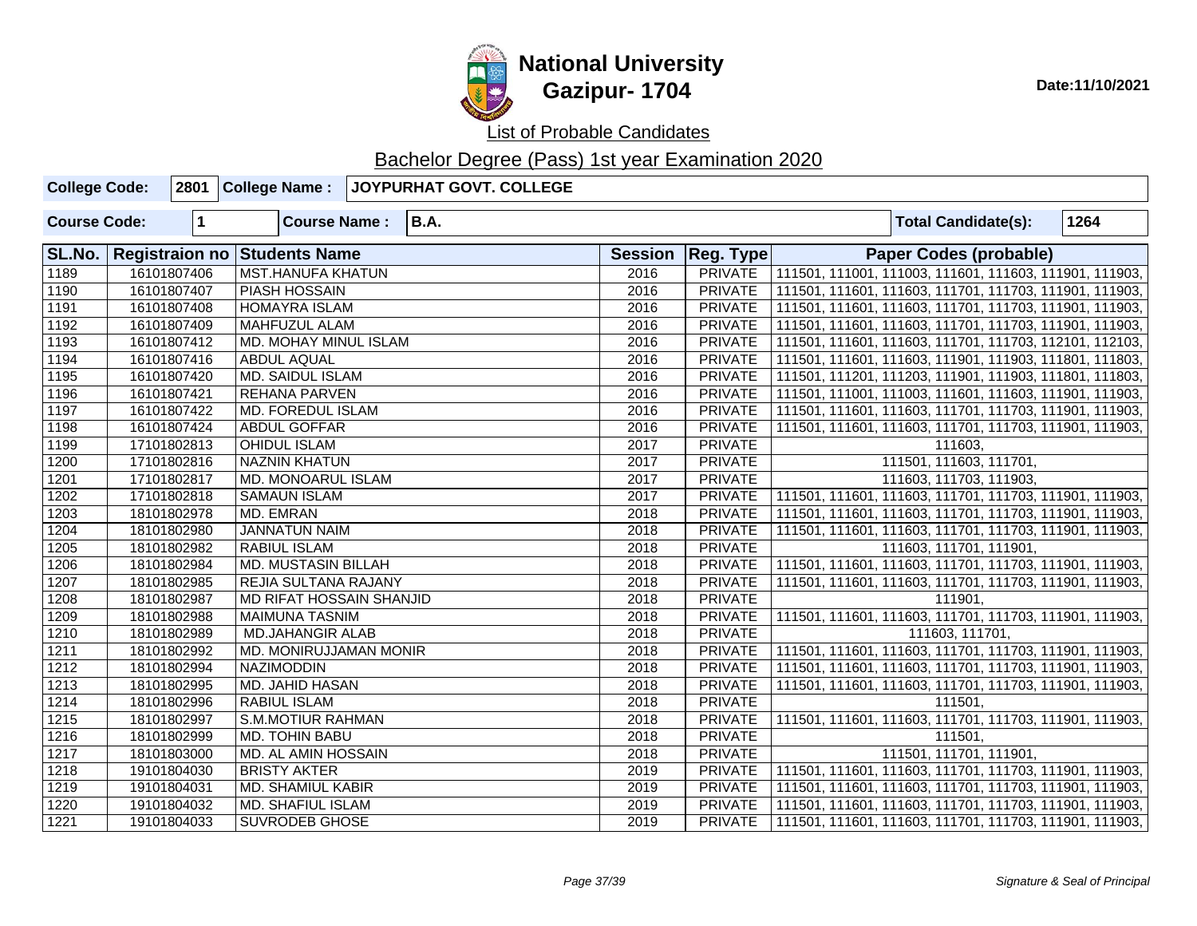# National University
## Gazipur- 1704

Date:11/10/2021

List of Probable Candidates

Bachelor Degree (Pass) 1st year Examination 2020

| College Code: | 2801 | College Name : | JOYPURHAT GOVT. COLLEGE |
|---|---|---|---|

| Course Code: | 1 | Course Name : | B.A. | Total Candidate(s): | 1264 |
|---|---|---|---|---|---|

| SL.No. | Registraion no | Students Name | Session | Reg. Type | Paper Codes (probable) |
|---|---|---|---|---|---|
| 1189 | 16101807406 | MST.HANUFA KHATUN | 2016 | PRIVATE | 111501, 111001, 111003, 111601, 111603, 111901, 111903, |
| 1190 | 16101807407 | PIASH HOSSAIN | 2016 | PRIVATE | 111501, 111601, 111603, 111701, 111703, 111901, 111903, |
| 1191 | 16101807408 | HOMAYRA ISLAM | 2016 | PRIVATE | 111501, 111601, 111603, 111701, 111703, 111901, 111903, |
| 1192 | 16101807409 | MAHFUZUL ALAM | 2016 | PRIVATE | 111501, 111601, 111603, 111701, 111703, 111901, 111903, |
| 1193 | 16101807412 | MD. MOHAY MINUL ISLAM | 2016 | PRIVATE | 111501, 111601, 111603, 111701, 111703, 112101, 112103, |
| 1194 | 16101807416 | ABDUL AQUAL | 2016 | PRIVATE | 111501, 111601, 111603, 111901, 111903, 111801, 111803, |
| 1195 | 16101807420 | MD. SAIDUL ISLAM | 2016 | PRIVATE | 111501, 111201, 111203, 111901, 111903, 111801, 111803, |
| 1196 | 16101807421 | REHANA PARVEN | 2016 | PRIVATE | 111501, 111001, 111003, 111601, 111603, 111901, 111903, |
| 1197 | 16101807422 | MD. FOREDUL ISLAM | 2016 | PRIVATE | 111501, 111601, 111603, 111701, 111703, 111901, 111903, |
| 1198 | 16101807424 | ABDUL GOFFAR | 2016 | PRIVATE | 111501, 111601, 111603, 111701, 111703, 111901, 111903, |
| 1199 | 17101802813 | OHIDUL ISLAM | 2017 | PRIVATE | 111603, |
| 1200 | 17101802816 | NAZNIN KHATUN | 2017 | PRIVATE | 111501, 111603, 111701, |
| 1201 | 17101802817 | MD. MONOARUL ISLAM | 2017 | PRIVATE | 111603, 111703, 111903, |
| 1202 | 17101802818 | SAMAUN ISLAM | 2017 | PRIVATE | 111501, 111601, 111603, 111701, 111703, 111901, 111903, |
| 1203 | 18101802978 | MD. EMRAN | 2018 | PRIVATE | 111501, 111601, 111603, 111701, 111703, 111901, 111903, |
| 1204 | 18101802980 | JANNATUN NAIM | 2018 | PRIVATE | 111501, 111601, 111603, 111701, 111703, 111901, 111903, |
| 1205 | 18101802982 | RABIUL ISLAM | 2018 | PRIVATE | 111603, 111701, 111901, |
| 1206 | 18101802984 | MD. MUSTASIN BILLAH | 2018 | PRIVATE | 111501, 111601, 111603, 111701, 111703, 111901, 111903, |
| 1207 | 18101802985 | REJIA SULTANA RAJANY | 2018 | PRIVATE | 111501, 111601, 111603, 111701, 111703, 111901, 111903, |
| 1208 | 18101802987 | MD RIFAT HOSSAIN SHANJID | 2018 | PRIVATE | 111901, |
| 1209 | 18101802988 | MAIMUNA TASNIM | 2018 | PRIVATE | 111501, 111601, 111603, 111701, 111703, 111901, 111903, |
| 1210 | 18101802989 | MD.JAHANGIR ALAB | 2018 | PRIVATE | 111603, 111701, |
| 1211 | 18101802992 | MD. MONIRUJJAMAN MONIR | 2018 | PRIVATE | 111501, 111601, 111603, 111701, 111703, 111901, 111903, |
| 1212 | 18101802994 | NAZIMODDIN | 2018 | PRIVATE | 111501, 111601, 111603, 111701, 111703, 111901, 111903, |
| 1213 | 18101802995 | MD. JAHID HASAN | 2018 | PRIVATE | 111501, 111601, 111603, 111701, 111703, 111901, 111903, |
| 1214 | 18101802996 | RABIUL ISLAM | 2018 | PRIVATE | 111501, |
| 1215 | 18101802997 | S.M.MOTIUR RAHMAN | 2018 | PRIVATE | 111501, 111601, 111603, 111701, 111703, 111901, 111903, |
| 1216 | 18101802999 | MD. TOHIN BABU | 2018 | PRIVATE | 111501, |
| 1217 | 18101803000 | MD. AL AMIN HOSSAIN | 2018 | PRIVATE | 111501, 111701, 111901, |
| 1218 | 19101804030 | BRISTY AKTER | 2019 | PRIVATE | 111501, 111601, 111603, 111701, 111703, 111901, 111903, |
| 1219 | 19101804031 | MD. SHAMIUL KABIR | 2019 | PRIVATE | 111501, 111601, 111603, 111701, 111703, 111901, 111903, |
| 1220 | 19101804032 | MD. SHAFIUL ISLAM | 2019 | PRIVATE | 111501, 111601, 111603, 111701, 111703, 111901, 111903, |
| 1221 | 19101804033 | SUVRODEB GHOSE | 2019 | PRIVATE | 111501, 111601, 111603, 111701, 111703, 111901, 111903, |

*Signature & Seal of Principal*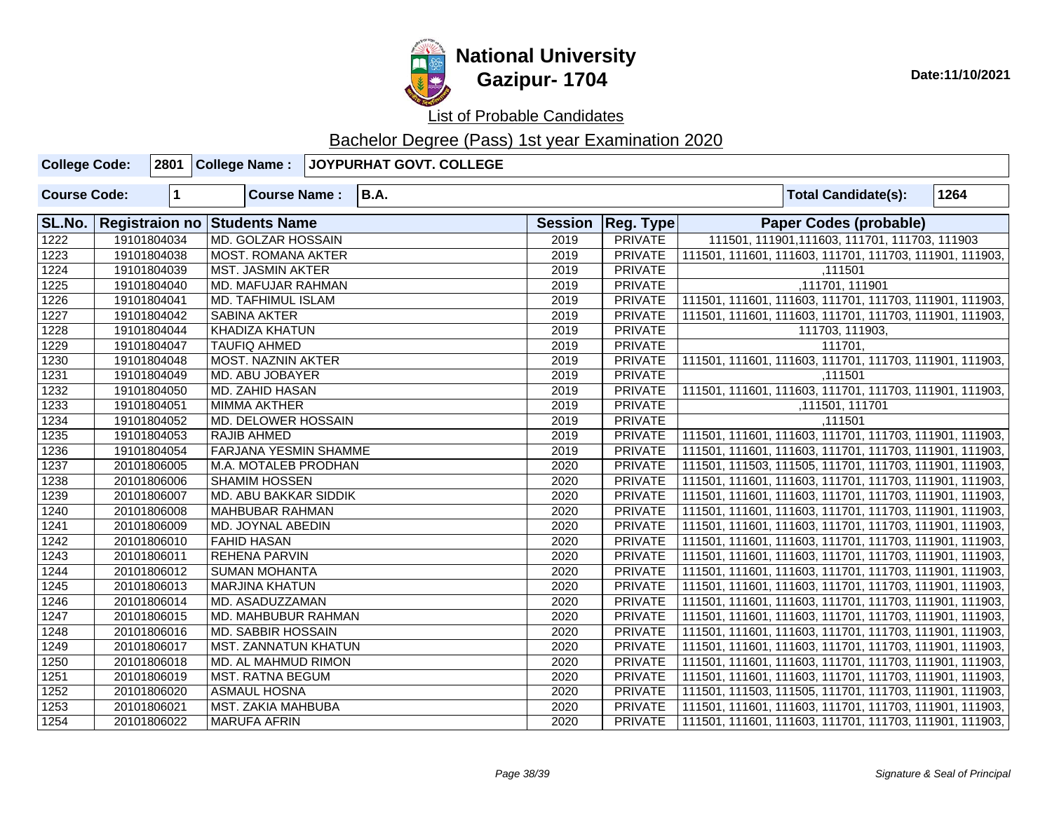# National University
## Gazipur- 1704

Date:11/10/2021

List of Probable Candidates

Bachelor Degree (Pass) 1st year Examination 2020

| College Code: | 2801 | College Name : | JOYPURHAT GOVT. COLLEGE |
|---|---|---|---|

| Course Code: | 1 | Course Name : | B.A. | Total Candidate(s): | 1264 |
|---|---|---|---|---|---|

| SL.No. | Registraion no | Students Name | Session | Reg. Type | Paper Codes (probable) |
|---|---|---|---|---|---|
| 1222 | 19101804034 | MD. GOLZAR HOSSAIN | 2019 | PRIVATE | 111501, 111901,111603, 111701, 111703, 111903 |
| 1223 | 19101804038 | MOST. ROMANA AKTER | 2019 | PRIVATE | 111501, 111601, 111603, 111701, 111703, 111901, 111903, |
| 1224 | 19101804039 | MST. JASMIN AKTER | 2019 | PRIVATE | ,111501 |
| 1225 | 19101804040 | MD. MAFUJAR RAHMAN | 2019 | PRIVATE | ,111701, 111901 |
| 1226 | 19101804041 | MD. TAFHIMUL ISLAM | 2019 | PRIVATE | 111501, 111601, 111603, 111701, 111703, 111901, 111903, |
| 1227 | 19101804042 | SABINA AKTER | 2019 | PRIVATE | 111501, 111601, 111603, 111701, 111703, 111901, 111903, |
| 1228 | 19101804044 | KHADIZA KHATUN | 2019 | PRIVATE | 111703, 111903, |
| 1229 | 19101804047 | TAUFIQ AHMED | 2019 | PRIVATE | 111701, |
| 1230 | 19101804048 | MOST. NAZNIN AKTER | 2019 | PRIVATE | 111501, 111601, 111603, 111701, 111703, 111901, 111903, |
| 1231 | 19101804049 | MD. ABU JOBAYER | 2019 | PRIVATE | ,111501 |
| 1232 | 19101804050 | MD. ZAHID HASAN | 2019 | PRIVATE | 111501, 111601, 111603, 111701, 111703, 111901, 111903, |
| 1233 | 19101804051 | MIMMA AKTHER | 2019 | PRIVATE | ,111501, 111701 |
| 1234 | 19101804052 | MD. DELOWER HOSSAIN | 2019 | PRIVATE | ,111501 |
| 1235 | 19101804053 | RAJIB AHMED | 2019 | PRIVATE | 111501, 111601, 111603, 111701, 111703, 111901, 111903, |
| 1236 | 19101804054 | FARJANA YESMIN SHAMME | 2019 | PRIVATE | 111501, 111601, 111603, 111701, 111703, 111901, 111903, |
| 1237 | 20101806005 | M.A. MOTALEB PRODHAN | 2020 | PRIVATE | 111501, 111503, 111505, 111701, 111703, 111901, 111903, |
| 1238 | 20101806006 | SHAMIM HOSSEN | 2020 | PRIVATE | 111501, 111601, 111603, 111701, 111703, 111901, 111903, |
| 1239 | 20101806007 | MD. ABU BAKKAR SIDDIK | 2020 | PRIVATE | 111501, 111601, 111603, 111701, 111703, 111901, 111903, |
| 1240 | 20101806008 | MAHBUBAR RAHMAN | 2020 | PRIVATE | 111501, 111601, 111603, 111701, 111703, 111901, 111903, |
| 1241 | 20101806009 | MD. JOYNAL ABEDIN | 2020 | PRIVATE | 111501, 111601, 111603, 111701, 111703, 111901, 111903, |
| 1242 | 20101806010 | FAHID HASAN | 2020 | PRIVATE | 111501, 111601, 111603, 111701, 111703, 111901, 111903, |
| 1243 | 20101806011 | REHENA PARVIN | 2020 | PRIVATE | 111501, 111601, 111603, 111701, 111703, 111901, 111903, |
| 1244 | 20101806012 | SUMAN MOHANTA | 2020 | PRIVATE | 111501, 111601, 111603, 111701, 111703, 111901, 111903, |
| 1245 | 20101806013 | MARJINA KHATUN | 2020 | PRIVATE | 111501, 111601, 111603, 111701, 111703, 111901, 111903, |
| 1246 | 20101806014 | MD. ASADUZZAMAN | 2020 | PRIVATE | 111501, 111601, 111603, 111701, 111703, 111901, 111903, |
| 1247 | 20101806015 | MD. MAHBUBUR RAHMAN | 2020 | PRIVATE | 111501, 111601, 111603, 111701, 111703, 111901, 111903, |
| 1248 | 20101806016 | MD. SABBIR HOSSAIN | 2020 | PRIVATE | 111501, 111601, 111603, 111701, 111703, 111901, 111903, |
| 1249 | 20101806017 | MST. ZANNATUN KHATUN | 2020 | PRIVATE | 111501, 111601, 111603, 111701, 111703, 111901, 111903, |
| 1250 | 20101806018 | MD. AL MAHMUD RIMON | 2020 | PRIVATE | 111501, 111601, 111603, 111701, 111703, 111901, 111903, |
| 1251 | 20101806019 | MST. RATNA BEGUM | 2020 | PRIVATE | 111501, 111601, 111603, 111701, 111703, 111901, 111903, |
| 1252 | 20101806020 | ASMAUL HOSNA | 2020 | PRIVATE | 111501, 111503, 111505, 111701, 111703, 111901, 111903, |
| 1253 | 20101806021 | MST. ZAKIA MAHBUBA | 2020 | PRIVATE | 111501, 111601, 111603, 111701, 111703, 111901, 111903, |
| 1254 | 20101806022 | MARUFA AFRIN | 2020 | PRIVATE | 111501, 111601, 111603, 111701, 111703, 111901, 111903, |

*Signature & Seal of Principal*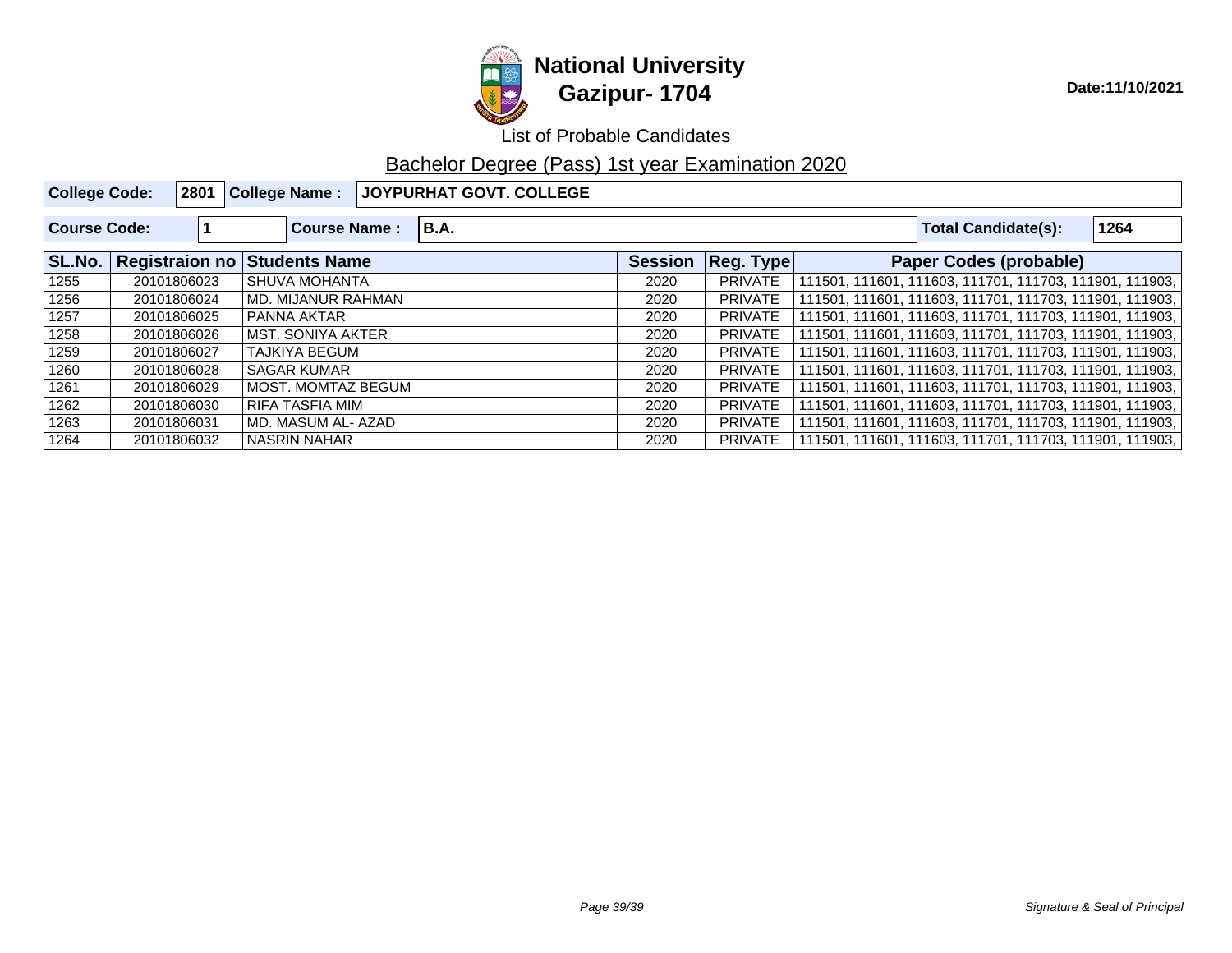# National University
## Gazipur- 1704

Date:11/10/2021

List of Probable Candidates

Bachelor Degree (Pass) 1st year Examination 2020

| College Code: | 2801 | College Name : | JOYPURHAT GOVT. COLLEGE |
|---|---|---|---|

| Course Code: | 1 | Course Name : | B.A. | Total Candidate(s): | 1264 |
|---|---|---|---|---|---|

| SL.No. | Registraion no | Students Name | Session | Reg. Type | Paper Codes (probable) |
|---|---|---|---|---|---|
| 1255 | 20101806023 | SHUVA MOHANTA | 2020 | PRIVATE | 111501, 111601, 111603, 111701, 111703, 111901, 111903, |
| 1256 | 20101806024 | MD. MIJANUR RAHMAN | 2020 | PRIVATE | 111501, 111601, 111603, 111701, 111703, 111901, 111903, |
| 1257 | 20101806025 | PANNA AKTAR | 2020 | PRIVATE | 111501, 111601, 111603, 111701, 111703, 111901, 111903, |
| 1258 | 20101806026 | MST. SONIYA AKTER | 2020 | PRIVATE | 111501, 111601, 111603, 111701, 111703, 111901, 111903, |
| 1259 | 20101806027 | TAJKIYA BEGUM | 2020 | PRIVATE | 111501, 111601, 111603, 111701, 111703, 111901, 111903, |
| 1260 | 20101806028 | SAGAR KUMAR | 2020 | PRIVATE | 111501, 111601, 111603, 111701, 111703, 111901, 111903, |
| 1261 | 20101806029 | MOST. MOMTAZ BEGUM | 2020 | PRIVATE | 111501, 111601, 111603, 111701, 111703, 111901, 111903, |
| 1262 | 20101806030 | RIFA TASFIA MIM | 2020 | PRIVATE | 111501, 111601, 111603, 111701, 111703, 111901, 111903, |
| 1263 | 20101806031 | MD. MASUM AL- AZAD | 2020 | PRIVATE | 111501, 111601, 111603, 111701, 111703, 111901, 111903, |
| 1264 | 20101806032 | NASRIN NAHAR | 2020 | PRIVATE | 111501, 111601, 111603, 111701, 111703, 111901, 111903, |

*Signature & Seal of Principal*